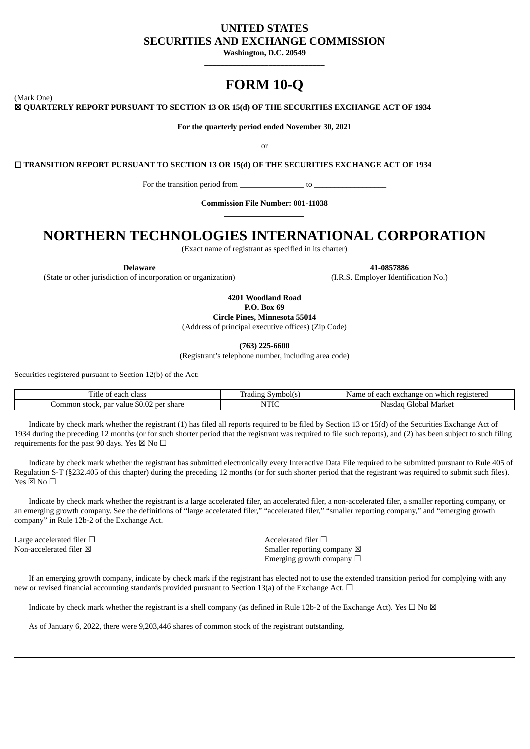# UNITED STATES
# SECURITIES AND EXCHANGE COMMISSION

**Washington, D.C. 20549**

# FORM 10-Q

(Mark One)

☒ **QUARTERLY REPORT PURSUANT TO SECTION 13 OR 15(d) OF THE SECURITIES EXCHANGE ACT OF 1934**

**For the quarterly period ended November 30, 2021**

or

☐ **TRANSITION REPORT PURSUANT TO SECTION 13 OR 15(d) OF THE SECURITIES EXCHANGE ACT OF 1934**

For the transition period from ________________ to __________________

**Commission File Number: 001-11038**

# NORTHERN TECHNOLOGIES INTERNATIONAL CORPORATION

(Exact name of registrant as specified in its charter)

| **Delaware** | **41-0857886** |
|---|---|
| (State or other jurisdiction of incorporation or organization) | (I.R.S. Employer Identification No.) |

**4201 Woodland Road**
**P.O. Box 69**
**Circle Pines, Minnesota 55014**
(Address of principal executive offices) (Zip Code)

**(763) 225-6600**
(Registrant's telephone number, including area code)

Securities registered pursuant to Section 12(b) of the Act:

| Title of each class | Trading Symbol(s) | Name of each exchange on which registered |
|---|---|---|
| Common stock, par value $0.02 per share | NTIC | Nasdaq Global Market |

Indicate by check mark whether the registrant (1) has filed all reports required to be filed by Section 13 or 15(d) of the Securities Exchange Act of 1934 during the preceding 12 months (or for such shorter period that the registrant was required to file such reports), and (2) has been subject to such filing requirements for the past 90 days. Yes ☒ No ☐

Indicate by check mark whether the registrant has submitted electronically every Interactive Data File required to be submitted pursuant to Rule 405 of Regulation S-T (§232.405 of this chapter) during the preceding 12 months (or for such shorter period that the registrant was required to submit such files). Yes ☒ No ☐

Indicate by check mark whether the registrant is a large accelerated filer, an accelerated filer, a non-accelerated filer, a smaller reporting company, or an emerging growth company. See the definitions of "large accelerated filer," "accelerated filer," "smaller reporting company," and "emerging growth company" in Rule 12b-2 of the Exchange Act.

| | |
|---|---|
| Large accelerated filer ☐ | Accelerated filer ☐ |
| Non-accelerated filer ☒ | Smaller reporting company ☒ |
| | Emerging growth company ☐ |

If an emerging growth company, indicate by check mark if the registrant has elected not to use the extended transition period for complying with any new or revised financial accounting standards provided pursuant to Section 13(a) of the Exchange Act. ☐

Indicate by check mark whether the registrant is a shell company (as defined in Rule 12b-2 of the Exchange Act). Yes ☐ No ☒

As of January 6, 2022, there were 9,203,446 shares of common stock of the registrant outstanding.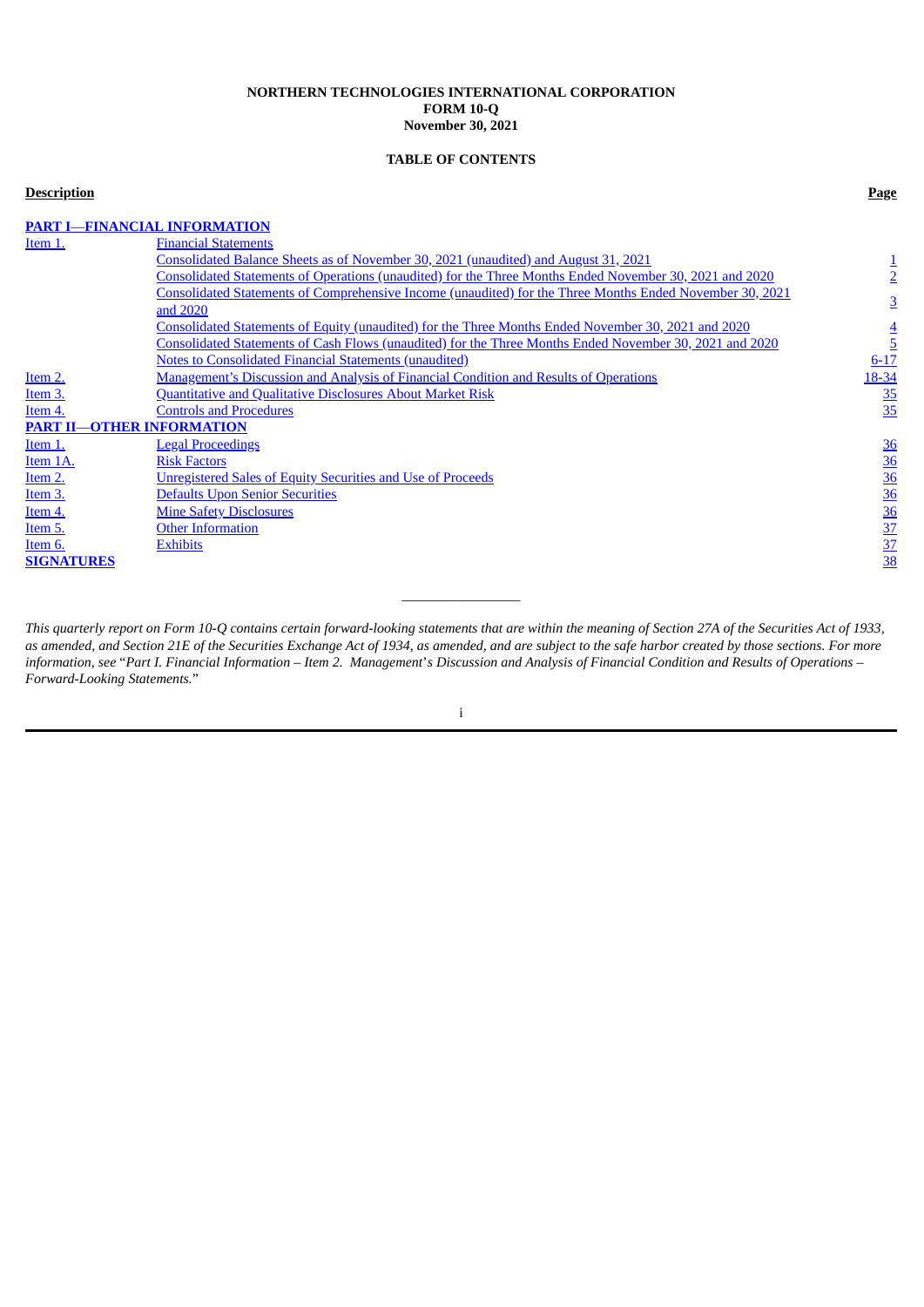**NORTHERN TECHNOLOGIES INTERNATIONAL CORPORATION**
**FORM 10-Q**
**November 30, 2021**

**TABLE OF CONTENTS**

| **Description** | | **Page** |
|---|---|---|
| **PART I—FINANCIAL INFORMATION** | | |
| Item 1. | Financial Statements | |
| | Consolidated Balance Sheets as of November 30, 2021 (unaudited) and August 31, 2021 | 1 |
| | Consolidated Statements of Operations (unaudited) for the Three Months Ended November 30, 2021 and 2020 | 2 |
| | Consolidated Statements of Comprehensive Income (unaudited) for the Three Months Ended November 30, 2021 and 2020 | 3 |
| | Consolidated Statements of Equity (unaudited) for the Three Months Ended November 30, 2021 and 2020 | 4 |
| | Consolidated Statements of Cash Flows (unaudited) for the Three Months Ended November 30, 2021 and 2020 | 5 |
| | Notes to Consolidated Financial Statements (unaudited) | 6-17 |
| Item 2. | Management's Discussion and Analysis of Financial Condition and Results of Operations | 18-34 |
| Item 3. | Quantitative and Qualitative Disclosures About Market Risk | 35 |
| Item 4. | Controls and Procedures | 35 |
| **PART II—OTHER INFORMATION** | | |
| Item 1. | Legal Proceedings | 36 |
| Item 1A. | Risk Factors | 36 |
| Item 2. | Unregistered Sales of Equity Securities and Use of Proceeds | 36 |
| Item 3. | Defaults Upon Senior Securities | 36 |
| Item 4. | Mine Safety Disclosures | 36 |
| Item 5. | Other Information | 37 |
| Item 6. | Exhibits | 37 |
| **SIGNATURES** | | 38 |

---

*This quarterly report on Form 10-Q contains certain forward-looking statements that are within the meaning of Section 27A of the Securities Act of 1933, as amended, and Section 21E of the Securities Exchange Act of 1934, as amended, and are subject to the safe harbor created by those sections. For more information, see "Part I. Financial Information – Item 2. Management's Discussion and Analysis of Financial Condition and Results of Operations – Forward-Looking Statements."*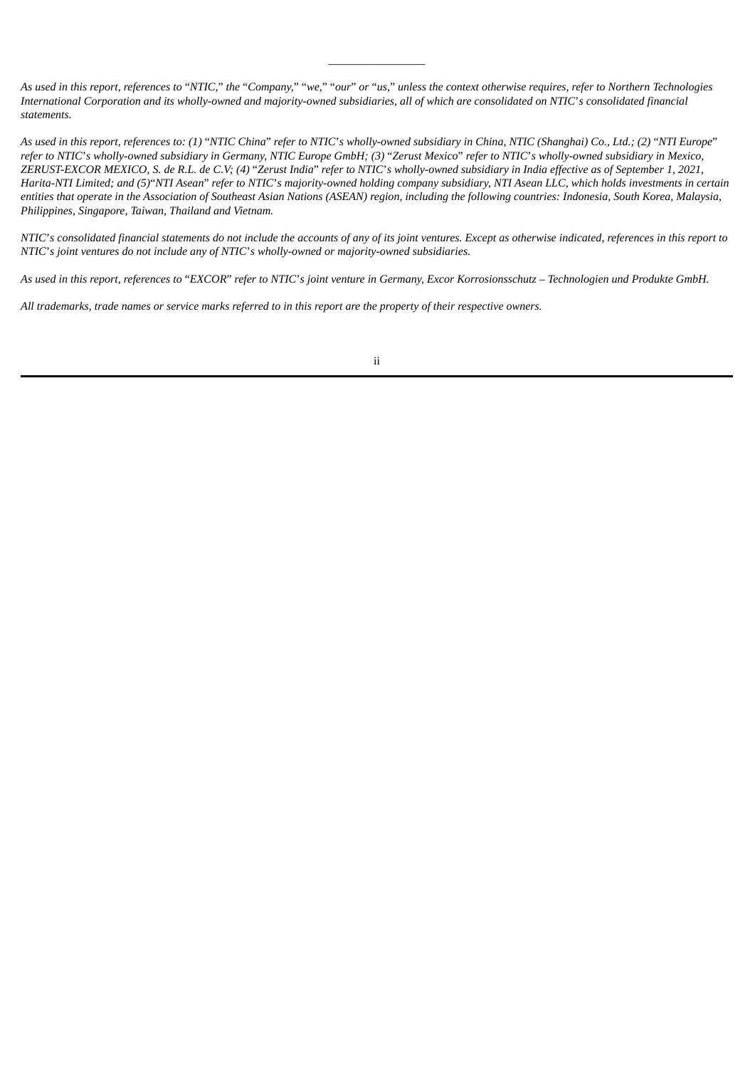*As used in this report, references to "NTIC," the "Company," "we," "our" or "us," unless the context otherwise requires, refer to Northern Technologies International Corporation and its wholly-owned and majority-owned subsidiaries, all of which are consolidated on NTIC's consolidated financial statements.*

*As used in this report, references to: (1) "NTIC China" refer to NTIC's wholly-owned subsidiary in China, NTIC (Shanghai) Co., Ltd.; (2) "NTI Europe" refer to NTIC's wholly-owned subsidiary in Germany, NTIC Europe GmbH; (3) "Zerust Mexico" refer to NTIC's wholly-owned subsidiary in Mexico, ZERUST-EXCOR MEXICO, S. de R.L. de C.V; (4) "Zerust India" refer to NTIC's wholly-owned subsidiary in India effective as of September 1, 2021, Harita-NTI Limited; and (5)"NTI Asean" refer to NTIC's majority-owned holding company subsidiary, NTI Asean LLC, which holds investments in certain entities that operate in the Association of Southeast Asian Nations (ASEAN) region, including the following countries: Indonesia, South Korea, Malaysia, Philippines, Singapore, Taiwan, Thailand and Vietnam.*

*NTIC's consolidated financial statements do not include the accounts of any of its joint ventures. Except as otherwise indicated, references in this report to NTIC's joint ventures do not include any of NTIC's wholly-owned or majority-owned subsidiaries.*

*As used in this report, references to "EXCOR" refer to NTIC's joint venture in Germany, Excor Korrosionsschutz – Technologien und Produkte GmbH.*

*All trademarks, trade names or service marks referred to in this report are the property of their respective owners.*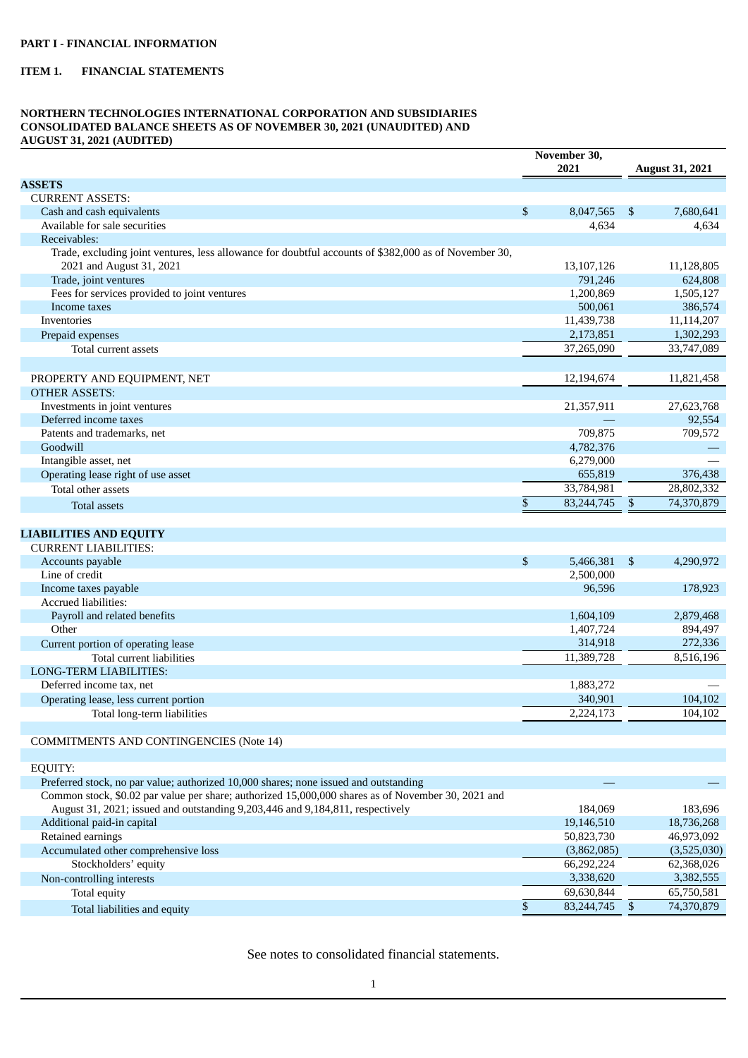**PART I - FINANCIAL INFORMATION**

**ITEM 1. FINANCIAL STATEMENTS**

**NORTHERN TECHNOLOGIES INTERNATIONAL CORPORATION AND SUBSIDIARIES**
**CONSOLIDATED BALANCE SHEETS AS OF NOVEMBER 30, 2021 (UNAUDITED) AND AUGUST 31, 2021 (AUDITED)**

| | November 30, 2021 | August 31, 2021 |
|---|---|---|
| **ASSETS** | | |
| CURRENT ASSETS: | | |
| Cash and cash equivalents | $ 8,047,565 | $ 7,680,641 |
| Available for sale securities | 4,634 | 4,634 |
| Receivables: | | |
| Trade, excluding joint ventures, less allowance for doubtful accounts of $382,000 as of November 30, 2021 and August 31, 2021 | 13,107,126 | 11,128,805 |
| Trade, joint ventures | 791,246 | 624,808 |
| Fees for services provided to joint ventures | 1,200,869 | 1,505,127 |
| Income taxes | 500,061 | 386,574 |
| Inventories | 11,439,738 | 11,114,207 |
| Prepaid expenses | 2,173,851 | 1,302,293 |
| Total current assets | 37,265,090 | 33,747,089 |
| | | |
| PROPERTY AND EQUIPMENT, NET | 12,194,674 | 11,821,458 |
| OTHER ASSETS: | | |
| Investments in joint ventures | 21,357,911 | 27,623,768 |
| Deferred income taxes | — | 92,554 |
| Patents and trademarks, net | 709,875 | 709,572 |
| Goodwill | 4,782,376 | — |
| Intangible asset, net | 6,279,000 | — |
| Operating lease right of use asset | 655,819 | 376,438 |
| Total other assets | 33,784,981 | 28,802,332 |
| Total assets | $ 83,244,745 | $ 74,370,879 |
| | | |
| **LIABILITIES AND EQUITY** | | |
| CURRENT LIABILITIES: | | |
| Accounts payable | $ 5,466,381 | $ 4,290,972 |
| Line of credit | 2,500,000 | |
| Income taxes payable | 96,596 | 178,923 |
| Accrued liabilities: | | |
| Payroll and related benefits | 1,604,109 | 2,879,468 |
| Other | 1,407,724 | 894,497 |
| Current portion of operating lease | 314,918 | 272,336 |
| Total current liabilities | 11,389,728 | 8,516,196 |
| LONG-TERM LIABILITIES: | | |
| Deferred income tax, net | 1,883,272 | — |
| Operating lease, less current portion | 340,901 | 104,102 |
| Total long-term liabilities | 2,224,173 | 104,102 |
| | | |
| COMMITMENTS AND CONTINGENCIES (Note 14) | | |
| | | |
| EQUITY: | | |
| Preferred stock, no par value; authorized 10,000 shares; none issued and outstanding | — | — |
| Common stock, $0.02 par value per share; authorized 15,000,000 shares as of November 30, 2021 and August 31, 2021; issued and outstanding 9,203,446 and 9,184,811, respectively | 184,069 | 183,696 |
| Additional paid-in capital | 19,146,510 | 18,736,268 |
| Retained earnings | 50,823,730 | 46,973,092 |
| Accumulated other comprehensive loss | (3,862,085) | (3,525,030) |
| Stockholders' equity | 66,292,224 | 62,368,026 |
| Non-controlling interests | 3,338,620 | 3,382,555 |
| Total equity | 69,630,844 | 65,750,581 |
| Total liabilities and equity | $ 83,244,745 | $ 74,370,879 |

See notes to consolidated financial statements.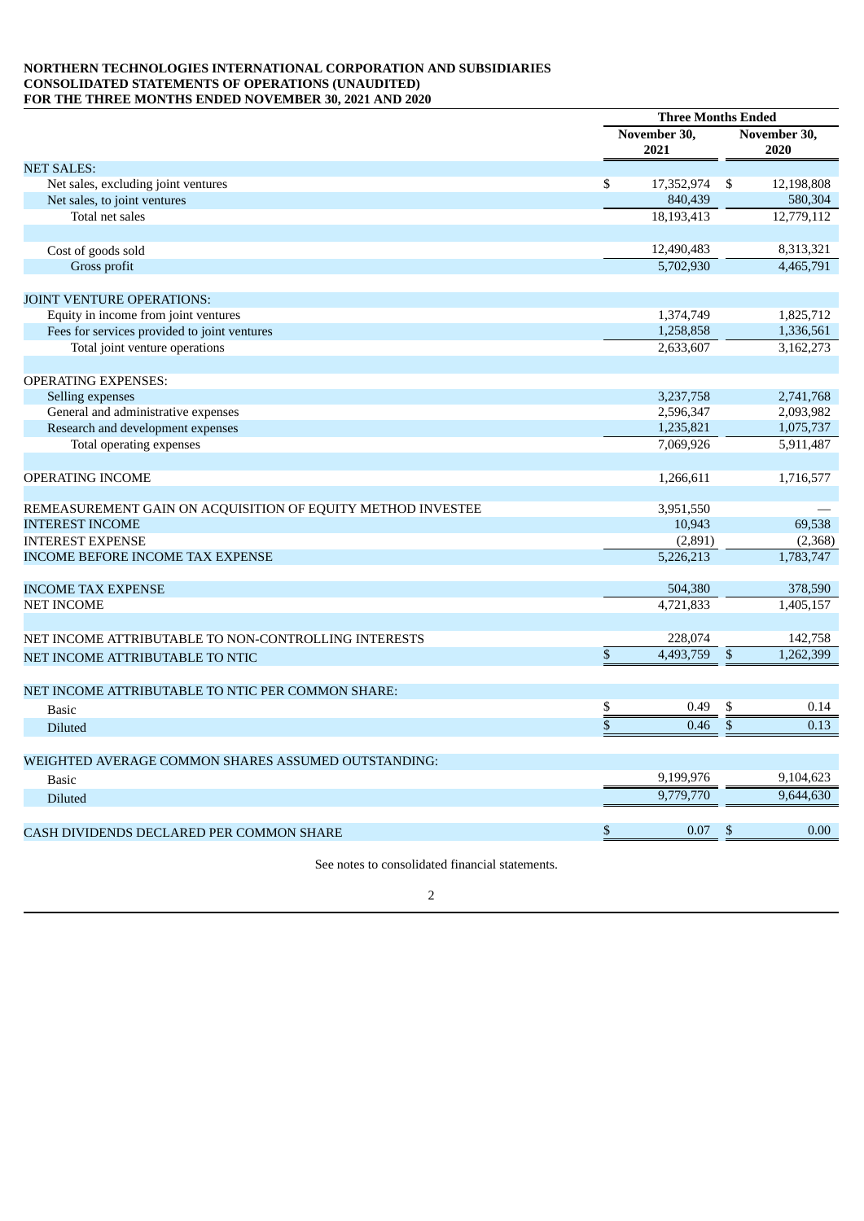**NORTHERN TECHNOLOGIES INTERNATIONAL CORPORATION AND SUBSIDIARIES**
**CONSOLIDATED STATEMENTS OF OPERATIONS (UNAUDITED)**
**FOR THE THREE MONTHS ENDED NOVEMBER 30, 2021 AND 2020**

| | Three Months Ended | |
|---|---|---|
| | November 30, 2021 | November 30, 2020 |
| NET SALES: | | |
| Net sales, excluding joint ventures | $ 17,352,974 | $ 12,198,808 |
| Net sales, to joint ventures | 840,439 | 580,304 |
| Total net sales | 18,193,413 | 12,779,112 |
| | | |
| Cost of goods sold | 12,490,483 | 8,313,321 |
| Gross profit | 5,702,930 | 4,465,791 |
| | | |
| JOINT VENTURE OPERATIONS: | | |
| Equity in income from joint ventures | 1,374,749 | 1,825,712 |
| Fees for services provided to joint ventures | 1,258,858 | 1,336,561 |
| Total joint venture operations | 2,633,607 | 3,162,273 |
| | | |
| OPERATING EXPENSES: | | |
| Selling expenses | 3,237,758 | 2,741,768 |
| General and administrative expenses | 2,596,347 | 2,093,982 |
| Research and development expenses | 1,235,821 | 1,075,737 |
| Total operating expenses | 7,069,926 | 5,911,487 |
| | | |
| OPERATING INCOME | 1,266,611 | 1,716,577 |
| | | |
| REMEASUREMENT GAIN ON ACQUISITION OF EQUITY METHOD INVESTEE | 3,951,550 | — |
| INTEREST INCOME | 10,943 | 69,538 |
| INTEREST EXPENSE | (2,891) | (2,368) |
| INCOME BEFORE INCOME TAX EXPENSE | 5,226,213 | 1,783,747 |
| | | |
| INCOME TAX EXPENSE | 504,380 | 378,590 |
| NET INCOME | 4,721,833 | 1,405,157 |
| | | |
| NET INCOME ATTRIBUTABLE TO NON-CONTROLLING INTERESTS | 228,074 | 142,758 |
| NET INCOME ATTRIBUTABLE TO NTIC | $ 4,493,759 | $ 1,262,399 |
| | | |
| NET INCOME ATTRIBUTABLE TO NTIC PER COMMON SHARE: | | |
| Basic | $ 0.49 | $ 0.14 |
| Diluted | $ 0.46 | $ 0.13 |
| | | |
| WEIGHTED AVERAGE COMMON SHARES ASSUMED OUTSTANDING: | | |
| Basic | 9,199,976 | 9,104,623 |
| Diluted | 9,779,770 | 9,644,630 |
| | | |
| CASH DIVIDENDS DECLARED PER COMMON SHARE | $ 0.07 | $ 0.00 |

See notes to consolidated financial statements.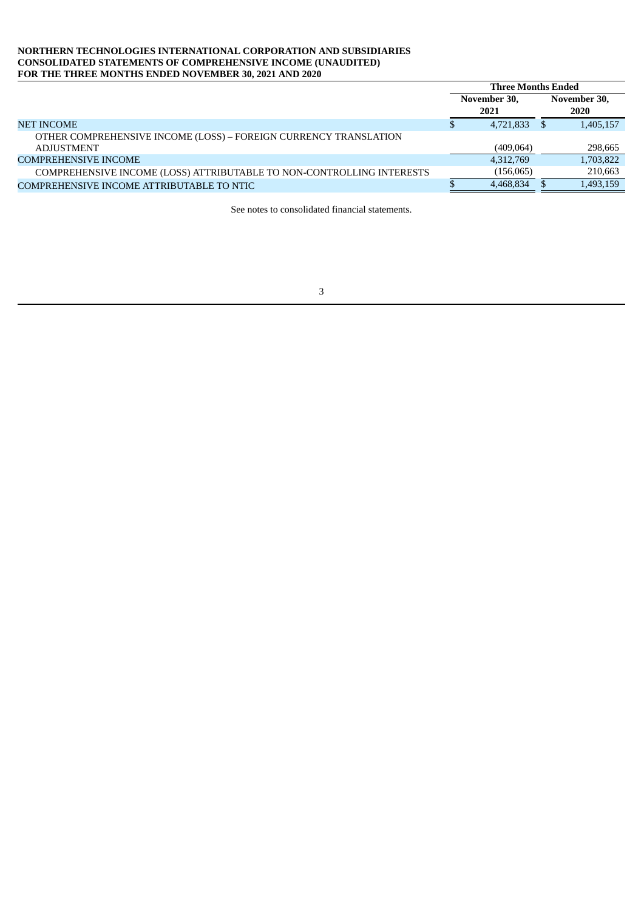**NORTHERN TECHNOLOGIES INTERNATIONAL CORPORATION AND SUBSIDIARIES**
**CONSOLIDATED STATEMENTS OF COMPREHENSIVE INCOME (UNAUDITED)**
**FOR THE THREE MONTHS ENDED NOVEMBER 30, 2021 AND 2020**

| | Three Months Ended | |
|---|---|---|
| | November 30, 2021 | November 30, 2020 |
| NET INCOME | $ 4,721,833 | $ 1,405,157 |
| OTHER COMPREHENSIVE INCOME (LOSS) – FOREIGN CURRENCY TRANSLATION ADJUSTMENT | (409,064) | 298,665 |
| COMPREHENSIVE INCOME | 4,312,769 | 1,703,822 |
| COMPREHENSIVE INCOME (LOSS) ATTRIBUTABLE TO NON-CONTROLLING INTERESTS | (156,065) | 210,663 |
| COMPREHENSIVE INCOME ATTRIBUTABLE TO NTIC | $ 4,468,834 | $ 1,493,159 |

See notes to consolidated financial statements.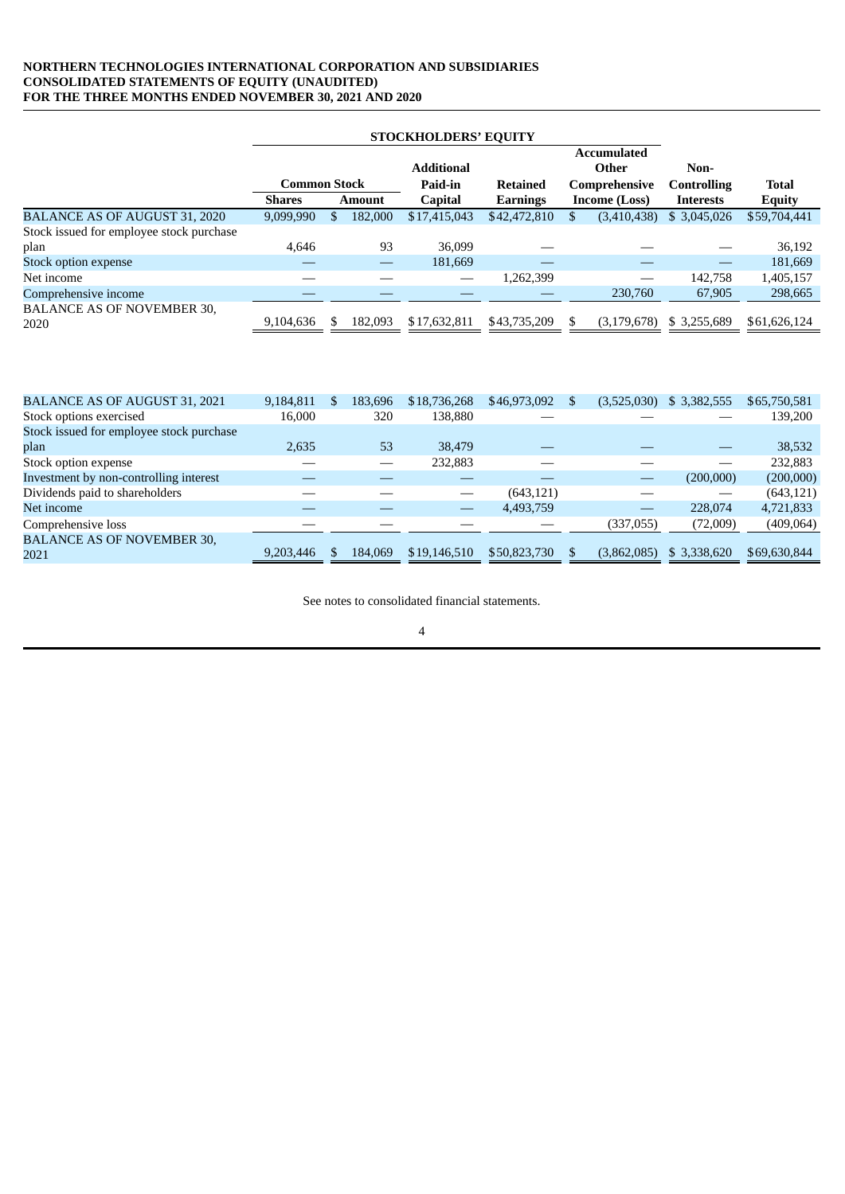**NORTHERN TECHNOLOGIES INTERNATIONAL CORPORATION AND SUBSIDIARIES**
**CONSOLIDATED STATEMENTS OF EQUITY (UNAUDITED)**
**FOR THE THREE MONTHS ENDED NOVEMBER 30, 2021 AND 2020**

| | STOCKHOLDERS' EQUITY | | | | | | |
|---|---|---|---|---|---|---|---|
| | Common Stock | | Additional Paid-in | Retained | Accumulated Other Comprehensive | Non-Controlling | Total |
| | Shares | Amount | Capital | Earnings | Income (Loss) | Interests | Equity |
| BALANCE AS OF AUGUST 31, 2020 | 9,099,990 | $ 182,000 | $17,415,043 | $42,472,810 | $ (3,410,438) | $ 3,045,026 | $59,704,441 |
| Stock issued for employee stock purchase plan | 4,646 | 93 | 36,099 | — | — | — | 36,192 |
| Stock option expense | — | — | 181,669 | — | — | — | 181,669 |
| Net income | — | — | — | 1,262,399 | — | 142,758 | 1,405,157 |
| Comprehensive income | — | — | — | — | 230,760 | 67,905 | 298,665 |
| BALANCE AS OF NOVEMBER 30, 2020 | 9,104,636 | $ 182,093 | $17,632,811 | $43,735,209 | $ (3,179,678) | $ 3,255,689 | $61,626,124 |
| | | | | | | | |
| BALANCE AS OF AUGUST 31, 2021 | 9,184,811 | $ 183,696 | $18,736,268 | $46,973,092 | $ (3,525,030) | $ 3,382,555 | $65,750,581 |
| Stock options exercised | 16,000 | 320 | 138,880 | — | — | — | 139,200 |
| Stock issued for employee stock purchase plan | 2,635 | 53 | 38,479 | — | — | — | 38,532 |
| Stock option expense | — | — | 232,883 | — | — | — | 232,883 |
| Investment by non-controlling interest | — | — | — | — | — | (200,000) | (200,000) |
| Dividends paid to shareholders | — | — | — | (643,121) | — | — | (643,121) |
| Net income | — | — | — | 4,493,759 | — | 228,074 | 4,721,833 |
| Comprehensive loss | — | — | — | — | (337,055) | (72,009) | (409,064) |
| BALANCE AS OF NOVEMBER 30, 2021 | 9,203,446 | $ 184,069 | $19,146,510 | $50,823,730 | $ (3,862,085) | $ 3,338,620 | $69,630,844 |

See notes to consolidated financial statements.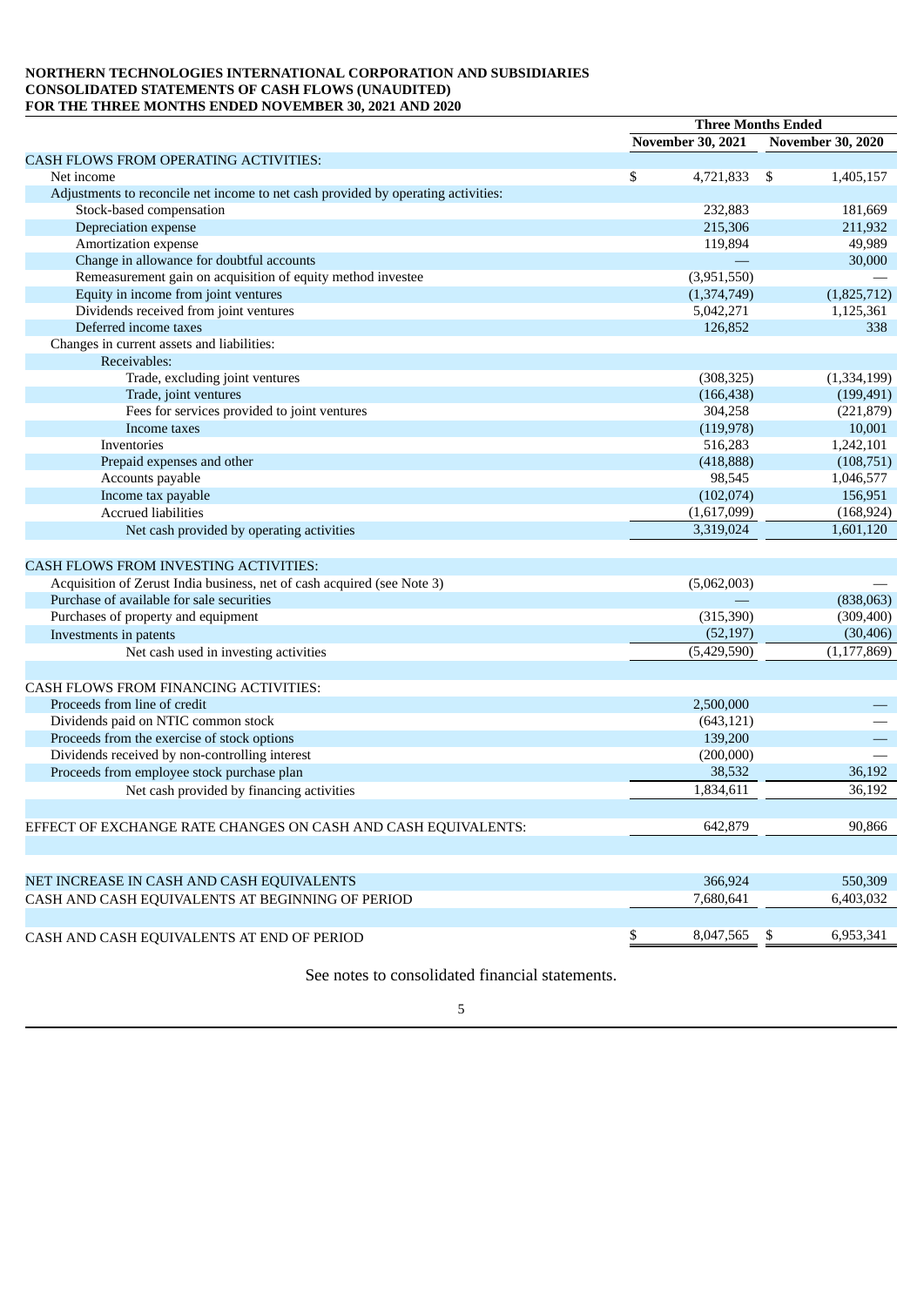**NORTHERN TECHNOLOGIES INTERNATIONAL CORPORATION AND SUBSIDIARIES**
**CONSOLIDATED STATEMENTS OF CASH FLOWS (UNAUDITED)**
**FOR THE THREE MONTHS ENDED NOVEMBER 30, 2021 AND 2020**

| | Three Months Ended | |
|---|---|---|
| | November 30, 2021 | November 30, 2020 |
| CASH FLOWS FROM OPERATING ACTIVITIES: | | |
| Net income | $ 4,721,833 | $ 1,405,157 |
| Adjustments to reconcile net income to net cash provided by operating activities: | | |
| Stock-based compensation | 232,883 | 181,669 |
| Depreciation expense | 215,306 | 211,932 |
| Amortization expense | 119,894 | 49,989 |
| Change in allowance for doubtful accounts | — | 30,000 |
| Remeasurement gain on acquisition of equity method investee | (3,951,550) | — |
| Equity in income from joint ventures | (1,374,749) | (1,825,712) |
| Dividends received from joint ventures | 5,042,271 | 1,125,361 |
| Deferred income taxes | 126,852 | 338 |
| Changes in current assets and liabilities: | | |
| Receivables: | | |
| Trade, excluding joint ventures | (308,325) | (1,334,199) |
| Trade, joint ventures | (166,438) | (199,491) |
| Fees for services provided to joint ventures | 304,258 | (221,879) |
| Income taxes | (119,978) | 10,001 |
| Inventories | 516,283 | 1,242,101 |
| Prepaid expenses and other | (418,888) | (108,751) |
| Accounts payable | 98,545 | 1,046,577 |
| Income tax payable | (102,074) | 156,951 |
| Accrued liabilities | (1,617,099) | (168,924) |
| Net cash provided by operating activities | 3,319,024 | 1,601,120 |
| | | |
| CASH FLOWS FROM INVESTING ACTIVITIES: | | |
| Acquisition of Zerust India business, net of cash acquired (see Note 3) | (5,062,003) | — |
| Purchase of available for sale securities | — | (838,063) |
| Purchases of property and equipment | (315,390) | (309,400) |
| Investments in patents | (52,197) | (30,406) |
| Net cash used in investing activities | (5,429,590) | (1,177,869) |
| | | |
| CASH FLOWS FROM FINANCING ACTIVITIES: | | |
| Proceeds from line of credit | 2,500,000 | — |
| Dividends paid on NTIC common stock | (643,121) | — |
| Proceeds from the exercise of stock options | 139,200 | — |
| Dividends received by non-controlling interest | (200,000) | — |
| Proceeds from employee stock purchase plan | 38,532 | 36,192 |
| Net cash provided by financing activities | 1,834,611 | 36,192 |
| | | |
| EFFECT OF EXCHANGE RATE CHANGES ON CASH AND CASH EQUIVALENTS: | 642,879 | 90,866 |
| | | |
| NET INCREASE IN CASH AND CASH EQUIVALENTS | 366,924 | 550,309 |
| CASH AND CASH EQUIVALENTS AT BEGINNING OF PERIOD | 7,680,641 | 6,403,032 |
| | | |
| CASH AND CASH EQUIVALENTS AT END OF PERIOD | $ 8,047,565 | $ 6,953,341 |

See notes to consolidated financial statements.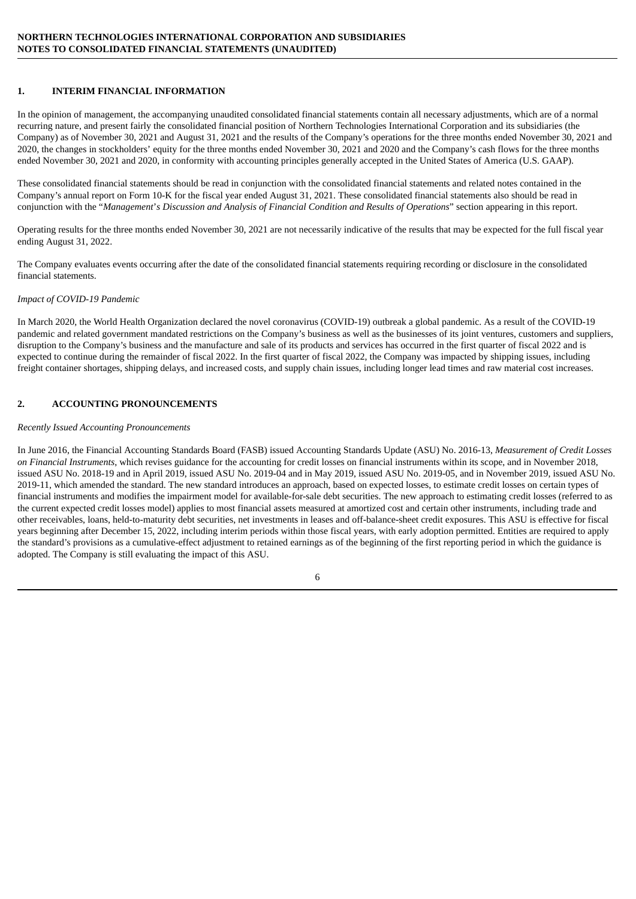**NORTHERN TECHNOLOGIES INTERNATIONAL CORPORATION AND SUBSIDIARIES**
**NOTES TO CONSOLIDATED FINANCIAL STATEMENTS (UNAUDITED)**

## 1. INTERIM FINANCIAL INFORMATION

In the opinion of management, the accompanying unaudited consolidated financial statements contain all necessary adjustments, which are of a normal recurring nature, and present fairly the consolidated financial position of Northern Technologies International Corporation and its subsidiaries (the Company) as of November 30, 2021 and August 31, 2021 and the results of the Company's operations for the three months ended November 30, 2021 and 2020, the changes in stockholders' equity for the three months ended November 30, 2021 and 2020 and the Company's cash flows for the three months ended November 30, 2021 and 2020, in conformity with accounting principles generally accepted in the United States of America (U.S. GAAP).

These consolidated financial statements should be read in conjunction with the consolidated financial statements and related notes contained in the Company's annual report on Form 10-K for the fiscal year ended August 31, 2021. These consolidated financial statements also should be read in conjunction with the "*Management*'*s Discussion and Analysis of Financial Condition and Results of Operations*" section appearing in this report.

Operating results for the three months ended November 30, 2021 are not necessarily indicative of the results that may be expected for the full fiscal year ending August 31, 2022.

The Company evaluates events occurring after the date of the consolidated financial statements requiring recording or disclosure in the consolidated financial statements.

*Impact of COVID-19 Pandemic*

In March 2020, the World Health Organization declared the novel coronavirus (COVID-19) outbreak a global pandemic. As a result of the COVID-19 pandemic and related government mandated restrictions on the Company's business as well as the businesses of its joint ventures, customers and suppliers, disruption to the Company's business and the manufacture and sale of its products and services has occurred in the first quarter of fiscal 2022 and is expected to continue during the remainder of fiscal 2022. In the first quarter of fiscal 2022, the Company was impacted by shipping issues, including freight container shortages, shipping delays, and increased costs, and supply chain issues, including longer lead times and raw material cost increases.

## 2. ACCOUNTING PRONOUNCEMENTS

*Recently Issued Accounting Pronouncements*

In June 2016, the Financial Accounting Standards Board (FASB) issued Accounting Standards Update (ASU) No. 2016-13, *Measurement of Credit Losses on Financial Instruments*, which revises guidance for the accounting for credit losses on financial instruments within its scope, and in November 2018, issued ASU No. 2018-19 and in April 2019, issued ASU No. 2019-04 and in May 2019, issued ASU No. 2019-05, and in November 2019, issued ASU No. 2019-11, which amended the standard. The new standard introduces an approach, based on expected losses, to estimate credit losses on certain types of financial instruments and modifies the impairment model for available-for-sale debt securities. The new approach to estimating credit losses (referred to as the current expected credit losses model) applies to most financial assets measured at amortized cost and certain other instruments, including trade and other receivables, loans, held-to-maturity debt securities, net investments in leases and off-balance-sheet credit exposures. This ASU is effective for fiscal years beginning after December 15, 2022, including interim periods within those fiscal years, with early adoption permitted. Entities are required to apply the standard's provisions as a cumulative-effect adjustment to retained earnings as of the beginning of the first reporting period in which the guidance is adopted. The Company is still evaluating the impact of this ASU.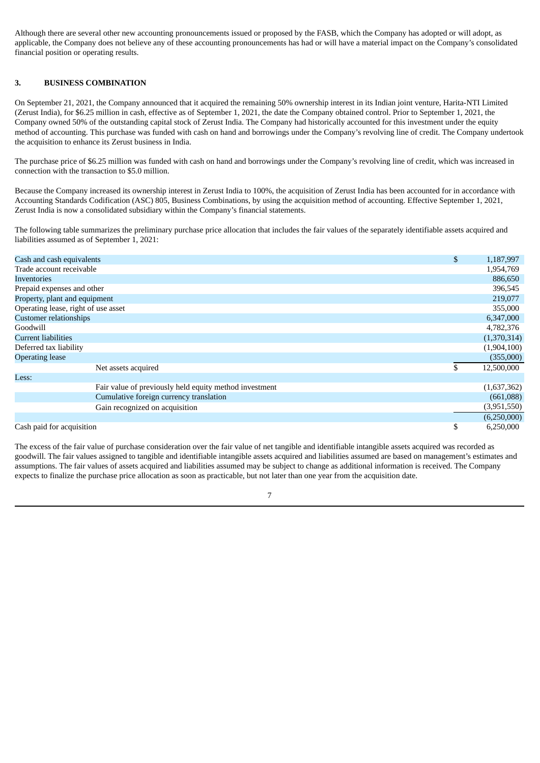Although there are several other new accounting pronouncements issued or proposed by the FASB, which the Company has adopted or will adopt, as applicable, the Company does not believe any of these accounting pronouncements has had or will have a material impact on the Company's consolidated financial position or operating results.

## 3. BUSINESS COMBINATION

On September 21, 2021, the Company announced that it acquired the remaining 50% ownership interest in its Indian joint venture, Harita-NTI Limited (Zerust India), for $6.25 million in cash, effective as of September 1, 2021, the date the Company obtained control. Prior to September 1, 2021, the Company owned 50% of the outstanding capital stock of Zerust India. The Company had historically accounted for this investment under the equity method of accounting. This purchase was funded with cash on hand and borrowings under the Company's revolving line of credit. The Company undertook the acquisition to enhance its Zerust business in India.

The purchase price of $6.25 million was funded with cash on hand and borrowings under the Company's revolving line of credit, which was increased in connection with the transaction to $5.0 million.

Because the Company increased its ownership interest in Zerust India to 100%, the acquisition of Zerust India has been accounted for in accordance with Accounting Standards Codification (ASC) 805, Business Combinations, by using the acquisition method of accounting. Effective September 1, 2021, Zerust India is now a consolidated subsidiary within the Company's financial statements.

The following table summarizes the preliminary purchase price allocation that includes the fair values of the separately identifiable assets acquired and liabilities assumed as of September 1, 2021:

| | | |
|---|---|---|
| Cash and cash equivalents | $ | 1,187,997 |
| Trade account receivable | | 1,954,769 |
| Inventories | | 886,650 |
| Prepaid expenses and other | | 396,545 |
| Property, plant and equipment | | 219,077 |
| Operating lease, right of use asset | | 355,000 |
| Customer relationships | | 6,347,000 |
| Goodwill | | 4,782,376 |
| Current liabilities | | (1,370,314) |
| Deferred tax liability | | (1,904,100) |
| Operating lease | | (355,000) |
| Net assets acquired | $ | 12,500,000 |
| Less: | | |
| Fair value of previously held equity method investment | | (1,637,362) |
| Cumulative foreign currency translation | | (661,088) |
| Gain recognized on acquisition | | (3,951,550) |
| | | (6,250,000) |
| Cash paid for acquisition | $ | 6,250,000 |

The excess of the fair value of purchase consideration over the fair value of net tangible and identifiable intangible assets acquired was recorded as goodwill. The fair values assigned to tangible and identifiable intangible assets acquired and liabilities assumed are based on management's estimates and assumptions. The fair values of assets acquired and liabilities assumed may be subject to change as additional information is received. The Company expects to finalize the purchase price allocation as soon as practicable, but not later than one year from the acquisition date.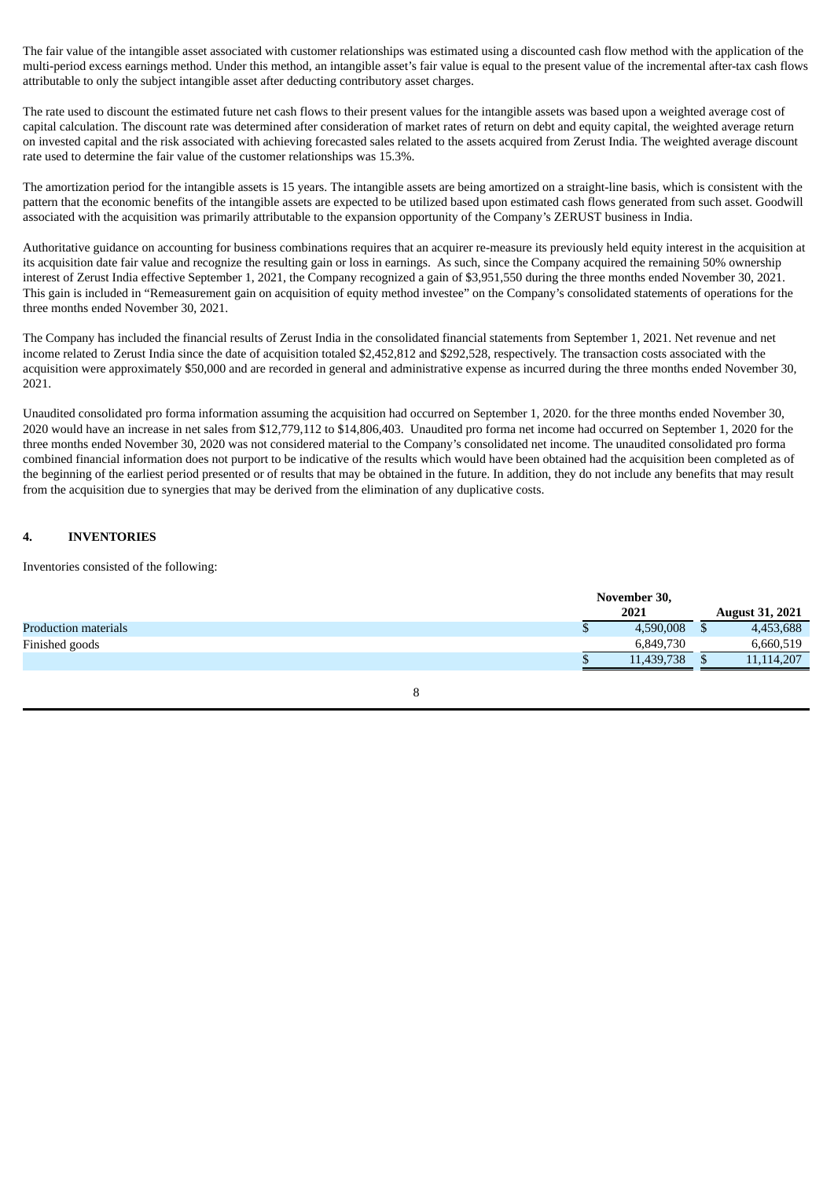The fair value of the intangible asset associated with customer relationships was estimated using a discounted cash flow method with the application of the multi-period excess earnings method. Under this method, an intangible asset's fair value is equal to the present value of the incremental after-tax cash flows attributable to only the subject intangible asset after deducting contributory asset charges.

The rate used to discount the estimated future net cash flows to their present values for the intangible assets was based upon a weighted average cost of capital calculation. The discount rate was determined after consideration of market rates of return on debt and equity capital, the weighted average return on invested capital and the risk associated with achieving forecasted sales related to the assets acquired from Zerust India. The weighted average discount rate used to determine the fair value of the customer relationships was 15.3%.

The amortization period for the intangible assets is 15 years. The intangible assets are being amortized on a straight-line basis, which is consistent with the pattern that the economic benefits of the intangible assets are expected to be utilized based upon estimated cash flows generated from such asset. Goodwill associated with the acquisition was primarily attributable to the expansion opportunity of the Company's ZERUST business in India.

Authoritative guidance on accounting for business combinations requires that an acquirer re-measure its previously held equity interest in the acquisition at its acquisition date fair value and recognize the resulting gain or loss in earnings. As such, since the Company acquired the remaining 50% ownership interest of Zerust India effective September 1, 2021, the Company recognized a gain of $3,951,550 during the three months ended November 30, 2021. This gain is included in "Remeasurement gain on acquisition of equity method investee" on the Company's consolidated statements of operations for the three months ended November 30, 2021.

The Company has included the financial results of Zerust India in the consolidated financial statements from September 1, 2021. Net revenue and net income related to Zerust India since the date of acquisition totaled $2,452,812 and $292,528, respectively. The transaction costs associated with the acquisition were approximately $50,000 and are recorded in general and administrative expense as incurred during the three months ended November 30, 2021.

Unaudited consolidated pro forma information assuming the acquisition had occurred on September 1, 2020. for the three months ended November 30, 2020 would have an increase in net sales from $12,779,112 to $14,806,403. Unaudited pro forma net income had occurred on September 1, 2020 for the three months ended November 30, 2020 was not considered material to the Company's consolidated net income. The unaudited consolidated pro forma combined financial information does not purport to be indicative of the results which would have been obtained had the acquisition been completed as of the beginning of the earliest period presented or of results that may be obtained in the future. In addition, they do not include any benefits that may result from the acquisition due to synergies that may be derived from the elimination of any duplicative costs.

## 4. INVENTORIES

Inventories consisted of the following:

| | November 30, 2021 | August 31, 2021 |
|---|---|---|
| Production materials | $ 4,590,008 | $ 4,453,688 |
| Finished goods | 6,849,730 | 6,660,519 |
| | $ 11,439,738 | $ 11,114,207 |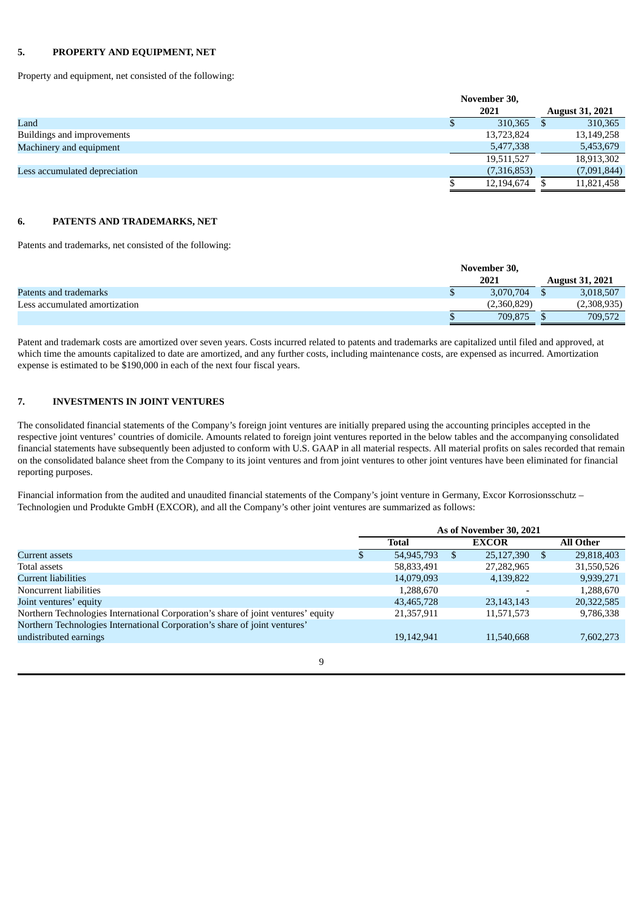## 5. PROPERTY AND EQUIPMENT, NET

Property and equipment, net consisted of the following:

| | November 30, 2021 | August 31, 2021 |
|---|---|---|
| Land | $ 310,365 | $ 310,365 |
| Buildings and improvements | 13,723,824 | 13,149,258 |
| Machinery and equipment | 5,477,338 | 5,453,679 |
| | 19,511,527 | 18,913,302 |
| Less accumulated depreciation | (7,316,853) | (7,091,844) |
| | $ 12,194,674 | $ 11,821,458 |

## 6. PATENTS AND TRADEMARKS, NET

Patents and trademarks, net consisted of the following:

| | November 30, 2021 | August 31, 2021 |
|---|---|---|
| Patents and trademarks | $ 3,070,704 | $ 3,018,507 |
| Less accumulated amortization | (2,360,829) | (2,308,935) |
| | $ 709,875 | $ 709,572 |

Patent and trademark costs are amortized over seven years. Costs incurred related to patents and trademarks are capitalized until filed and approved, at which time the amounts capitalized to date are amortized, and any further costs, including maintenance costs, are expensed as incurred. Amortization expense is estimated to be $190,000 in each of the next four fiscal years.

## 7. INVESTMENTS IN JOINT VENTURES

The consolidated financial statements of the Company's foreign joint ventures are initially prepared using the accounting principles accepted in the respective joint ventures' countries of domicile. Amounts related to foreign joint ventures reported in the below tables and the accompanying consolidated financial statements have subsequently been adjusted to conform with U.S. GAAP in all material respects. All material profits on sales recorded that remain on the consolidated balance sheet from the Company to its joint ventures and from joint ventures to other joint ventures have been eliminated for financial reporting purposes.

Financial information from the audited and unaudited financial statements of the Company's joint venture in Germany, Excor Korrosionsschutz – Technologien und Produkte GmbH (EXCOR), and all the Company's other joint ventures are summarized as follows:

| | As of November 30, 2021 | | |
|---|---|---|---|
| | Total | EXCOR | All Other |
| Current assets | $ 54,945,793 | $ 25,127,390 | $ 29,818,403 |
| Total assets | 58,833,491 | 27,282,965 | 31,550,526 |
| Current liabilities | 14,079,093 | 4,139,822 | 9,939,271 |
| Noncurrent liabilities | 1,288,670 | - | 1,288,670 |
| Joint ventures' equity | 43,465,728 | 23,143,143 | 20,322,585 |
| Northern Technologies International Corporation's share of joint ventures' equity | 21,357,911 | 11,571,573 | 9,786,338 |
| Northern Technologies International Corporation's share of joint ventures' undistributed earnings | 19,142,941 | 11,540,668 | 7,602,273 |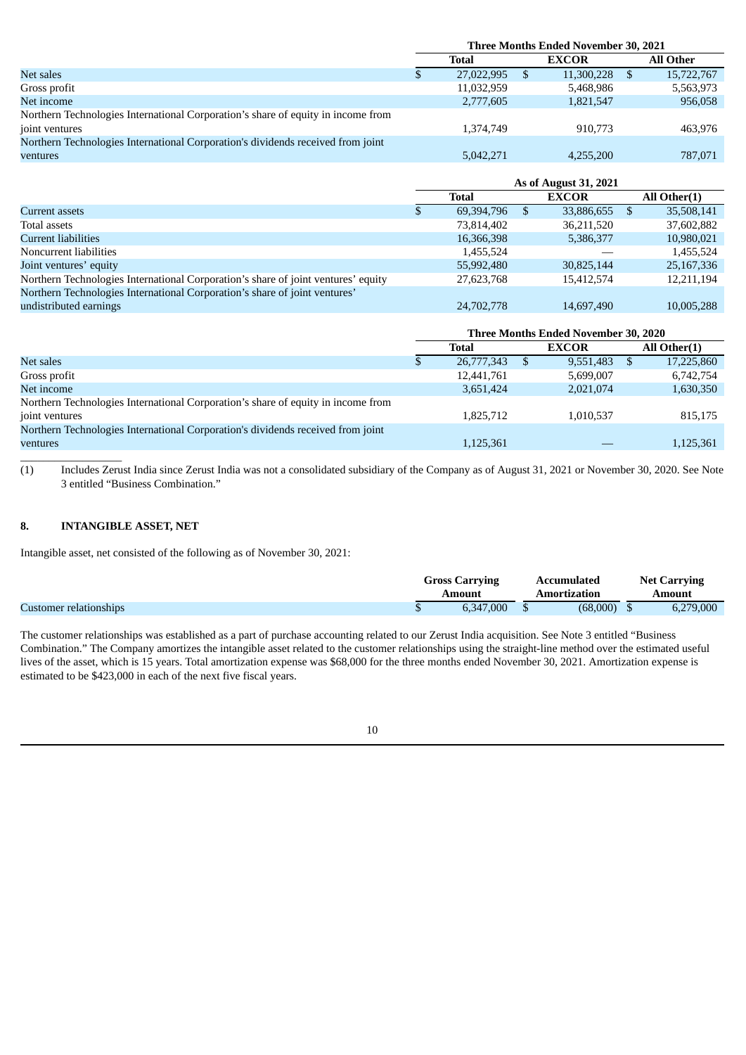| | Three Months Ended November 30, 2021 | | |
|---|---|---|---|
| | Total | EXCOR | All Other |
| Net sales | $ 27,022,995 | $ 11,300,228 | $ 15,722,767 |
| Gross profit | 11,032,959 | 5,468,986 | 5,563,973 |
| Net income | 2,777,605 | 1,821,547 | 956,058 |
| Northern Technologies International Corporation's share of equity in income from joint ventures | 1,374,749 | 910,773 | 463,976 |
| Northern Technologies International Corporation's dividends received from joint ventures | 5,042,271 | 4,255,200 | 787,071 |

| | As of August 31, 2021 | | |
|---|---|---|---|
| | Total | EXCOR | All Other(1) |
| Current assets | $ 69,394,796 | $ 33,886,655 | $ 35,508,141 |
| Total assets | 73,814,402 | 36,211,520 | 37,602,882 |
| Current liabilities | 16,366,398 | 5,386,377 | 10,980,021 |
| Noncurrent liabilities | 1,455,524 | — | 1,455,524 |
| Joint ventures' equity | 55,992,480 | 30,825,144 | 25,167,336 |
| Northern Technologies International Corporation's share of joint ventures' equity | 27,623,768 | 15,412,574 | 12,211,194 |
| Northern Technologies International Corporation's share of joint ventures' undistributed earnings | 24,702,778 | 14,697,490 | 10,005,288 |

| | Three Months Ended November 30, 2020 | | |
|---|---|---|---|
| | Total | EXCOR | All Other(1) |
| Net sales | $ 26,777,343 | $ 9,551,483 | $ 17,225,860 |
| Gross profit | 12,441,761 | 5,699,007 | 6,742,754 |
| Net income | 3,651,424 | 2,021,074 | 1,630,350 |
| Northern Technologies International Corporation's share of equity in income from joint ventures | 1,825,712 | 1,010,537 | 815,175 |
| Northern Technologies International Corporation's dividends received from joint ventures | 1,125,361 | — | 1,125,361 |

(1) Includes Zerust India since Zerust India was not a consolidated subsidiary of the Company as of August 31, 2021 or November 30, 2020. See Note 3 entitled "Business Combination."

## 8. INTANGIBLE ASSET, NET

Intangible asset, net consisted of the following as of November 30, 2021:

| | Gross Carrying Amount | Accumulated Amortization | Net Carrying Amount |
|---|---|---|---|
| Customer relationships | $ 6,347,000 | $ (68,000) | $ 6,279,000 |

The customer relationships was established as a part of purchase accounting related to our Zerust India acquisition. See Note 3 entitled "Business Combination." The Company amortizes the intangible asset related to the customer relationships using the straight-line method over the estimated useful lives of the asset, which is 15 years. Total amortization expense was $68,000 for the three months ended November 30, 2021. Amortization expense is estimated to be $423,000 in each of the next five fiscal years.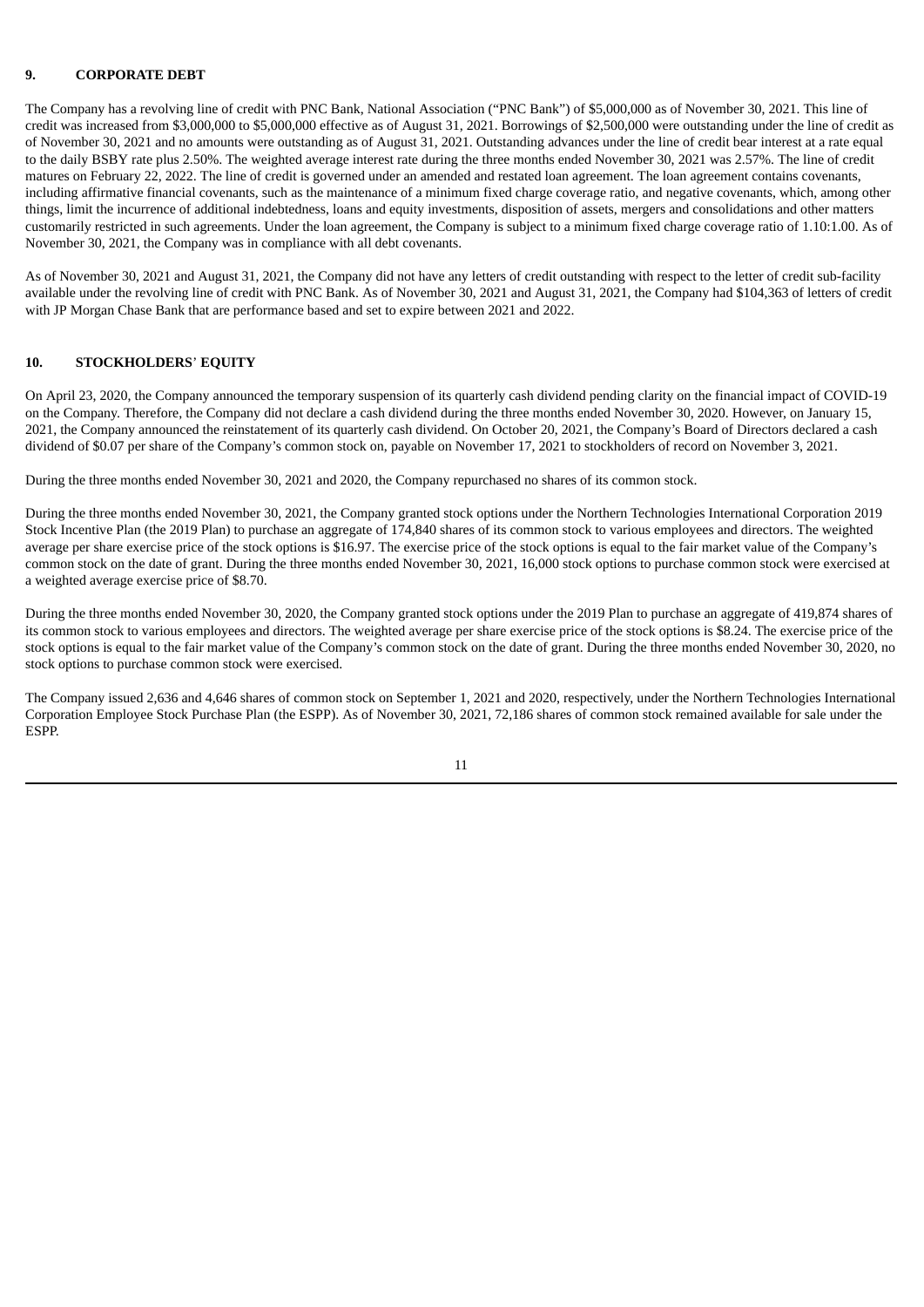## 9. CORPORATE DEBT

The Company has a revolving line of credit with PNC Bank, National Association ("PNC Bank") of $5,000,000 as of November 30, 2021. This line of credit was increased from $3,000,000 to $5,000,000 effective as of August 31, 2021. Borrowings of $2,500,000 were outstanding under the line of credit as of November 30, 2021 and no amounts were outstanding as of August 31, 2021. Outstanding advances under the line of credit bear interest at a rate equal to the daily BSBY rate plus 2.50%. The weighted average interest rate during the three months ended November 30, 2021 was 2.57%. The line of credit matures on February 22, 2022. The line of credit is governed under an amended and restated loan agreement. The loan agreement contains covenants, including affirmative financial covenants, such as the maintenance of a minimum fixed charge coverage ratio, and negative covenants, which, among other things, limit the incurrence of additional indebtedness, loans and equity investments, disposition of assets, mergers and consolidations and other matters customarily restricted in such agreements. Under the loan agreement, the Company is subject to a minimum fixed charge coverage ratio of 1.10:1.00. As of November 30, 2021, the Company was in compliance with all debt covenants.

As of November 30, 2021 and August 31, 2021, the Company did not have any letters of credit outstanding with respect to the letter of credit sub-facility available under the revolving line of credit with PNC Bank. As of November 30, 2021 and August 31, 2021, the Company had $104,363 of letters of credit with JP Morgan Chase Bank that are performance based and set to expire between 2021 and 2022.

## 10. STOCKHOLDERS' EQUITY

On April 23, 2020, the Company announced the temporary suspension of its quarterly cash dividend pending clarity on the financial impact of COVID-19 on the Company. Therefore, the Company did not declare a cash dividend during the three months ended November 30, 2020. However, on January 15, 2021, the Company announced the reinstatement of its quarterly cash dividend. On October 20, 2021, the Company's Board of Directors declared a cash dividend of $0.07 per share of the Company's common stock on, payable on November 17, 2021 to stockholders of record on November 3, 2021.

During the three months ended November 30, 2021 and 2020, the Company repurchased no shares of its common stock.

During the three months ended November 30, 2021, the Company granted stock options under the Northern Technologies International Corporation 2019 Stock Incentive Plan (the 2019 Plan) to purchase an aggregate of 174,840 shares of its common stock to various employees and directors. The weighted average per share exercise price of the stock options is $16.97. The exercise price of the stock options is equal to the fair market value of the Company's common stock on the date of grant. During the three months ended November 30, 2021, 16,000 stock options to purchase common stock were exercised at a weighted average exercise price of $8.70.

During the three months ended November 30, 2020, the Company granted stock options under the 2019 Plan to purchase an aggregate of 419,874 shares of its common stock to various employees and directors. The weighted average per share exercise price of the stock options is $8.24. The exercise price of the stock options is equal to the fair market value of the Company's common stock on the date of grant. During the three months ended November 30, 2020, no stock options to purchase common stock were exercised.

The Company issued 2,636 and 4,646 shares of common stock on September 1, 2021 and 2020, respectively, under the Northern Technologies International Corporation Employee Stock Purchase Plan (the ESPP). As of November 30, 2021, 72,186 shares of common stock remained available for sale under the ESPP.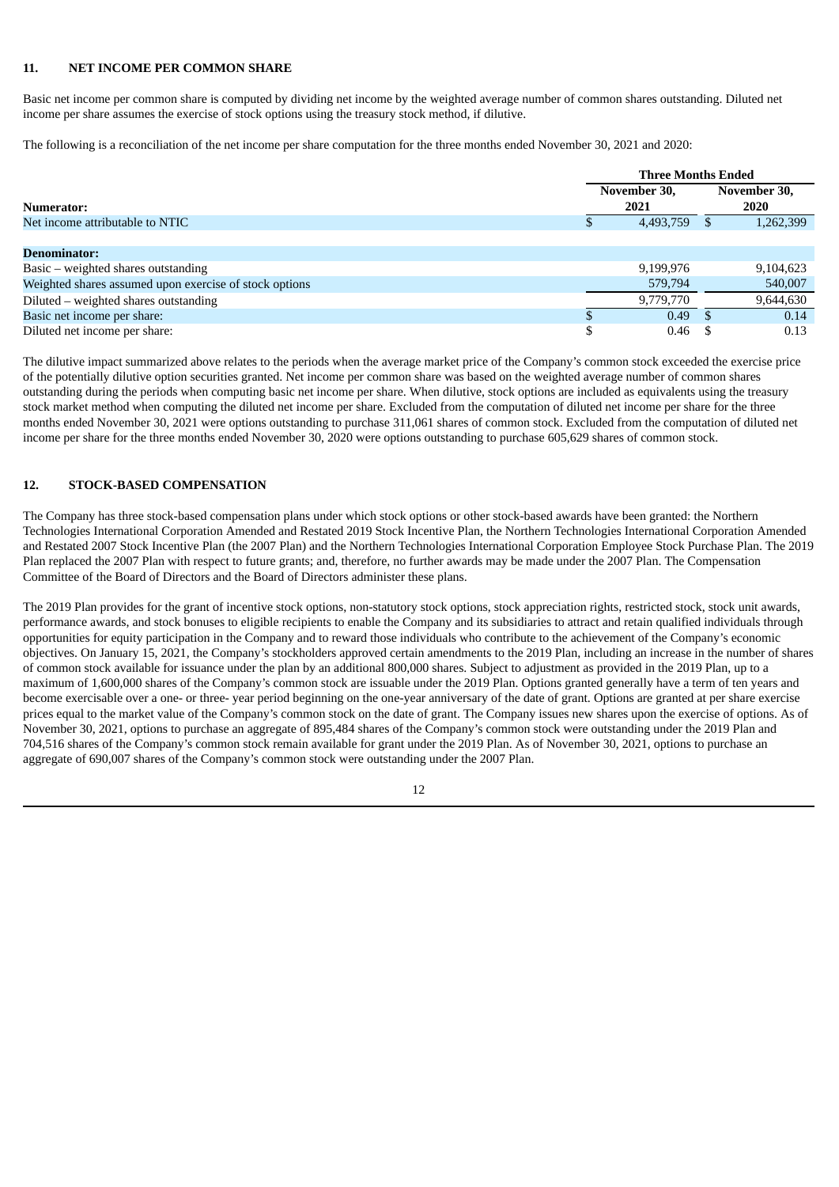## 11. NET INCOME PER COMMON SHARE

Basic net income per common share is computed by dividing net income by the weighted average number of common shares outstanding. Diluted net income per share assumes the exercise of stock options using the treasury stock method, if dilutive.

The following is a reconciliation of the net income per share computation for the three months ended November 30, 2021 and 2020:

| | Three Months Ended | |
|---|---|---|
| **Numerator:** | **November 30, 2021** | **November 30, 2020** |
| Net income attributable to NTIC | $ 4,493,759 | $ 1,262,399 |
| | | |
| **Denominator:** | | |
| Basic – weighted shares outstanding | 9,199,976 | 9,104,623 |
| Weighted shares assumed upon exercise of stock options | 579,794 | 540,007 |
| Diluted – weighted shares outstanding | 9,779,770 | 9,644,630 |
| Basic net income per share: | $ 0.49 | $ 0.14 |
| Diluted net income per share: | $ 0.46 | $ 0.13 |

The dilutive impact summarized above relates to the periods when the average market price of the Company's common stock exceeded the exercise price of the potentially dilutive option securities granted. Net income per common share was based on the weighted average number of common shares outstanding during the periods when computing basic net income per share. When dilutive, stock options are included as equivalents using the treasury stock market method when computing the diluted net income per share. Excluded from the computation of diluted net income per share for the three months ended November 30, 2021 were options outstanding to purchase 311,061 shares of common stock. Excluded from the computation of diluted net income per share for the three months ended November 30, 2020 were options outstanding to purchase 605,629 shares of common stock.

## 12. STOCK-BASED COMPENSATION

The Company has three stock-based compensation plans under which stock options or other stock-based awards have been granted: the Northern Technologies International Corporation Amended and Restated 2019 Stock Incentive Plan, the Northern Technologies International Corporation Amended and Restated 2007 Stock Incentive Plan (the 2007 Plan) and the Northern Technologies International Corporation Employee Stock Purchase Plan. The 2019 Plan replaced the 2007 Plan with respect to future grants; and, therefore, no further awards may be made under the 2007 Plan. The Compensation Committee of the Board of Directors and the Board of Directors administer these plans.

The 2019 Plan provides for the grant of incentive stock options, non-statutory stock options, stock appreciation rights, restricted stock, stock unit awards, performance awards, and stock bonuses to eligible recipients to enable the Company and its subsidiaries to attract and retain qualified individuals through opportunities for equity participation in the Company and to reward those individuals who contribute to the achievement of the Company's economic objectives. On January 15, 2021, the Company's stockholders approved certain amendments to the 2019 Plan, including an increase in the number of shares of common stock available for issuance under the plan by an additional 800,000 shares. Subject to adjustment as provided in the 2019 Plan, up to a maximum of 1,600,000 shares of the Company's common stock are issuable under the 2019 Plan. Options granted generally have a term of ten years and become exercisable over a one- or three- year period beginning on the one-year anniversary of the date of grant. Options are granted at per share exercise prices equal to the market value of the Company's common stock on the date of grant. The Company issues new shares upon the exercise of options. As of November 30, 2021, options to purchase an aggregate of 895,484 shares of the Company's common stock were outstanding under the 2019 Plan and 704,516 shares of the Company's common stock remain available for grant under the 2019 Plan. As of November 30, 2021, options to purchase an aggregate of 690,007 shares of the Company's common stock were outstanding under the 2007 Plan.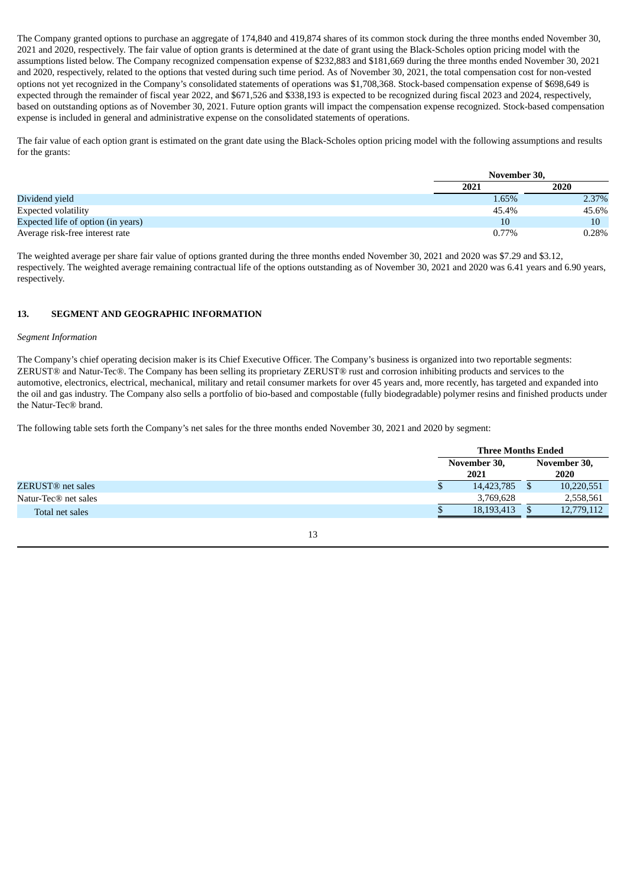The Company granted options to purchase an aggregate of 174,840 and 419,874 shares of its common stock during the three months ended November 30, 2021 and 2020, respectively. The fair value of option grants is determined at the date of grant using the Black-Scholes option pricing model with the assumptions listed below. The Company recognized compensation expense of $232,883 and $181,669 during the three months ended November 30, 2021 and 2020, respectively, related to the options that vested during such time period. As of November 30, 2021, the total compensation cost for non-vested options not yet recognized in the Company's consolidated statements of operations was $1,708,368. Stock-based compensation expense of $698,649 is expected through the remainder of fiscal year 2022, and $671,526 and $338,193 is expected to be recognized during fiscal 2023 and 2024, respectively, based on outstanding options as of November 30, 2021. Future option grants will impact the compensation expense recognized. Stock-based compensation expense is included in general and administrative expense on the consolidated statements of operations.

The fair value of each option grant is estimated on the grant date using the Black-Scholes option pricing model with the following assumptions and results for the grants:

| | November 30, | |
|---|---|---|
| | 2021 | 2020 |
| Dividend yield | 1.65% | 2.37% |
| Expected volatility | 45.4% | 45.6% |
| Expected life of option (in years) | 10 | 10 |
| Average risk-free interest rate | 0.77% | 0.28% |

The weighted average per share fair value of options granted during the three months ended November 30, 2021 and 2020 was $7.29 and $3.12, respectively. The weighted average remaining contractual life of the options outstanding as of November 30, 2021 and 2020 was 6.41 years and 6.90 years, respectively.

## 13. SEGMENT AND GEOGRAPHIC INFORMATION

*Segment Information*

The Company's chief operating decision maker is its Chief Executive Officer. The Company's business is organized into two reportable segments: ZERUST® and Natur-Tec®. The Company has been selling its proprietary ZERUST® rust and corrosion inhibiting products and services to the automotive, electronics, electrical, mechanical, military and retail consumer markets for over 45 years and, more recently, has targeted and expanded into the oil and gas industry. The Company also sells a portfolio of bio-based and compostable (fully biodegradable) polymer resins and finished products under the Natur-Tec® brand.

The following table sets forth the Company's net sales for the three months ended November 30, 2021 and 2020 by segment:

| | Three Months Ended | |
|---|---|---|
| | November 30, 2021 | November 30, 2020 |
| ZERUST® net sales | $ 14,423,785 | $ 10,220,551 |
| Natur-Tec® net sales | 3,769,628 | 2,558,561 |
| Total net sales | $ 18,193,413 | $ 12,779,112 |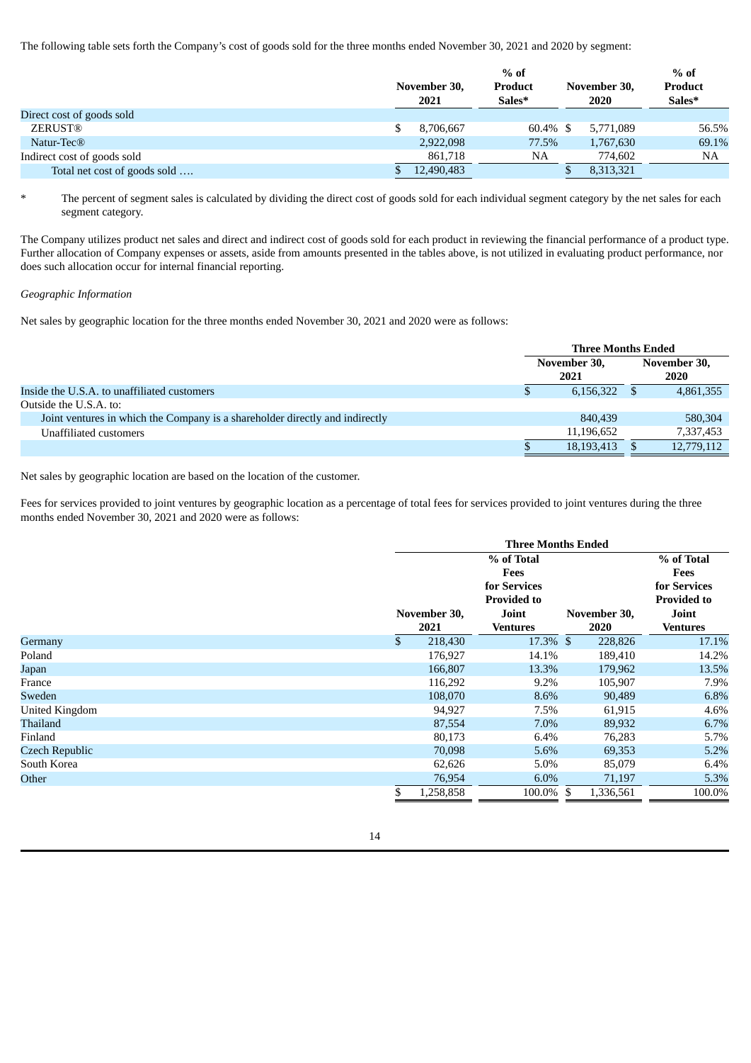The following table sets forth the Company's cost of goods sold for the three months ended November 30, 2021 and 2020 by segment:

| | November 30, 2021 | % of Product Sales* | November 30, 2020 | % of Product Sales* |
|---|---|---|---|---|
| Direct cost of goods sold | | | | |
| ZERUST® | $ 8,706,667 | 60.4% | $ 5,771,089 | 56.5% |
| Natur-Tec® | 2,922,098 | 77.5% | 1,767,630 | 69.1% |
| Indirect cost of goods sold | 861,718 | NA | 774,602 | NA |
| Total net cost of goods sold …. | $ 12,490,483 | | $ 8,313,321 | |

\* The percent of segment sales is calculated by dividing the direct cost of goods sold for each individual segment category by the net sales for each segment category.

The Company utilizes product net sales and direct and indirect cost of goods sold for each product in reviewing the financial performance of a product type. Further allocation of Company expenses or assets, aside from amounts presented in the tables above, is not utilized in evaluating product performance, nor does such allocation occur for internal financial reporting.

*Geographic Information*

Net sales by geographic location for the three months ended November 30, 2021 and 2020 were as follows:

| | Three Months Ended | |
|---|---|---|
| | November 30, 2021 | November 30, 2020 |
| Inside the U.S.A. to unaffiliated customers | $ 6,156,322 | $ 4,861,355 |
| Outside the U.S.A. to: | | |
| Joint ventures in which the Company is a shareholder directly and indirectly | 840,439 | 580,304 |
| Unaffiliated customers | 11,196,652 | 7,337,453 |
| | $ 18,193,413 | $ 12,779,112 |

Net sales by geographic location are based on the location of the customer.

Fees for services provided to joint ventures by geographic location as a percentage of total fees for services provided to joint ventures during the three months ended November 30, 2021 and 2020 were as follows:

| | Three Months Ended | | | |
|---|---|---|---|---|
| | November 30, 2021 | % of Total Fees for Services Provided to Joint Ventures | November 30, 2020 | % of Total Fees for Services Provided to Joint Ventures |
| Germany | $ 218,430 | 17.3% | $ 228,826 | 17.1% |
| Poland | 176,927 | 14.1% | 189,410 | 14.2% |
| Japan | 166,807 | 13.3% | 179,962 | 13.5% |
| France | 116,292 | 9.2% | 105,907 | 7.9% |
| Sweden | 108,070 | 8.6% | 90,489 | 6.8% |
| United Kingdom | 94,927 | 7.5% | 61,915 | 4.6% |
| Thailand | 87,554 | 7.0% | 89,932 | 6.7% |
| Finland | 80,173 | 6.4% | 76,283 | 5.7% |
| Czech Republic | 70,098 | 5.6% | 69,353 | 5.2% |
| South Korea | 62,626 | 5.0% | 85,079 | 6.4% |
| Other | 76,954 | 6.0% | 71,197 | 5.3% |
| | $ 1,258,858 | 100.0% | $ 1,336,561 | 100.0% |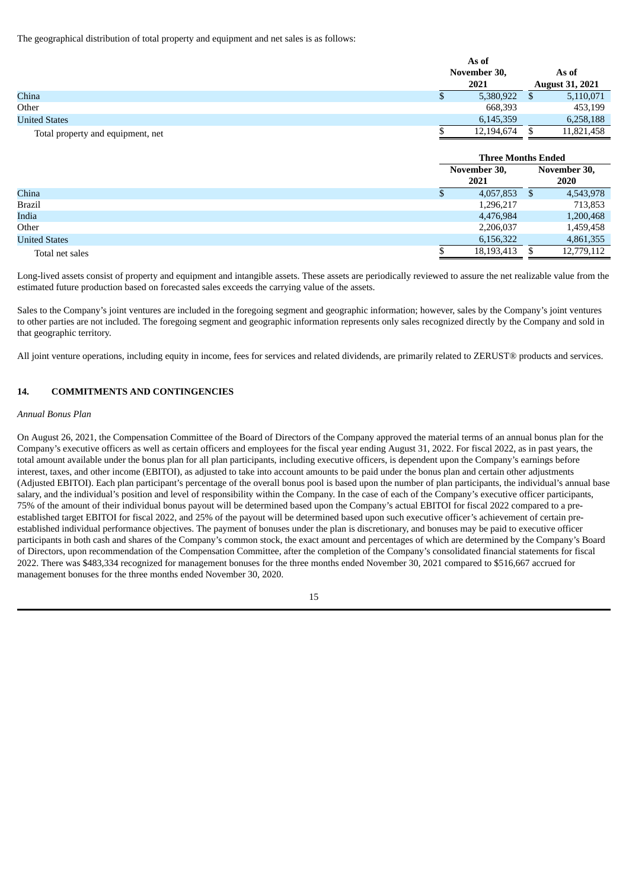The geographical distribution of total property and equipment and net sales is as follows:

| | As of November 30, 2021 | As of August 31, 2021 |
|---|---|---|
| China | $ 5,380,922 | $ 5,110,071 |
| Other | 668,393 | 453,199 |
| United States | 6,145,359 | 6,258,188 |
| Total property and equipment, net | $ 12,194,674 | $ 11,821,458 |

| | Three Months Ended | |
|---|---|---|
| | November 30, 2021 | November 30, 2020 |
| China | $ 4,057,853 | $ 4,543,978 |
| Brazil | 1,296,217 | 713,853 |
| India | 4,476,984 | 1,200,468 |
| Other | 2,206,037 | 1,459,458 |
| United States | 6,156,322 | 4,861,355 |
| Total net sales | $ 18,193,413 | $ 12,779,112 |

Long-lived assets consist of property and equipment and intangible assets. These assets are periodically reviewed to assure the net realizable value from the estimated future production based on forecasted sales exceeds the carrying value of the assets.

Sales to the Company's joint ventures are included in the foregoing segment and geographic information; however, sales by the Company's joint ventures to other parties are not included. The foregoing segment and geographic information represents only sales recognized directly by the Company and sold in that geographic territory.

All joint venture operations, including equity in income, fees for services and related dividends, are primarily related to ZERUST® products and services.

## 14. COMMITMENTS AND CONTINGENCIES

*Annual Bonus Plan*

On August 26, 2021, the Compensation Committee of the Board of Directors of the Company approved the material terms of an annual bonus plan for the Company's executive officers as well as certain officers and employees for the fiscal year ending August 31, 2022. For fiscal 2022, as in past years, the total amount available under the bonus plan for all plan participants, including executive officers, is dependent upon the Company's earnings before interest, taxes, and other income (EBITOI), as adjusted to take into account amounts to be paid under the bonus plan and certain other adjustments (Adjusted EBITOI). Each plan participant's percentage of the overall bonus pool is based upon the number of plan participants, the individual's annual base salary, and the individual's position and level of responsibility within the Company. In the case of each of the Company's executive officer participants, 75% of the amount of their individual bonus payout will be determined based upon the Company's actual EBITOI for fiscal 2022 compared to a pre-established target EBITOI for fiscal 2022, and 25% of the payout will be determined based upon such executive officer's achievement of certain pre-established individual performance objectives. The payment of bonuses under the plan is discretionary, and bonuses may be paid to executive officer participants in both cash and shares of the Company's common stock, the exact amount and percentages of which are determined by the Company's Board of Directors, upon recommendation of the Compensation Committee, after the completion of the Company's consolidated financial statements for fiscal 2022. There was $483,334 recognized for management bonuses for the three months ended November 30, 2021 compared to $516,667 accrued for management bonuses for the three months ended November 30, 2020.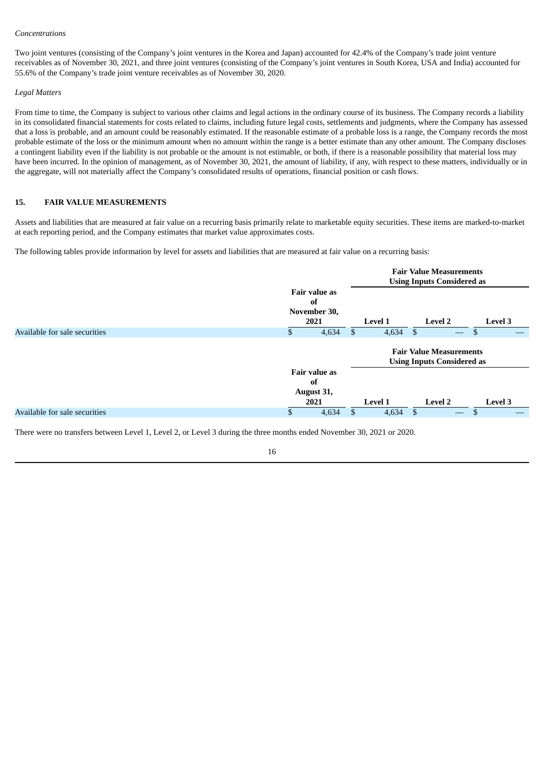*Concentrations*

Two joint ventures (consisting of the Company's joint ventures in the Korea and Japan) accounted for 42.4% of the Company's trade joint venture receivables as of November 30, 2021, and three joint ventures (consisting of the Company's joint ventures in South Korea, USA and India) accounted for 55.6% of the Company's trade joint venture receivables as of November 30, 2020.

*Legal Matters*

From time to time, the Company is subject to various other claims and legal actions in the ordinary course of its business. The Company records a liability in its consolidated financial statements for costs related to claims, including future legal costs, settlements and judgments, where the Company has assessed that a loss is probable, and an amount could be reasonably estimated. If the reasonable estimate of a probable loss is a range, the Company records the most probable estimate of the loss or the minimum amount when no amount within the range is a better estimate than any other amount. The Company discloses a contingent liability even if the liability is not probable or the amount is not estimable, or both, if there is a reasonable possibility that material loss may have been incurred. In the opinion of management, as of November 30, 2021, the amount of liability, if any, with respect to these matters, individually or in the aggregate, will not materially affect the Company's consolidated results of operations, financial position or cash flows.

## 15. FAIR VALUE MEASUREMENTS

Assets and liabilities that are measured at fair value on a recurring basis primarily relate to marketable equity securities. These items are marked-to-market at each reporting period, and the Company estimates that market value approximates costs.

The following tables provide information by level for assets and liabilities that are measured at fair value on a recurring basis:

| | | Fair Value Measurements Using Inputs Considered as | | |
|---|---|---|---|---|
| | Fair value as of November 30, 2021 | Level 1 | Level 2 | Level 3 |
| Available for sale securities | $ 4,634 | $ 4,634 | $ — | $ — |

| | | Fair Value Measurements Using Inputs Considered as | | |
|---|---|---|---|---|
| | Fair value as of August 31, 2021 | Level 1 | Level 2 | Level 3 |
| Available for sale securities | $ 4,634 | $ 4,634 | $ — | $ — |

There were no transfers between Level 1, Level 2, or Level 3 during the three months ended November 30, 2021 or 2020.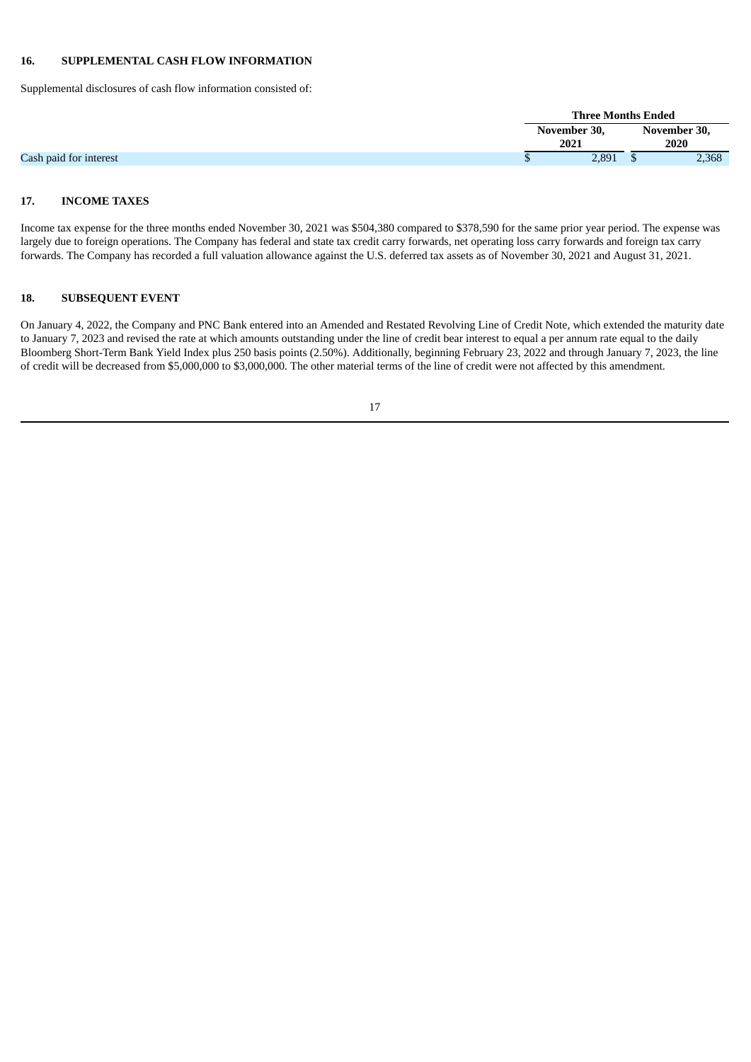## 16. SUPPLEMENTAL CASH FLOW INFORMATION

Supplemental disclosures of cash flow information consisted of:

| | Three Months Ended | |
|---|---|---|
| | November 30, 2021 | November 30, 2020 |
| Cash paid for interest | $ 2,891 | $ 2,368 |

## 17. INCOME TAXES

Income tax expense for the three months ended November 30, 2021 was $504,380 compared to $378,590 for the same prior year period. The expense was largely due to foreign operations. The Company has federal and state tax credit carry forwards, net operating loss carry forwards and foreign tax carry forwards. The Company has recorded a full valuation allowance against the U.S. deferred tax assets as of November 30, 2021 and August 31, 2021.

## 18. SUBSEQUENT EVENT

On January 4, 2022, the Company and PNC Bank entered into an Amended and Restated Revolving Line of Credit Note, which extended the maturity date to January 7, 2023 and revised the rate at which amounts outstanding under the line of credit bear interest to equal a per annum rate equal to the daily Bloomberg Short-Term Bank Yield Index plus 250 basis points (2.50%). Additionally, beginning February 23, 2022 and through January 7, 2023, the line of credit will be decreased from $5,000,000 to $3,000,000. The other material terms of the line of credit were not affected by this amendment.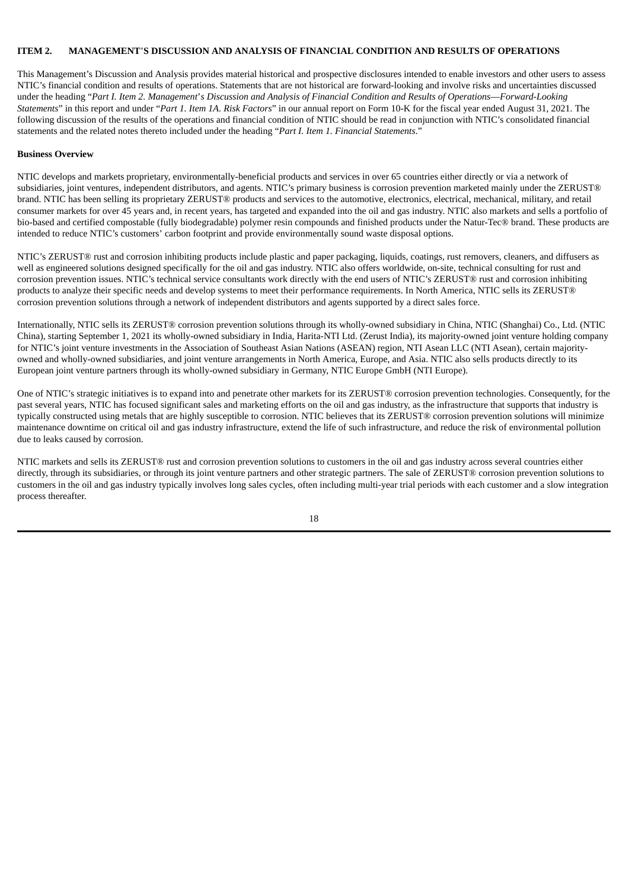## ITEM 2. MANAGEMENT'S DISCUSSION AND ANALYSIS OF FINANCIAL CONDITION AND RESULTS OF OPERATIONS

This Management's Discussion and Analysis provides material historical and prospective disclosures intended to enable investors and other users to assess NTIC's financial condition and results of operations. Statements that are not historical are forward-looking and involve risks and uncertainties discussed under the heading "*Part I. Item 2. Management's Discussion and Analysis of Financial Condition and Results of Operations—Forward-Looking Statements*" in this report and under "*Part 1. Item 1A. Risk Factors*" in our annual report on Form 10-K for the fiscal year ended August 31, 2021. The following discussion of the results of the operations and financial condition of NTIC should be read in conjunction with NTIC's consolidated financial statements and the related notes thereto included under the heading "*Part I. Item 1. Financial Statements*."

### Business Overview

NTIC develops and markets proprietary, environmentally-beneficial products and services in over 65 countries either directly or via a network of subsidiaries, joint ventures, independent distributors, and agents. NTIC's primary business is corrosion prevention marketed mainly under the ZERUST® brand. NTIC has been selling its proprietary ZERUST® products and services to the automotive, electronics, electrical, mechanical, military, and retail consumer markets for over 45 years and, in recent years, has targeted and expanded into the oil and gas industry. NTIC also markets and sells a portfolio of bio-based and certified compostable (fully biodegradable) polymer resin compounds and finished products under the Natur-Tec® brand. These products are intended to reduce NTIC's customers' carbon footprint and provide environmentally sound waste disposal options.

NTIC's ZERUST® rust and corrosion inhibiting products include plastic and paper packaging, liquids, coatings, rust removers, cleaners, and diffusers as well as engineered solutions designed specifically for the oil and gas industry. NTIC also offers worldwide, on-site, technical consulting for rust and corrosion prevention issues. NTIC's technical service consultants work directly with the end users of NTIC's ZERUST® rust and corrosion inhibiting products to analyze their specific needs and develop systems to meet their performance requirements. In North America, NTIC sells its ZERUST® corrosion prevention solutions through a network of independent distributors and agents supported by a direct sales force.

Internationally, NTIC sells its ZERUST® corrosion prevention solutions through its wholly-owned subsidiary in China, NTIC (Shanghai) Co., Ltd. (NTIC China), starting September 1, 2021 its wholly-owned subsidiary in India, Harita-NTI Ltd. (Zerust India), its majority-owned joint venture holding company for NTIC's joint venture investments in the Association of Southeast Asian Nations (ASEAN) region, NTI Asean LLC (NTI Asean), certain majority-owned and wholly-owned subsidiaries, and joint venture arrangements in North America, Europe, and Asia. NTIC also sells products directly to its European joint venture partners through its wholly-owned subsidiary in Germany, NTIC Europe GmbH (NTI Europe).

One of NTIC's strategic initiatives is to expand into and penetrate other markets for its ZERUST® corrosion prevention technologies. Consequently, for the past several years, NTIC has focused significant sales and marketing efforts on the oil and gas industry, as the infrastructure that supports that industry is typically constructed using metals that are highly susceptible to corrosion. NTIC believes that its ZERUST® corrosion prevention solutions will minimize maintenance downtime on critical oil and gas industry infrastructure, extend the life of such infrastructure, and reduce the risk of environmental pollution due to leaks caused by corrosion.

NTIC markets and sells its ZERUST® rust and corrosion prevention solutions to customers in the oil and gas industry across several countries either directly, through its subsidiaries, or through its joint venture partners and other strategic partners. The sale of ZERUST® corrosion prevention solutions to customers in the oil and gas industry typically involves long sales cycles, often including multi-year trial periods with each customer and a slow integration process thereafter.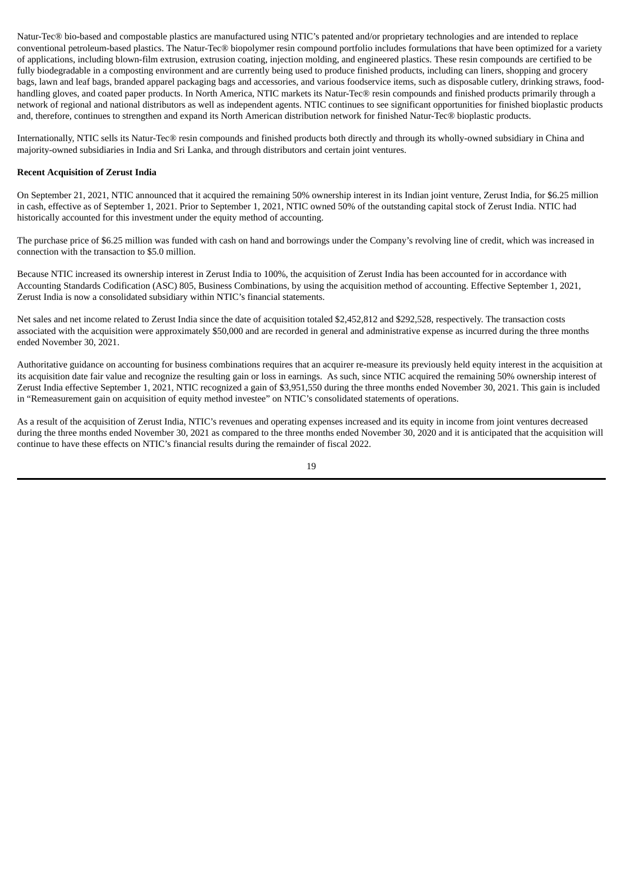Natur-Tec® bio-based and compostable plastics are manufactured using NTIC's patented and/or proprietary technologies and are intended to replace conventional petroleum-based plastics. The Natur-Tec® biopolymer resin compound portfolio includes formulations that have been optimized for a variety of applications, including blown-film extrusion, extrusion coating, injection molding, and engineered plastics. These resin compounds are certified to be fully biodegradable in a composting environment and are currently being used to produce finished products, including can liners, shopping and grocery bags, lawn and leaf bags, branded apparel packaging bags and accessories, and various foodservice items, such as disposable cutlery, drinking straws, food-handling gloves, and coated paper products. In North America, NTIC markets its Natur-Tec® resin compounds and finished products primarily through a network of regional and national distributors as well as independent agents. NTIC continues to see significant opportunities for finished bioplastic products and, therefore, continues to strengthen and expand its North American distribution network for finished Natur-Tec® bioplastic products.

Internationally, NTIC sells its Natur-Tec® resin compounds and finished products both directly and through its wholly-owned subsidiary in China and majority-owned subsidiaries in India and Sri Lanka, and through distributors and certain joint ventures.

**Recent Acquisition of Zerust India**

On September 21, 2021, NTIC announced that it acquired the remaining 50% ownership interest in its Indian joint venture, Zerust India, for $6.25 million in cash, effective as of September 1, 2021. Prior to September 1, 2021, NTIC owned 50% of the outstanding capital stock of Zerust India. NTIC had historically accounted for this investment under the equity method of accounting.

The purchase price of $6.25 million was funded with cash on hand and borrowings under the Company's revolving line of credit, which was increased in connection with the transaction to $5.0 million.

Because NTIC increased its ownership interest in Zerust India to 100%, the acquisition of Zerust India has been accounted for in accordance with Accounting Standards Codification (ASC) 805, Business Combinations, by using the acquisition method of accounting. Effective September 1, 2021, Zerust India is now a consolidated subsidiary within NTIC's financial statements.

Net sales and net income related to Zerust India since the date of acquisition totaled $2,452,812 and $292,528, respectively. The transaction costs associated with the acquisition were approximately $50,000 and are recorded in general and administrative expense as incurred during the three months ended November 30, 2021.

Authoritative guidance on accounting for business combinations requires that an acquirer re-measure its previously held equity interest in the acquisition at its acquisition date fair value and recognize the resulting gain or loss in earnings. As such, since NTIC acquired the remaining 50% ownership interest of Zerust India effective September 1, 2021, NTIC recognized a gain of $3,951,550 during the three months ended November 30, 2021. This gain is included in "Remeasurement gain on acquisition of equity method investee" on NTIC's consolidated statements of operations.

As a result of the acquisition of Zerust India, NTIC's revenues and operating expenses increased and its equity in income from joint ventures decreased during the three months ended November 30, 2021 as compared to the three months ended November 30, 2020 and it is anticipated that the acquisition will continue to have these effects on NTIC's financial results during the remainder of fiscal 2022.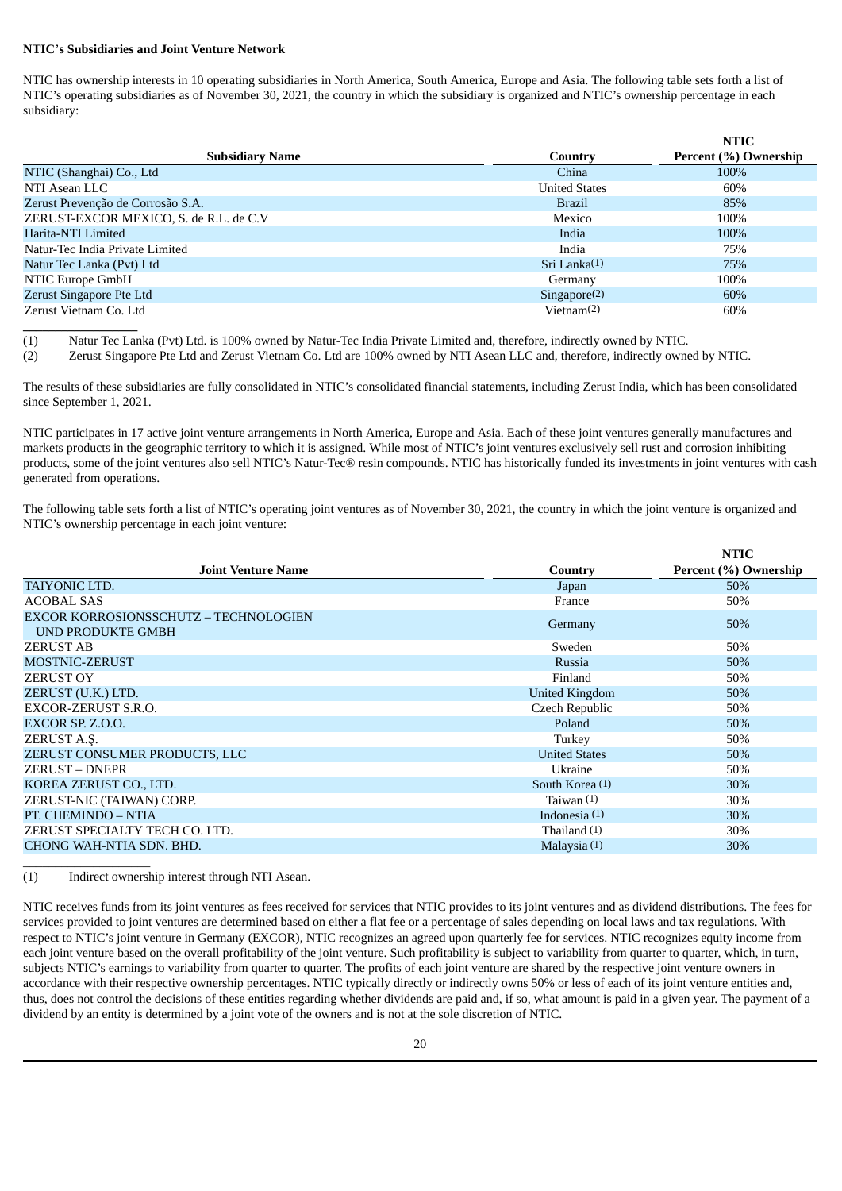**NTIC's Subsidiaries and Joint Venture Network**

NTIC has ownership interests in 10 operating subsidiaries in North America, South America, Europe and Asia. The following table sets forth a list of NTIC's operating subsidiaries as of November 30, 2021, the country in which the subsidiary is organized and NTIC's ownership percentage in each subsidiary:

| Subsidiary Name | Country | NTIC Percent (%) Ownership |
|---|---|---|
| NTIC (Shanghai) Co., Ltd | China | 100% |
| NTI Asean LLC | United States | 60% |
| Zerust Prevenção de Corrosão S.A. | Brazil | 85% |
| ZERUST-EXCOR MEXICO, S. de R.L. de C.V | Mexico | 100% |
| Harita-NTI Limited | India | 100% |
| Natur-Tec India Private Limited | India | 75% |
| Natur Tec Lanka (Pvt) Ltd | Sri Lanka(1) | 75% |
| NTIC Europe GmbH | Germany | 100% |
| Zerust Singapore Pte Ltd | Singapore(2) | 60% |
| Zerust Vietnam Co. Ltd | Vietnam(2) | 60% |

(1) Natur Tec Lanka (Pvt) Ltd. is 100% owned by Natur-Tec India Private Limited and, therefore, indirectly owned by NTIC.

(2) Zerust Singapore Pte Ltd and Zerust Vietnam Co. Ltd are 100% owned by NTI Asean LLC and, therefore, indirectly owned by NTIC.

The results of these subsidiaries are fully consolidated in NTIC's consolidated financial statements, including Zerust India, which has been consolidated since September 1, 2021.

NTIC participates in 17 active joint venture arrangements in North America, Europe and Asia. Each of these joint ventures generally manufactures and markets products in the geographic territory to which it is assigned. While most of NTIC's joint ventures exclusively sell rust and corrosion inhibiting products, some of the joint ventures also sell NTIC's Natur-Tec® resin compounds. NTIC has historically funded its investments in joint ventures with cash generated from operations.

The following table sets forth a list of NTIC's operating joint ventures as of November 30, 2021, the country in which the joint venture is organized and NTIC's ownership percentage in each joint venture:

| Joint Venture Name | Country | NTIC Percent (%) Ownership |
|---|---|---|
| TAIYONIC LTD. | Japan | 50% |
| ACOBAL SAS | France | 50% |
| EXCOR KORROSIONSSCHUTZ – TECHNOLOGIEN UND PRODUKTE GMBH | Germany | 50% |
| ZERUST AB | Sweden | 50% |
| MOSTNIC-ZERUST | Russia | 50% |
| ZERUST OY | Finland | 50% |
| ZERUST (U.K.) LTD. | United Kingdom | 50% |
| EXCOR-ZERUST S.R.O. | Czech Republic | 50% |
| EXCOR SP. Z.O.O. | Poland | 50% |
| ZERUST A.Ş. | Turkey | 50% |
| ZERUST CONSUMER PRODUCTS, LLC | United States | 50% |
| ZERUST – DNEPR | Ukraine | 50% |
| KOREA ZERUST CO., LTD. | South Korea (1) | 30% |
| ZERUST-NIC (TAIWAN) CORP. | Taiwan (1) | 30% |
| PT. CHEMINDO – NTIA | Indonesia (1) | 30% |
| ZERUST SPECIALTY TECH CO. LTD. | Thailand (1) | 30% |
| CHONG WAH-NTIA SDN. BHD. | Malaysia (1) | 30% |

(1) Indirect ownership interest through NTI Asean.

NTIC receives funds from its joint ventures as fees received for services that NTIC provides to its joint ventures and as dividend distributions. The fees for services provided to joint ventures are determined based on either a flat fee or a percentage of sales depending on local laws and tax regulations. With respect to NTIC's joint venture in Germany (EXCOR), NTIC recognizes an agreed upon quarterly fee for services. NTIC recognizes equity income from each joint venture based on the overall profitability of the joint venture. Such profitability is subject to variability from quarter to quarter, which, in turn, subjects NTIC's earnings to variability from quarter to quarter. The profits of each joint venture are shared by the respective joint venture owners in accordance with their respective ownership percentages. NTIC typically directly or indirectly owns 50% or less of each of its joint venture entities and, thus, does not control the decisions of these entities regarding whether dividends are paid and, if so, what amount is paid in a given year. The payment of a dividend by an entity is determined by a joint vote of the owners and is not at the sole discretion of NTIC.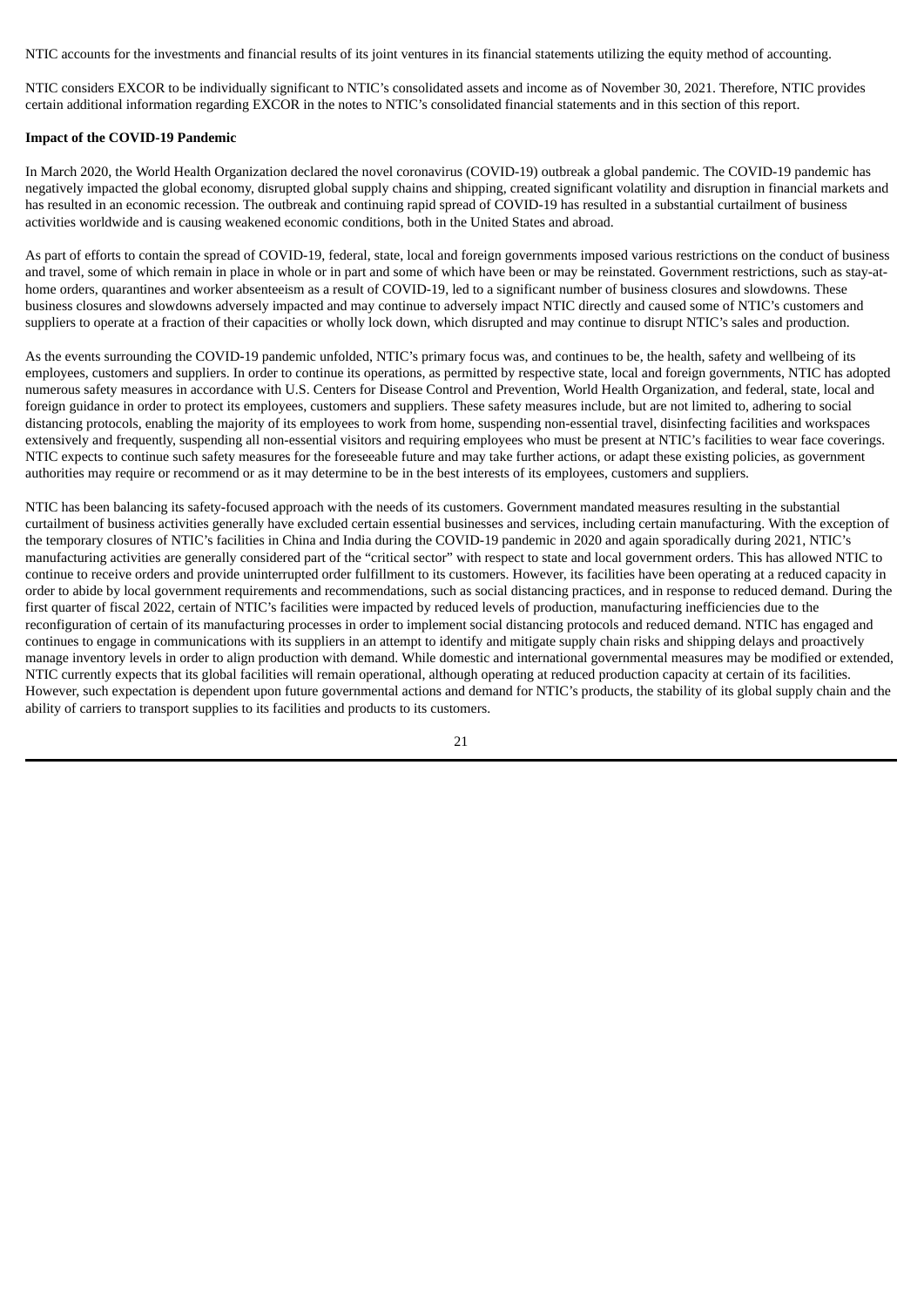NTIC accounts for the investments and financial results of its joint ventures in its financial statements utilizing the equity method of accounting.

NTIC considers EXCOR to be individually significant to NTIC's consolidated assets and income as of November 30, 2021. Therefore, NTIC provides certain additional information regarding EXCOR in the notes to NTIC's consolidated financial statements and in this section of this report.

**Impact of the COVID-19 Pandemic**

In March 2020, the World Health Organization declared the novel coronavirus (COVID-19) outbreak a global pandemic. The COVID-19 pandemic has negatively impacted the global economy, disrupted global supply chains and shipping, created significant volatility and disruption in financial markets and has resulted in an economic recession. The outbreak and continuing rapid spread of COVID-19 has resulted in a substantial curtailment of business activities worldwide and is causing weakened economic conditions, both in the United States and abroad.

As part of efforts to contain the spread of COVID-19, federal, state, local and foreign governments imposed various restrictions on the conduct of business and travel, some of which remain in place in whole or in part and some of which have been or may be reinstated. Government restrictions, such as stay-at-home orders, quarantines and worker absenteeism as a result of COVID-19, led to a significant number of business closures and slowdowns. These business closures and slowdowns adversely impacted and may continue to adversely impact NTIC directly and caused some of NTIC's customers and suppliers to operate at a fraction of their capacities or wholly lock down, which disrupted and may continue to disrupt NTIC's sales and production.

As the events surrounding the COVID-19 pandemic unfolded, NTIC's primary focus was, and continues to be, the health, safety and wellbeing of its employees, customers and suppliers. In order to continue its operations, as permitted by respective state, local and foreign governments, NTIC has adopted numerous safety measures in accordance with U.S. Centers for Disease Control and Prevention, World Health Organization, and federal, state, local and foreign guidance in order to protect its employees, customers and suppliers. These safety measures include, but are not limited to, adhering to social distancing protocols, enabling the majority of its employees to work from home, suspending non-essential travel, disinfecting facilities and workspaces extensively and frequently, suspending all non-essential visitors and requiring employees who must be present at NTIC's facilities to wear face coverings. NTIC expects to continue such safety measures for the foreseeable future and may take further actions, or adapt these existing policies, as government authorities may require or recommend or as it may determine to be in the best interests of its employees, customers and suppliers.

NTIC has been balancing its safety-focused approach with the needs of its customers. Government mandated measures resulting in the substantial curtailment of business activities generally have excluded certain essential businesses and services, including certain manufacturing. With the exception of the temporary closures of NTIC's facilities in China and India during the COVID-19 pandemic in 2020 and again sporadically during 2021, NTIC's manufacturing activities are generally considered part of the "critical sector" with respect to state and local government orders. This has allowed NTIC to continue to receive orders and provide uninterrupted order fulfillment to its customers. However, its facilities have been operating at a reduced capacity in order to abide by local government requirements and recommendations, such as social distancing practices, and in response to reduced demand. During the first quarter of fiscal 2022, certain of NTIC's facilities were impacted by reduced levels of production, manufacturing inefficiencies due to the reconfiguration of certain of its manufacturing processes in order to implement social distancing protocols and reduced demand. NTIC has engaged and continues to engage in communications with its suppliers in an attempt to identify and mitigate supply chain risks and shipping delays and proactively manage inventory levels in order to align production with demand. While domestic and international governmental measures may be modified or extended, NTIC currently expects that its global facilities will remain operational, although operating at reduced production capacity at certain of its facilities. However, such expectation is dependent upon future governmental actions and demand for NTIC's products, the stability of its global supply chain and the ability of carriers to transport supplies to its facilities and products to its customers.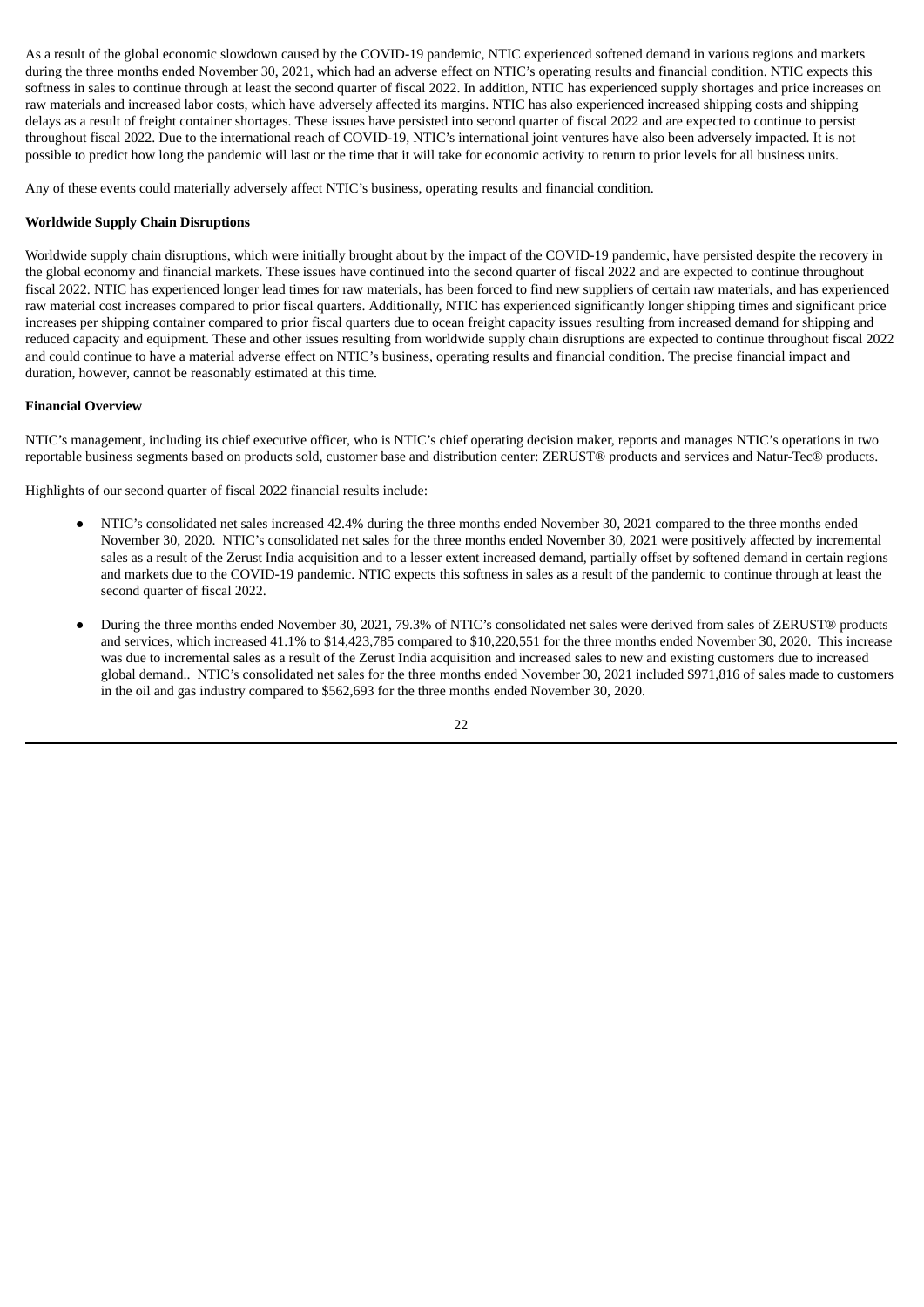As a result of the global economic slowdown caused by the COVID-19 pandemic, NTIC experienced softened demand in various regions and markets during the three months ended November 30, 2021, which had an adverse effect on NTIC's operating results and financial condition. NTIC expects this softness in sales to continue through at least the second quarter of fiscal 2022. In addition, NTIC has experienced supply shortages and price increases on raw materials and increased labor costs, which have adversely affected its margins. NTIC has also experienced increased shipping costs and shipping delays as a result of freight container shortages. These issues have persisted into second quarter of fiscal 2022 and are expected to continue to persist throughout fiscal 2022. Due to the international reach of COVID-19, NTIC's international joint ventures have also been adversely impacted. It is not possible to predict how long the pandemic will last or the time that it will take for economic activity to return to prior levels for all business units.

Any of these events could materially adversely affect NTIC's business, operating results and financial condition.

**Worldwide Supply Chain Disruptions**

Worldwide supply chain disruptions, which were initially brought about by the impact of the COVID-19 pandemic, have persisted despite the recovery in the global economy and financial markets. These issues have continued into the second quarter of fiscal 2022 and are expected to continue throughout fiscal 2022. NTIC has experienced longer lead times for raw materials, has been forced to find new suppliers of certain raw materials, and has experienced raw material cost increases compared to prior fiscal quarters. Additionally, NTIC has experienced significantly longer shipping times and significant price increases per shipping container compared to prior fiscal quarters due to ocean freight capacity issues resulting from increased demand for shipping and reduced capacity and equipment. These and other issues resulting from worldwide supply chain disruptions are expected to continue throughout fiscal 2022 and could continue to have a material adverse effect on NTIC's business, operating results and financial condition. The precise financial impact and duration, however, cannot be reasonably estimated at this time.

**Financial Overview**

NTIC's management, including its chief executive officer, who is NTIC's chief operating decision maker, reports and manages NTIC's operations in two reportable business segments based on products sold, customer base and distribution center: ZERUST® products and services and Natur-Tec® products.

Highlights of our second quarter of fiscal 2022 financial results include:

- NTIC's consolidated net sales increased 42.4% during the three months ended November 30, 2021 compared to the three months ended November 30, 2020. NTIC's consolidated net sales for the three months ended November 30, 2021 were positively affected by incremental sales as a result of the Zerust India acquisition and to a lesser extent increased demand, partially offset by softened demand in certain regions and markets due to the COVID-19 pandemic. NTIC expects this softness in sales as a result of the pandemic to continue through at least the second quarter of fiscal 2022.

- During the three months ended November 30, 2021, 79.3% of NTIC's consolidated net sales were derived from sales of ZERUST® products and services, which increased 41.1% to $14,423,785 compared to $10,220,551 for the three months ended November 30, 2020. This increase was due to incremental sales as a result of the Zerust India acquisition and increased sales to new and existing customers due to increased global demand.. NTIC's consolidated net sales for the three months ended November 30, 2021 included $971,816 of sales made to customers in the oil and gas industry compared to $562,693 for the three months ended November 30, 2020.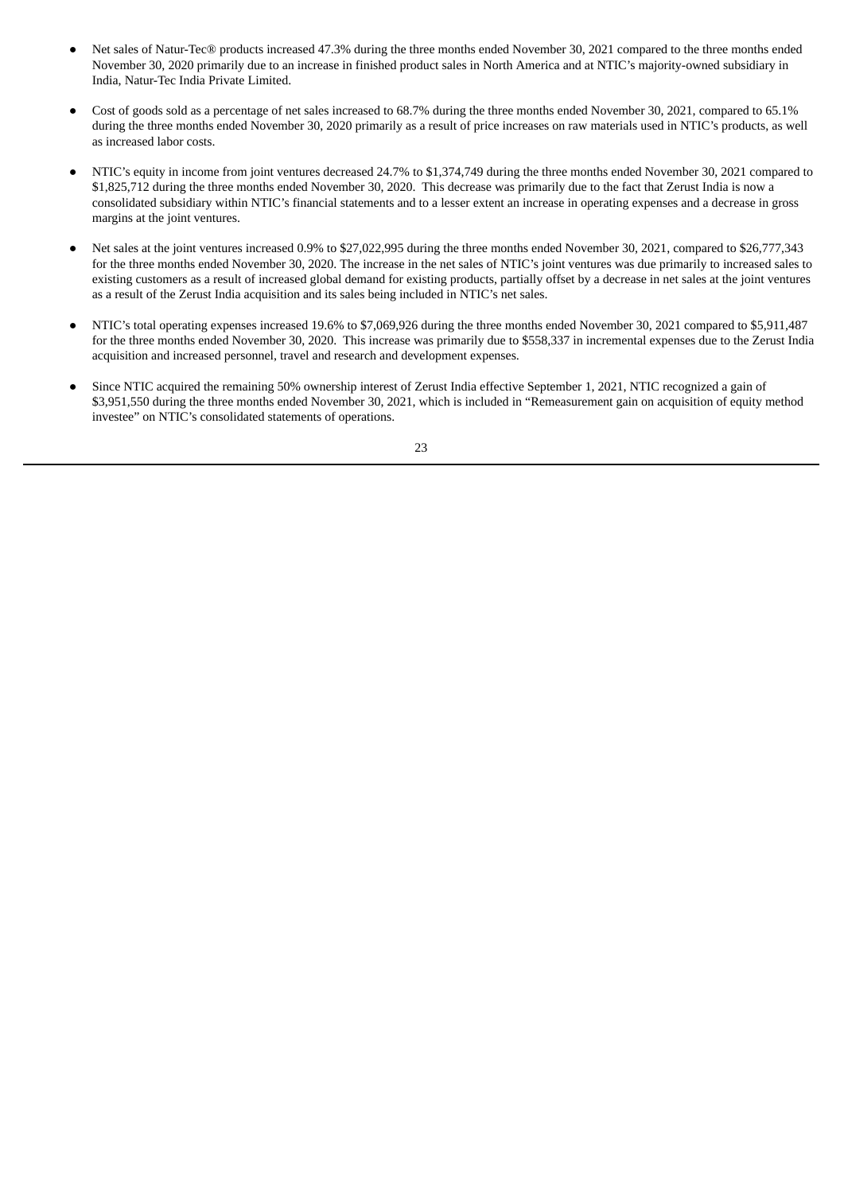- Net sales of Natur-Tec® products increased 47.3% during the three months ended November 30, 2021 compared to the three months ended November 30, 2020 primarily due to an increase in finished product sales in North America and at NTIC's majority-owned subsidiary in India, Natur-Tec India Private Limited.

- Cost of goods sold as a percentage of net sales increased to 68.7% during the three months ended November 30, 2021, compared to 65.1% during the three months ended November 30, 2020 primarily as a result of price increases on raw materials used in NTIC's products, as well as increased labor costs.

- NTIC's equity in income from joint ventures decreased 24.7% to $1,374,749 during the three months ended November 30, 2021 compared to $1,825,712 during the three months ended November 30, 2020. This decrease was primarily due to the fact that Zerust India is now a consolidated subsidiary within NTIC's financial statements and to a lesser extent an increase in operating expenses and a decrease in gross margins at the joint ventures.

- Net sales at the joint ventures increased 0.9% to $27,022,995 during the three months ended November 30, 2021, compared to $26,777,343 for the three months ended November 30, 2020. The increase in the net sales of NTIC's joint ventures was due primarily to increased sales to existing customers as a result of increased global demand for existing products, partially offset by a decrease in net sales at the joint ventures as a result of the Zerust India acquisition and its sales being included in NTIC's net sales.

- NTIC's total operating expenses increased 19.6% to $7,069,926 during the three months ended November 30, 2021 compared to $5,911,487 for the three months ended November 30, 2020. This increase was primarily due to $558,337 in incremental expenses due to the Zerust India acquisition and increased personnel, travel and research and development expenses.

- Since NTIC acquired the remaining 50% ownership interest of Zerust India effective September 1, 2021, NTIC recognized a gain of $3,951,550 during the three months ended November 30, 2021, which is included in "Remeasurement gain on acquisition of equity method investee" on NTIC's consolidated statements of operations.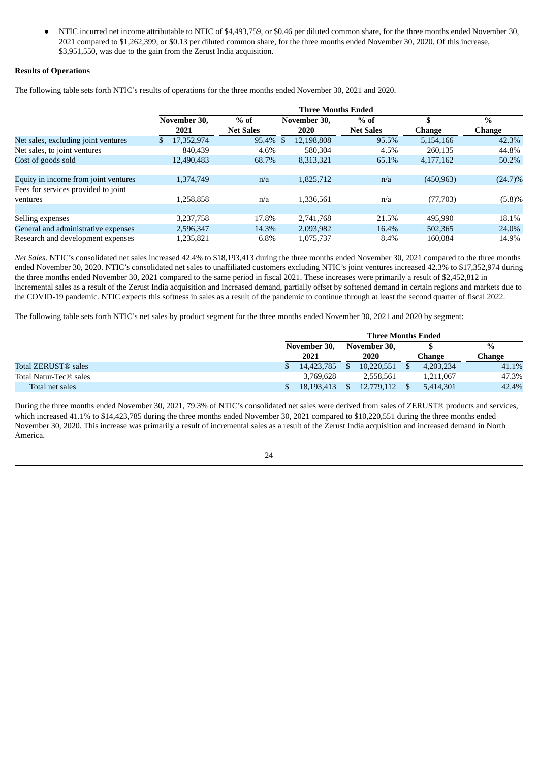- NTIC incurred net income attributable to NTIC of $4,493,759, or $0.46 per diluted common share, for the three months ended November 30, 2021 compared to $1,262,399, or $0.13 per diluted common share, for the three months ended November 30, 2020. Of this increase, $3,951,550, was due to the gain from the Zerust India acquisition.

**Results of Operations**

The following table sets forth NTIC's results of operations for the three months ended November 30, 2021 and 2020.

| | Three Months Ended | | | | | |
|---|---|---|---|---|---|---|
| | November 30, 2021 | % of Net Sales | November 30, 2020 | % of Net Sales | $ Change | % Change |
| Net sales, excluding joint ventures | $ 17,352,974 | 95.4% | $ 12,198,808 | 95.5% | 5,154,166 | 42.3% |
| Net sales, to joint ventures | 840,439 | 4.6% | 580,304 | 4.5% | 260,135 | 44.8% |
| Cost of goods sold | 12,490,483 | 68.7% | 8,313,321 | 65.1% | 4,177,162 | 50.2% |
| | | | | | | |
| Equity in income from joint ventures | 1,374,749 | n/a | 1,825,712 | n/a | (450,963) | (24.7)% |
| Fees for services provided to joint ventures | 1,258,858 | n/a | 1,336,561 | n/a | (77,703) | (5.8)% |
| | | | | | | |
| Selling expenses | 3,237,758 | 17.8% | 2,741,768 | 21.5% | 495,990 | 18.1% |
| General and administrative expenses | 2,596,347 | 14.3% | 2,093,982 | 16.4% | 502,365 | 24.0% |
| Research and development expenses | 1,235,821 | 6.8% | 1,075,737 | 8.4% | 160,084 | 14.9% |

*Net Sales*. NTIC's consolidated net sales increased 42.4% to $18,193,413 during the three months ended November 30, 2021 compared to the three months ended November 30, 2020. NTIC's consolidated net sales to unaffiliated customers excluding NTIC's joint ventures increased 42.3% to $17,352,974 during the three months ended November 30, 2021 compared to the same period in fiscal 2021. These increases were primarily a result of $2,452,812 in incremental sales as a result of the Zerust India acquisition and increased demand, partially offset by softened demand in certain regions and markets due to the COVID-19 pandemic. NTIC expects this softness in sales as a result of the pandemic to continue through at least the second quarter of fiscal 2022.

The following table sets forth NTIC's net sales by product segment for the three months ended November 30, 2021 and 2020 by segment:

| | Three Months Ended | | | |
|---|---|---|---|---|
| | November 30, 2021 | November 30, 2020 | $ Change | % Change |
| Total ZERUST® sales | $ 14,423,785 | $ 10,220,551 | $ 4,203,234 | 41.1% |
| Total Natur-Tec® sales | 3,769,628 | 2,558,561 | 1,211,067 | 47.3% |
| Total net sales | $ 18,193,413 | $ 12,779,112 | $ 5,414,301 | 42.4% |

During the three months ended November 30, 2021, 79.3% of NTIC's consolidated net sales were derived from sales of ZERUST® products and services, which increased 41.1% to $14,423,785 during the three months ended November 30, 2021 compared to $10,220,551 during the three months ended November 30, 2020. This increase was primarily a result of incremental sales as a result of the Zerust India acquisition and increased demand in North America.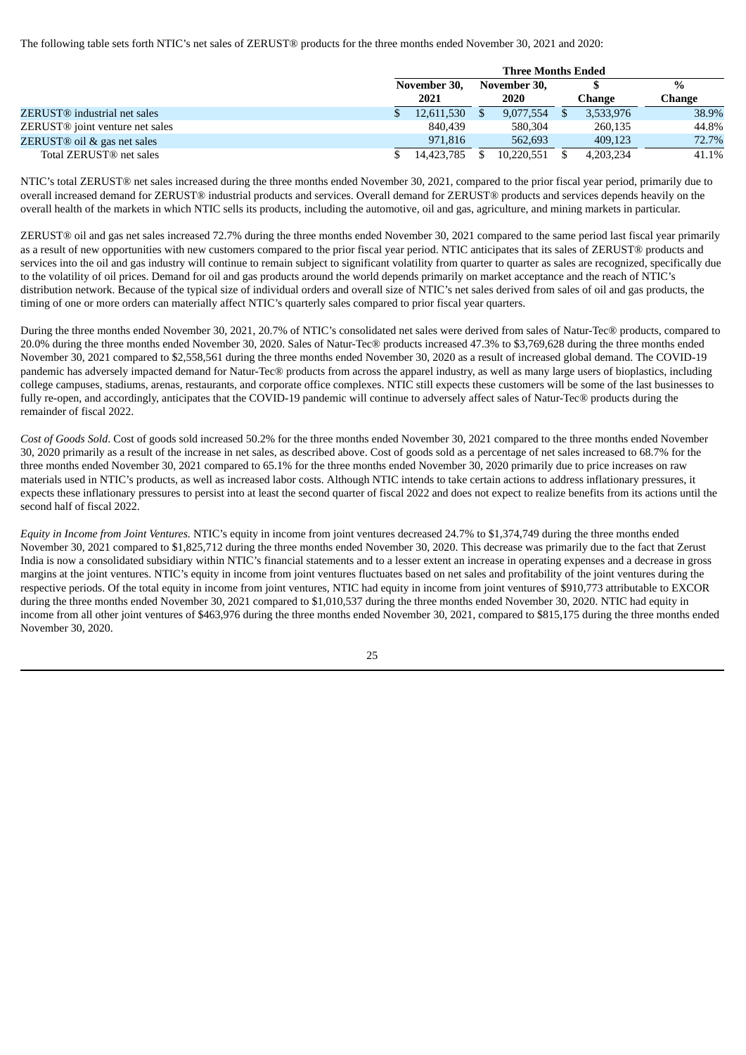The following table sets forth NTIC's net sales of ZERUST® products for the three months ended November 30, 2021 and 2020:

| | Three Months Ended | | | |
|---|---|---|---|---|
| | November 30, 2021 | November 30, 2020 | $ Change | % Change |
| ZERUST® industrial net sales | $ 12,611,530 | $ 9,077,554 | $ 3,533,976 | 38.9% |
| ZERUST® joint venture net sales | 840,439 | 580,304 | 260,135 | 44.8% |
| ZERUST® oil & gas net sales | 971,816 | 562,693 | 409,123 | 72.7% |
| Total ZERUST® net sales | $ 14,423,785 | $ 10,220,551 | $ 4,203,234 | 41.1% |

NTIC's total ZERUST® net sales increased during the three months ended November 30, 2021, compared to the prior fiscal year period, primarily due to overall increased demand for ZERUST® industrial products and services. Overall demand for ZERUST® products and services depends heavily on the overall health of the markets in which NTIC sells its products, including the automotive, oil and gas, agriculture, and mining markets in particular.

ZERUST® oil and gas net sales increased 72.7% during the three months ended November 30, 2021 compared to the same period last fiscal year primarily as a result of new opportunities with new customers compared to the prior fiscal year period. NTIC anticipates that its sales of ZERUST® products and services into the oil and gas industry will continue to remain subject to significant volatility from quarter to quarter as sales are recognized, specifically due to the volatility of oil prices. Demand for oil and gas products around the world depends primarily on market acceptance and the reach of NTIC's distribution network. Because of the typical size of individual orders and overall size of NTIC's net sales derived from sales of oil and gas products, the timing of one or more orders can materially affect NTIC's quarterly sales compared to prior fiscal year quarters.

During the three months ended November 30, 2021, 20.7% of NTIC's consolidated net sales were derived from sales of Natur-Tec® products, compared to 20.0% during the three months ended November 30, 2020. Sales of Natur-Tec® products increased 47.3% to $3,769,628 during the three months ended November 30, 2021 compared to $2,558,561 during the three months ended November 30, 2020 as a result of increased global demand. The COVID-19 pandemic has adversely impacted demand for Natur-Tec® products from across the apparel industry, as well as many large users of bioplastics, including college campuses, stadiums, arenas, restaurants, and corporate office complexes. NTIC still expects these customers will be some of the last businesses to fully re-open, and accordingly, anticipates that the COVID-19 pandemic will continue to adversely affect sales of Natur-Tec® products during the remainder of fiscal 2022.

*Cost of Goods Sold*. Cost of goods sold increased 50.2% for the three months ended November 30, 2021 compared to the three months ended November 30, 2020 primarily as a result of the increase in net sales, as described above. Cost of goods sold as a percentage of net sales increased to 68.7% for the three months ended November 30, 2021 compared to 65.1% for the three months ended November 30, 2020 primarily due to price increases on raw materials used in NTIC's products, as well as increased labor costs. Although NTIC intends to take certain actions to address inflationary pressures, it expects these inflationary pressures to persist into at least the second quarter of fiscal 2022 and does not expect to realize benefits from its actions until the second half of fiscal 2022.

*Equity in Income from Joint Ventures.* NTIC's equity in income from joint ventures decreased 24.7% to $1,374,749 during the three months ended November 30, 2021 compared to $1,825,712 during the three months ended November 30, 2020. This decrease was primarily due to the fact that Zerust India is now a consolidated subsidiary within NTIC's financial statements and to a lesser extent an increase in operating expenses and a decrease in gross margins at the joint ventures. NTIC's equity in income from joint ventures fluctuates based on net sales and profitability of the joint ventures during the respective periods. Of the total equity in income from joint ventures, NTIC had equity in income from joint ventures of $910,773 attributable to EXCOR during the three months ended November 30, 2021 compared to $1,010,537 during the three months ended November 30, 2020. NTIC had equity in income from all other joint ventures of $463,976 during the three months ended November 30, 2021, compared to $815,175 during the three months ended November 30, 2020.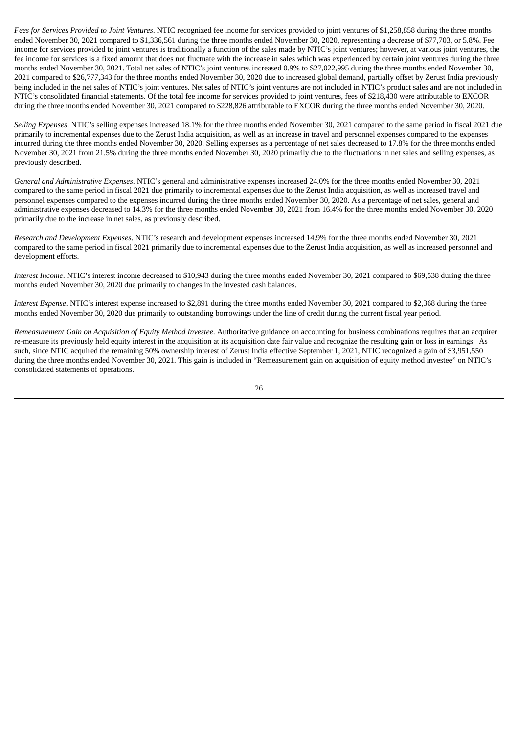*Fees for Services Provided to Joint Ventures*. NTIC recognized fee income for services provided to joint ventures of $1,258,858 during the three months ended November 30, 2021 compared to $1,336,561 during the three months ended November 30, 2020, representing a decrease of $77,703, or 5.8%. Fee income for services provided to joint ventures is traditionally a function of the sales made by NTIC's joint ventures; however, at various joint ventures, the fee income for services is a fixed amount that does not fluctuate with the increase in sales which was experienced by certain joint ventures during the three months ended November 30, 2021. Total net sales of NTIC's joint ventures increased 0.9% to $27,022,995 during the three months ended November 30, 2021 compared to $26,777,343 for the three months ended November 30, 2020 due to increased global demand, partially offset by Zerust India previously being included in the net sales of NTIC's joint ventures. Net sales of NTIC's joint ventures are not included in NTIC's product sales and are not included in NTIC's consolidated financial statements. Of the total fee income for services provided to joint ventures, fees of $218,430 were attributable to EXCOR during the three months ended November 30, 2021 compared to $228,826 attributable to EXCOR during the three months ended November 30, 2020.

*Selling Expenses*. NTIC's selling expenses increased 18.1% for the three months ended November 30, 2021 compared to the same period in fiscal 2021 due primarily to incremental expenses due to the Zerust India acquisition, as well as an increase in travel and personnel expenses compared to the expenses incurred during the three months ended November 30, 2020. Selling expenses as a percentage of net sales decreased to 17.8% for the three months ended November 30, 2021 from 21.5% during the three months ended November 30, 2020 primarily due to the fluctuations in net sales and selling expenses, as previously described.

*General and Administrative Expenses*. NTIC's general and administrative expenses increased 24.0% for the three months ended November 30, 2021 compared to the same period in fiscal 2021 due primarily to incremental expenses due to the Zerust India acquisition, as well as increased travel and personnel expenses compared to the expenses incurred during the three months ended November 30, 2020. As a percentage of net sales, general and administrative expenses decreased to 14.3% for the three months ended November 30, 2021 from 16.4% for the three months ended November 30, 2020 primarily due to the increase in net sales, as previously described.

*Research and Development Expenses*. NTIC's research and development expenses increased 14.9% for the three months ended November 30, 2021 compared to the same period in fiscal 2021 primarily due to incremental expenses due to the Zerust India acquisition, as well as increased personnel and development efforts.

*Interest Income*. NTIC's interest income decreased to $10,943 during the three months ended November 30, 2021 compared to $69,538 during the three months ended November 30, 2020 due primarily to changes in the invested cash balances.

*Interest Expense*. NTIC's interest expense increased to $2,891 during the three months ended November 30, 2021 compared to $2,368 during the three months ended November 30, 2020 due primarily to outstanding borrowings under the line of credit during the current fiscal year period.

*Remeasurement Gain on Acquisition of Equity Method Investee*. Authoritative guidance on accounting for business combinations requires that an acquirer re-measure its previously held equity interest in the acquisition at its acquisition date fair value and recognize the resulting gain or loss in earnings. As such, since NTIC acquired the remaining 50% ownership interest of Zerust India effective September 1, 2021, NTIC recognized a gain of $3,951,550 during the three months ended November 30, 2021. This gain is included in "Remeasurement gain on acquisition of equity method investee" on NTIC's consolidated statements of operations.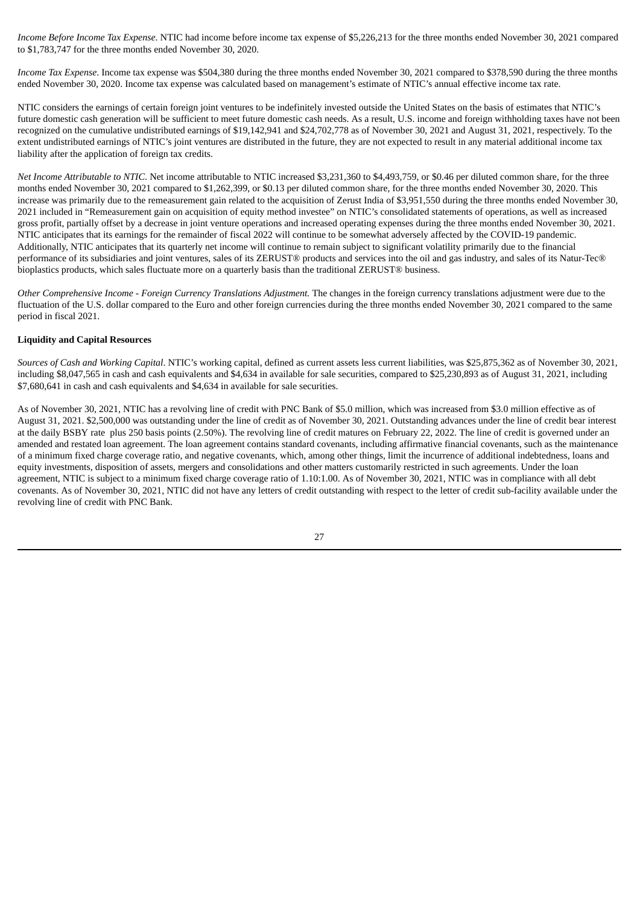*Income Before Income Tax Expense*. NTIC had income before income tax expense of $5,226,213 for the three months ended November 30, 2021 compared to $1,783,747 for the three months ended November 30, 2020.

*Income Tax Expense*. Income tax expense was $504,380 during the three months ended November 30, 2021 compared to $378,590 during the three months ended November 30, 2020. Income tax expense was calculated based on management's estimate of NTIC's annual effective income tax rate.

NTIC considers the earnings of certain foreign joint ventures to be indefinitely invested outside the United States on the basis of estimates that NTIC's future domestic cash generation will be sufficient to meet future domestic cash needs. As a result, U.S. income and foreign withholding taxes have not been recognized on the cumulative undistributed earnings of $19,142,941 and $24,702,778 as of November 30, 2021 and August 31, 2021, respectively. To the extent undistributed earnings of NTIC's joint ventures are distributed in the future, they are not expected to result in any material additional income tax liability after the application of foreign tax credits.

*Net Income Attributable to NTIC*. Net income attributable to NTIC increased $3,231,360 to $4,493,759, or $0.46 per diluted common share, for the three months ended November 30, 2021 compared to $1,262,399, or $0.13 per diluted common share, for the three months ended November 30, 2020. This increase was primarily due to the remeasurement gain related to the acquisition of Zerust India of $3,951,550 during the three months ended November 30, 2021 included in "Remeasurement gain on acquisition of equity method investee" on NTIC's consolidated statements of operations, as well as increased gross profit, partially offset by a decrease in joint venture operations and increased operating expenses during the three months ended November 30, 2021. NTIC anticipates that its earnings for the remainder of fiscal 2022 will continue to be somewhat adversely affected by the COVID-19 pandemic. Additionally, NTIC anticipates that its quarterly net income will continue to remain subject to significant volatility primarily due to the financial performance of its subsidiaries and joint ventures, sales of its ZERUST® products and services into the oil and gas industry, and sales of its Natur-Tec® bioplastics products, which sales fluctuate more on a quarterly basis than the traditional ZERUST® business.

*Other Comprehensive Income - Foreign Currency Translations Adjustment.* The changes in the foreign currency translations adjustment were due to the fluctuation of the U.S. dollar compared to the Euro and other foreign currencies during the three months ended November 30, 2021 compared to the same period in fiscal 2021.

**Liquidity and Capital Resources**

*Sources of Cash and Working Capital*. NTIC's working capital, defined as current assets less current liabilities, was $25,875,362 as of November 30, 2021, including $8,047,565 in cash and cash equivalents and $4,634 in available for sale securities, compared to $25,230,893 as of August 31, 2021, including $7,680,641 in cash and cash equivalents and $4,634 in available for sale securities.

As of November 30, 2021, NTIC has a revolving line of credit with PNC Bank of $5.0 million, which was increased from $3.0 million effective as of August 31, 2021. $2,500,000 was outstanding under the line of credit as of November 30, 2021. Outstanding advances under the line of credit bear interest at the daily BSBY rate plus 250 basis points (2.50%). The revolving line of credit matures on February 22, 2022. The line of credit is governed under an amended and restated loan agreement. The loan agreement contains standard covenants, including affirmative financial covenants, such as the maintenance of a minimum fixed charge coverage ratio, and negative covenants, which, among other things, limit the incurrence of additional indebtedness, loans and equity investments, disposition of assets, mergers and consolidations and other matters customarily restricted in such agreements. Under the loan agreement, NTIC is subject to a minimum fixed charge coverage ratio of 1.10:1.00. As of November 30, 2021, NTIC was in compliance with all debt covenants. As of November 30, 2021, NTIC did not have any letters of credit outstanding with respect to the letter of credit sub-facility available under the revolving line of credit with PNC Bank.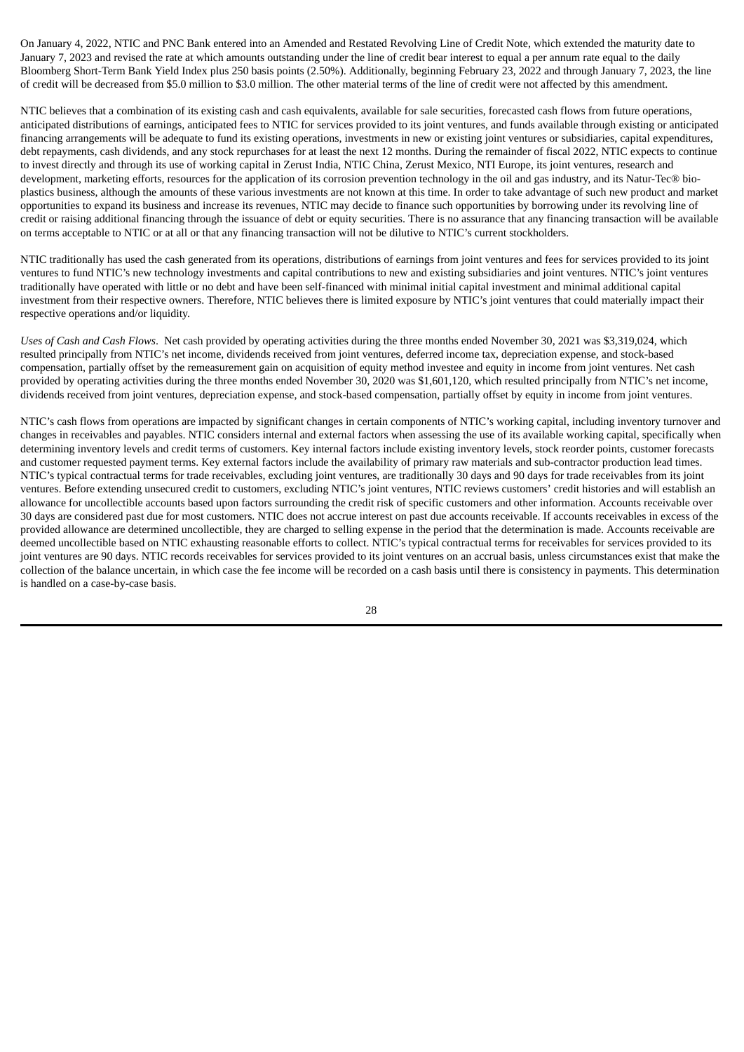On January 4, 2022, NTIC and PNC Bank entered into an Amended and Restated Revolving Line of Credit Note, which extended the maturity date to January 7, 2023 and revised the rate at which amounts outstanding under the line of credit bear interest to equal a per annum rate equal to the daily Bloomberg Short-Term Bank Yield Index plus 250 basis points (2.50%). Additionally, beginning February 23, 2022 and through January 7, 2023, the line of credit will be decreased from $5.0 million to $3.0 million. The other material terms of the line of credit were not affected by this amendment.

NTIC believes that a combination of its existing cash and cash equivalents, available for sale securities, forecasted cash flows from future operations, anticipated distributions of earnings, anticipated fees to NTIC for services provided to its joint ventures, and funds available through existing or anticipated financing arrangements will be adequate to fund its existing operations, investments in new or existing joint ventures or subsidiaries, capital expenditures, debt repayments, cash dividends, and any stock repurchases for at least the next 12 months. During the remainder of fiscal 2022, NTIC expects to continue to invest directly and through its use of working capital in Zerust India, NTIC China, Zerust Mexico, NTI Europe, its joint ventures, research and development, marketing efforts, resources for the application of its corrosion prevention technology in the oil and gas industry, and its Natur-Tec® bio-plastics business, although the amounts of these various investments are not known at this time. In order to take advantage of such new product and market opportunities to expand its business and increase its revenues, NTIC may decide to finance such opportunities by borrowing under its revolving line of credit or raising additional financing through the issuance of debt or equity securities. There is no assurance that any financing transaction will be available on terms acceptable to NTIC or at all or that any financing transaction will not be dilutive to NTIC's current stockholders.

NTIC traditionally has used the cash generated from its operations, distributions of earnings from joint ventures and fees for services provided to its joint ventures to fund NTIC's new technology investments and capital contributions to new and existing subsidiaries and joint ventures. NTIC's joint ventures traditionally have operated with little or no debt and have been self-financed with minimal initial capital investment and minimal additional capital investment from their respective owners. Therefore, NTIC believes there is limited exposure by NTIC's joint ventures that could materially impact their respective operations and/or liquidity.

*Uses of Cash and Cash Flows*. Net cash provided by operating activities during the three months ended November 30, 2021 was $3,319,024, which resulted principally from NTIC's net income, dividends received from joint ventures, deferred income tax, depreciation expense, and stock-based compensation, partially offset by the remeasurement gain on acquisition of equity method investee and equity in income from joint ventures. Net cash provided by operating activities during the three months ended November 30, 2020 was $1,601,120, which resulted principally from NTIC's net income, dividends received from joint ventures, depreciation expense, and stock-based compensation, partially offset by equity in income from joint ventures.

NTIC's cash flows from operations are impacted by significant changes in certain components of NTIC's working capital, including inventory turnover and changes in receivables and payables. NTIC considers internal and external factors when assessing the use of its available working capital, specifically when determining inventory levels and credit terms of customers. Key internal factors include existing inventory levels, stock reorder points, customer forecasts and customer requested payment terms. Key external factors include the availability of primary raw materials and sub-contractor production lead times. NTIC's typical contractual terms for trade receivables, excluding joint ventures, are traditionally 30 days and 90 days for trade receivables from its joint ventures. Before extending unsecured credit to customers, excluding NTIC's joint ventures, NTIC reviews customers' credit histories and will establish an allowance for uncollectible accounts based upon factors surrounding the credit risk of specific customers and other information. Accounts receivable over 30 days are considered past due for most customers. NTIC does not accrue interest on past due accounts receivable. If accounts receivables in excess of the provided allowance are determined uncollectible, they are charged to selling expense in the period that the determination is made. Accounts receivable are deemed uncollectible based on NTIC exhausting reasonable efforts to collect. NTIC's typical contractual terms for receivables for services provided to its joint ventures are 90 days. NTIC records receivables for services provided to its joint ventures on an accrual basis, unless circumstances exist that make the collection of the balance uncertain, in which case the fee income will be recorded on a cash basis until there is consistency in payments. This determination is handled on a case-by-case basis.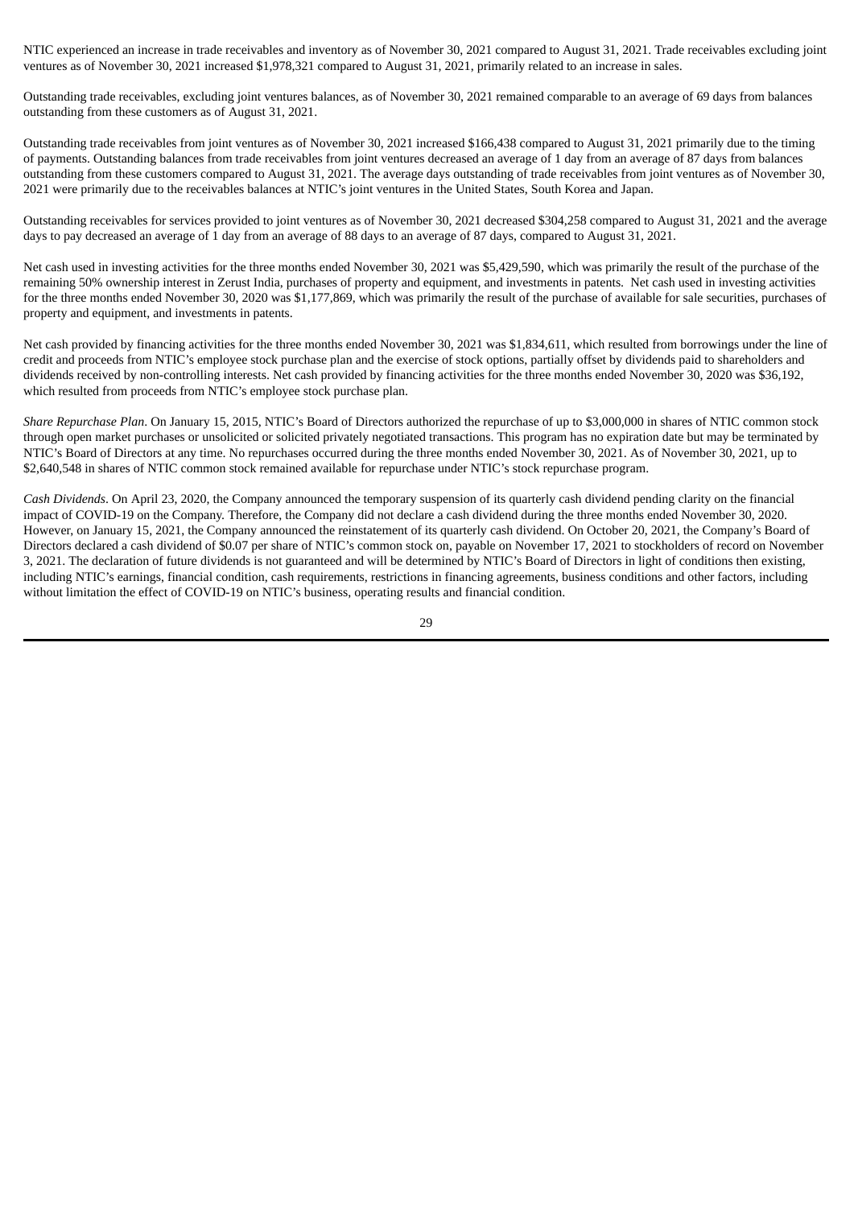NTIC experienced an increase in trade receivables and inventory as of November 30, 2021 compared to August 31, 2021. Trade receivables excluding joint ventures as of November 30, 2021 increased $1,978,321 compared to August 31, 2021, primarily related to an increase in sales.

Outstanding trade receivables, excluding joint ventures balances, as of November 30, 2021 remained comparable to an average of 69 days from balances outstanding from these customers as of August 31, 2021.

Outstanding trade receivables from joint ventures as of November 30, 2021 increased $166,438 compared to August 31, 2021 primarily due to the timing of payments. Outstanding balances from trade receivables from joint ventures decreased an average of 1 day from an average of 87 days from balances outstanding from these customers compared to August 31, 2021. The average days outstanding of trade receivables from joint ventures as of November 30, 2021 were primarily due to the receivables balances at NTIC's joint ventures in the United States, South Korea and Japan.

Outstanding receivables for services provided to joint ventures as of November 30, 2021 decreased $304,258 compared to August 31, 2021 and the average days to pay decreased an average of 1 day from an average of 88 days to an average of 87 days, compared to August 31, 2021.

Net cash used in investing activities for the three months ended November 30, 2021 was $5,429,590, which was primarily the result of the purchase of the remaining 50% ownership interest in Zerust India, purchases of property and equipment, and investments in patents. Net cash used in investing activities for the three months ended November 30, 2020 was $1,177,869, which was primarily the result of the purchase of available for sale securities, purchases of property and equipment, and investments in patents.

Net cash provided by financing activities for the three months ended November 30, 2021 was $1,834,611, which resulted from borrowings under the line of credit and proceeds from NTIC's employee stock purchase plan and the exercise of stock options, partially offset by dividends paid to shareholders and dividends received by non-controlling interests. Net cash provided by financing activities for the three months ended November 30, 2020 was $36,192, which resulted from proceeds from NTIC's employee stock purchase plan.

*Share Repurchase Plan*. On January 15, 2015, NTIC's Board of Directors authorized the repurchase of up to $3,000,000 in shares of NTIC common stock through open market purchases or unsolicited or solicited privately negotiated transactions. This program has no expiration date but may be terminated by NTIC's Board of Directors at any time. No repurchases occurred during the three months ended November 30, 2021. As of November 30, 2021, up to $2,640,548 in shares of NTIC common stock remained available for repurchase under NTIC's stock repurchase program.

*Cash Dividends*. On April 23, 2020, the Company announced the temporary suspension of its quarterly cash dividend pending clarity on the financial impact of COVID-19 on the Company. Therefore, the Company did not declare a cash dividend during the three months ended November 30, 2020. However, on January 15, 2021, the Company announced the reinstatement of its quarterly cash dividend. On October 20, 2021, the Company's Board of Directors declared a cash dividend of $0.07 per share of NTIC's common stock on, payable on November 17, 2021 to stockholders of record on November 3, 2021. The declaration of future dividends is not guaranteed and will be determined by NTIC's Board of Directors in light of conditions then existing, including NTIC's earnings, financial condition, cash requirements, restrictions in financing agreements, business conditions and other factors, including without limitation the effect of COVID-19 on NTIC's business, operating results and financial condition.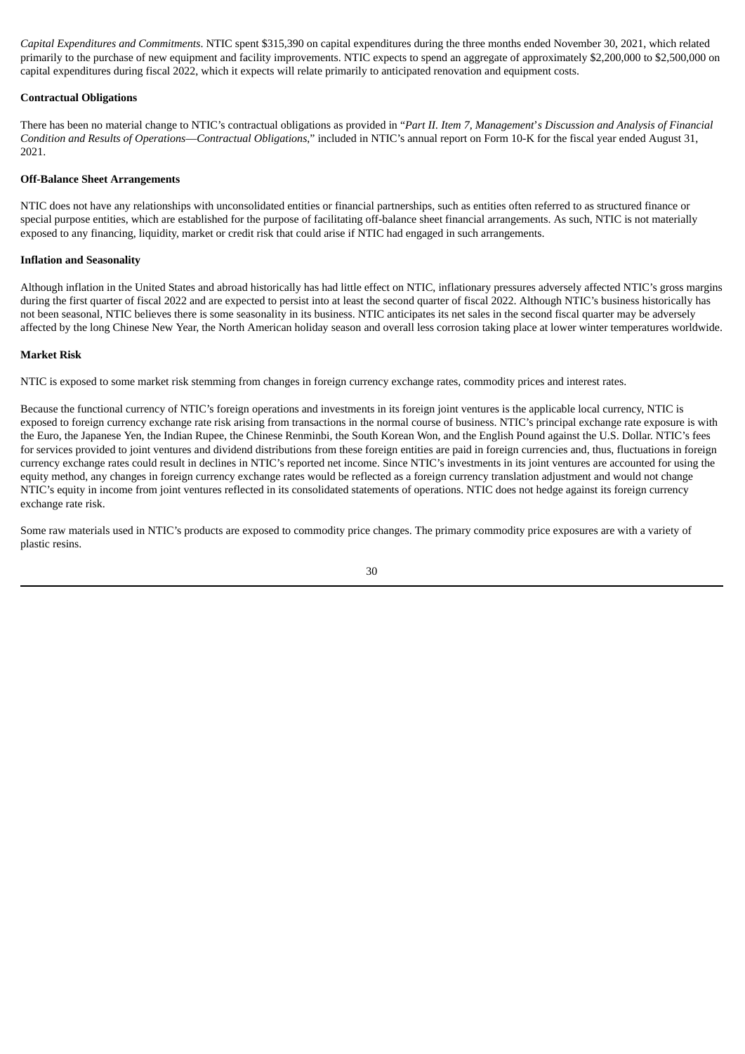*Capital Expenditures and Commitments*. NTIC spent $315,390 on capital expenditures during the three months ended November 30, 2021, which related primarily to the purchase of new equipment and facility improvements. NTIC expects to spend an aggregate of approximately $2,200,000 to $2,500,000 on capital expenditures during fiscal 2022, which it expects will relate primarily to anticipated renovation and equipment costs.

**Contractual Obligations**

There has been no material change to NTIC's contractual obligations as provided in "*Part II. Item 7, Management*'*s Discussion and Analysis of Financial Condition and Results of Operations—Contractual Obligations*," included in NTIC's annual report on Form 10-K for the fiscal year ended August 31, 2021.

**Off-Balance Sheet Arrangements**

NTIC does not have any relationships with unconsolidated entities or financial partnerships, such as entities often referred to as structured finance or special purpose entities, which are established for the purpose of facilitating off-balance sheet financial arrangements. As such, NTIC is not materially exposed to any financing, liquidity, market or credit risk that could arise if NTIC had engaged in such arrangements.

**Inflation and Seasonality**

Although inflation in the United States and abroad historically has had little effect on NTIC, inflationary pressures adversely affected NTIC's gross margins during the first quarter of fiscal 2022 and are expected to persist into at least the second quarter of fiscal 2022. Although NTIC's business historically has not been seasonal, NTIC believes there is some seasonality in its business. NTIC anticipates its net sales in the second fiscal quarter may be adversely affected by the long Chinese New Year, the North American holiday season and overall less corrosion taking place at lower winter temperatures worldwide.

**Market Risk**

NTIC is exposed to some market risk stemming from changes in foreign currency exchange rates, commodity prices and interest rates.

Because the functional currency of NTIC's foreign operations and investments in its foreign joint ventures is the applicable local currency, NTIC is exposed to foreign currency exchange rate risk arising from transactions in the normal course of business. NTIC's principal exchange rate exposure is with the Euro, the Japanese Yen, the Indian Rupee, the Chinese Renminbi, the South Korean Won, and the English Pound against the U.S. Dollar. NTIC's fees for services provided to joint ventures and dividend distributions from these foreign entities are paid in foreign currencies and, thus, fluctuations in foreign currency exchange rates could result in declines in NTIC's reported net income. Since NTIC's investments in its joint ventures are accounted for using the equity method, any changes in foreign currency exchange rates would be reflected as a foreign currency translation adjustment and would not change NTIC's equity in income from joint ventures reflected in its consolidated statements of operations. NTIC does not hedge against its foreign currency exchange rate risk.

Some raw materials used in NTIC's products are exposed to commodity price changes. The primary commodity price exposures are with a variety of plastic resins.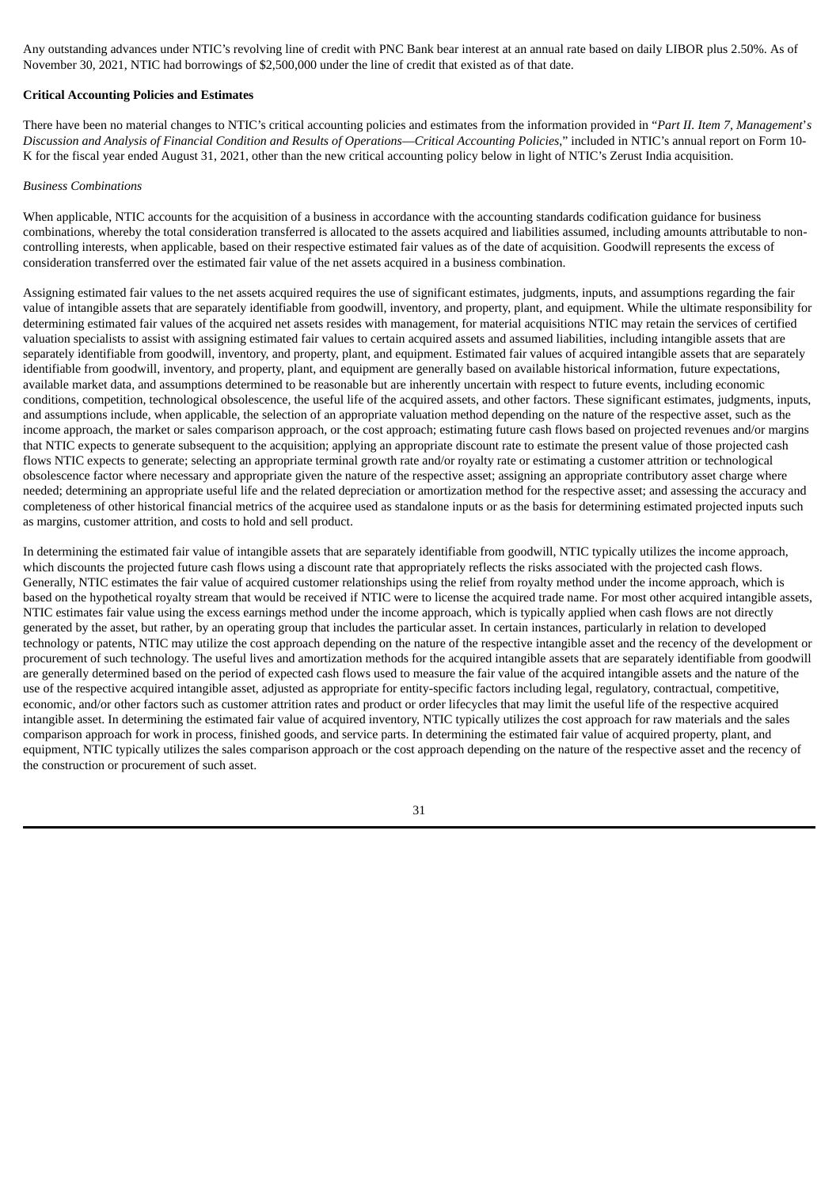Any outstanding advances under NTIC's revolving line of credit with PNC Bank bear interest at an annual rate based on daily LIBOR plus 2.50%. As of November 30, 2021, NTIC had borrowings of $2,500,000 under the line of credit that existed as of that date.

**Critical Accounting Policies and Estimates**

There have been no material changes to NTIC's critical accounting policies and estimates from the information provided in "*Part II. Item 7, Management's Discussion and Analysis of Financial Condition and Results of Operations—Critical Accounting Policies*," included in NTIC's annual report on Form 10-K for the fiscal year ended August 31, 2021, other than the new critical accounting policy below in light of NTIC's Zerust India acquisition.

*Business Combinations*

When applicable, NTIC accounts for the acquisition of a business in accordance with the accounting standards codification guidance for business combinations, whereby the total consideration transferred is allocated to the assets acquired and liabilities assumed, including amounts attributable to non-controlling interests, when applicable, based on their respective estimated fair values as of the date of acquisition. Goodwill represents the excess of consideration transferred over the estimated fair value of the net assets acquired in a business combination.

Assigning estimated fair values to the net assets acquired requires the use of significant estimates, judgments, inputs, and assumptions regarding the fair value of intangible assets that are separately identifiable from goodwill, inventory, and property, plant, and equipment. While the ultimate responsibility for determining estimated fair values of the acquired net assets resides with management, for material acquisitions NTIC may retain the services of certified valuation specialists to assist with assigning estimated fair values to certain acquired assets and assumed liabilities, including intangible assets that are separately identifiable from goodwill, inventory, and property, plant, and equipment. Estimated fair values of acquired intangible assets that are separately identifiable from goodwill, inventory, and property, plant, and equipment are generally based on available historical information, future expectations, available market data, and assumptions determined to be reasonable but are inherently uncertain with respect to future events, including economic conditions, competition, technological obsolescence, the useful life of the acquired assets, and other factors. These significant estimates, judgments, inputs, and assumptions include, when applicable, the selection of an appropriate valuation method depending on the nature of the respective asset, such as the income approach, the market or sales comparison approach, or the cost approach; estimating future cash flows based on projected revenues and/or margins that NTIC expects to generate subsequent to the acquisition; applying an appropriate discount rate to estimate the present value of those projected cash flows NTIC expects to generate; selecting an appropriate terminal growth rate and/or royalty rate or estimating a customer attrition or technological obsolescence factor where necessary and appropriate given the nature of the respective asset; assigning an appropriate contributory asset charge where needed; determining an appropriate useful life and the related depreciation or amortization method for the respective asset; and assessing the accuracy and completeness of other historical financial metrics of the acquiree used as standalone inputs or as the basis for determining estimated projected inputs such as margins, customer attrition, and costs to hold and sell product.

In determining the estimated fair value of intangible assets that are separately identifiable from goodwill, NTIC typically utilizes the income approach, which discounts the projected future cash flows using a discount rate that appropriately reflects the risks associated with the projected cash flows. Generally, NTIC estimates the fair value of acquired customer relationships using the relief from royalty method under the income approach, which is based on the hypothetical royalty stream that would be received if NTIC were to license the acquired trade name. For most other acquired intangible assets, NTIC estimates fair value using the excess earnings method under the income approach, which is typically applied when cash flows are not directly generated by the asset, but rather, by an operating group that includes the particular asset. In certain instances, particularly in relation to developed technology or patents, NTIC may utilize the cost approach depending on the nature of the respective intangible asset and the recency of the development or procurement of such technology. The useful lives and amortization methods for the acquired intangible assets that are separately identifiable from goodwill are generally determined based on the period of expected cash flows used to measure the fair value of the acquired intangible assets and the nature of the use of the respective acquired intangible asset, adjusted as appropriate for entity-specific factors including legal, regulatory, contractual, competitive, economic, and/or other factors such as customer attrition rates and product or order lifecycles that may limit the useful life of the respective acquired intangible asset. In determining the estimated fair value of acquired inventory, NTIC typically utilizes the cost approach for raw materials and the sales comparison approach for work in process, finished goods, and service parts. In determining the estimated fair value of acquired property, plant, and equipment, NTIC typically utilizes the sales comparison approach or the cost approach depending on the nature of the respective asset and the recency of the construction or procurement of such asset.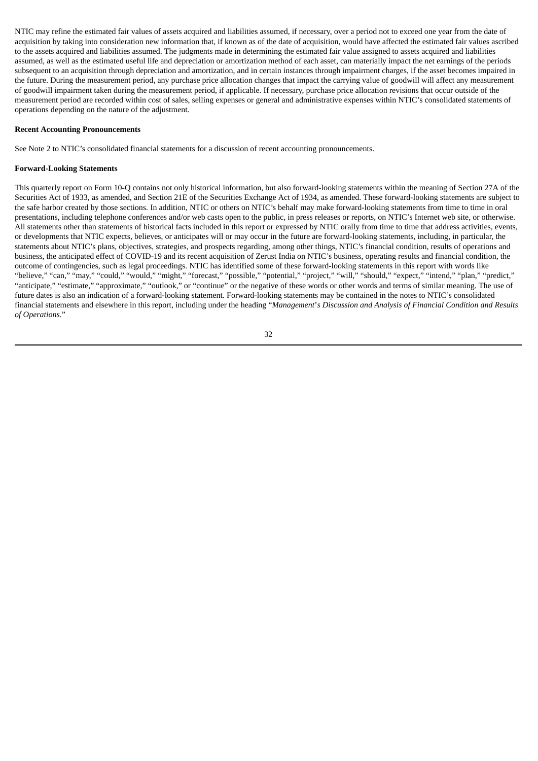NTIC may refine the estimated fair values of assets acquired and liabilities assumed, if necessary, over a period not to exceed one year from the date of acquisition by taking into consideration new information that, if known as of the date of acquisition, would have affected the estimated fair values ascribed to the assets acquired and liabilities assumed. The judgments made in determining the estimated fair value assigned to assets acquired and liabilities assumed, as well as the estimated useful life and depreciation or amortization method of each asset, can materially impact the net earnings of the periods subsequent to an acquisition through depreciation and amortization, and in certain instances through impairment charges, if the asset becomes impaired in the future. During the measurement period, any purchase price allocation changes that impact the carrying value of goodwill will affect any measurement of goodwill impairment taken during the measurement period, if applicable. If necessary, purchase price allocation revisions that occur outside of the measurement period are recorded within cost of sales, selling expenses or general and administrative expenses within NTIC's consolidated statements of operations depending on the nature of the adjustment.

**Recent Accounting Pronouncements**

See Note 2 to NTIC's consolidated financial statements for a discussion of recent accounting pronouncements.

**Forward-Looking Statements**

This quarterly report on Form 10-Q contains not only historical information, but also forward-looking statements within the meaning of Section 27A of the Securities Act of 1933, as amended, and Section 21E of the Securities Exchange Act of 1934, as amended. These forward-looking statements are subject to the safe harbor created by those sections. In addition, NTIC or others on NTIC's behalf may make forward-looking statements from time to time in oral presentations, including telephone conferences and/or web casts open to the public, in press releases or reports, on NTIC's Internet web site, or otherwise. All statements other than statements of historical facts included in this report or expressed by NTIC orally from time to time that address activities, events, or developments that NTIC expects, believes, or anticipates will or may occur in the future are forward-looking statements, including, in particular, the statements about NTIC's plans, objectives, strategies, and prospects regarding, among other things, NTIC's financial condition, results of operations and business, the anticipated effect of COVID-19 and its recent acquisition of Zerust India on NTIC's business, operating results and financial condition, the outcome of contingencies, such as legal proceedings. NTIC has identified some of these forward-looking statements in this report with words like "believe," "can," "may," "could," "would," "might," "forecast," "possible," "potential," "project," "will," "should," "expect," "intend," "plan," "predict," "anticipate," "estimate," "approximate," "outlook," or "continue" or the negative of these words or other words and terms of similar meaning. The use of future dates is also an indication of a forward-looking statement. Forward-looking statements may be contained in the notes to NTIC's consolidated financial statements and elsewhere in this report, including under the heading "*Management's Discussion and Analysis of Financial Condition and Results of Operations*."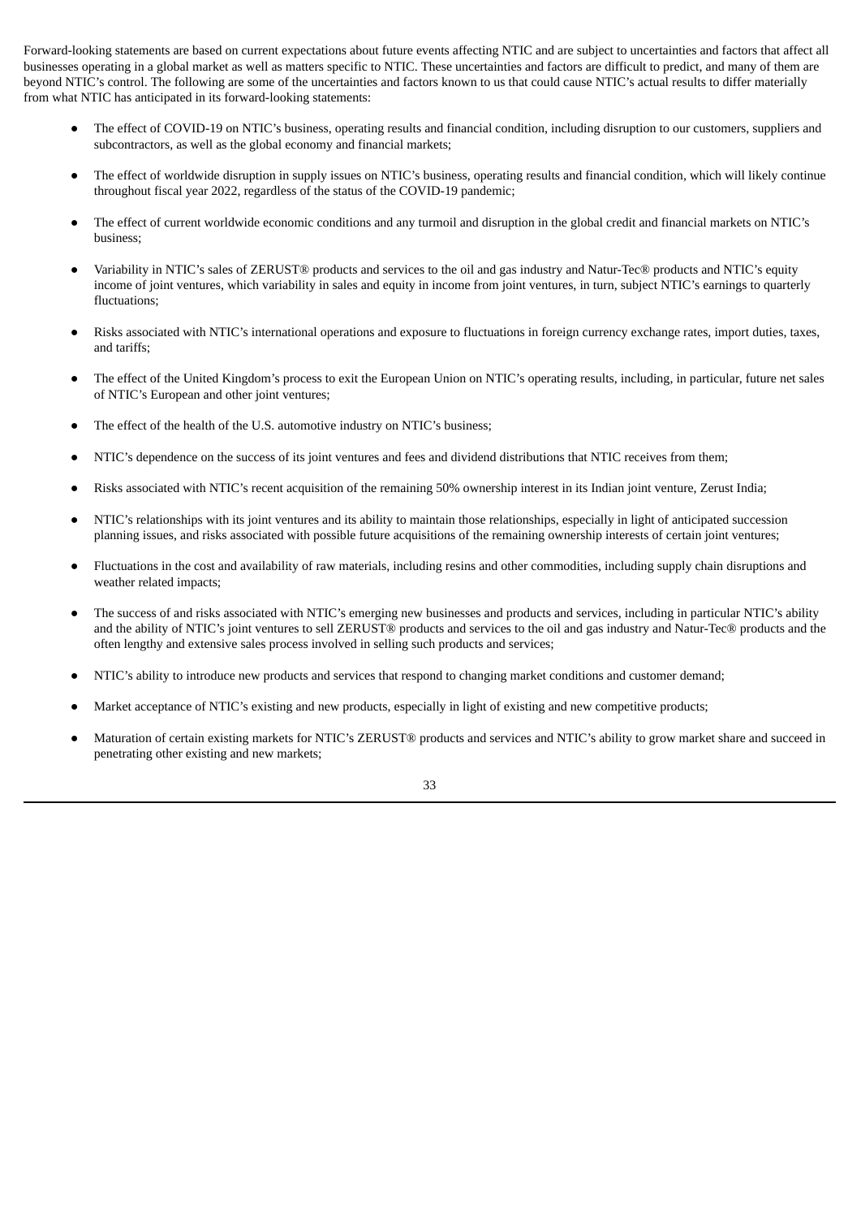Forward-looking statements are based on current expectations about future events affecting NTIC and are subject to uncertainties and factors that affect all businesses operating in a global market as well as matters specific to NTIC. These uncertainties and factors are difficult to predict, and many of them are beyond NTIC's control. The following are some of the uncertainties and factors known to us that could cause NTIC's actual results to differ materially from what NTIC has anticipated in its forward-looking statements:

- The effect of COVID-19 on NTIC's business, operating results and financial condition, including disruption to our customers, suppliers and subcontractors, as well as the global economy and financial markets;
- The effect of worldwide disruption in supply issues on NTIC's business, operating results and financial condition, which will likely continue throughout fiscal year 2022, regardless of the status of the COVID-19 pandemic;
- The effect of current worldwide economic conditions and any turmoil and disruption in the global credit and financial markets on NTIC's business;
- Variability in NTIC's sales of ZERUST® products and services to the oil and gas industry and Natur-Tec® products and NTIC's equity income of joint ventures, which variability in sales and equity in income from joint ventures, in turn, subject NTIC's earnings to quarterly fluctuations;
- Risks associated with NTIC's international operations and exposure to fluctuations in foreign currency exchange rates, import duties, taxes, and tariffs;
- The effect of the United Kingdom's process to exit the European Union on NTIC's operating results, including, in particular, future net sales of NTIC's European and other joint ventures;
- The effect of the health of the U.S. automotive industry on NTIC's business;
- NTIC's dependence on the success of its joint ventures and fees and dividend distributions that NTIC receives from them;
- Risks associated with NTIC's recent acquisition of the remaining 50% ownership interest in its Indian joint venture, Zerust India;
- NTIC's relationships with its joint ventures and its ability to maintain those relationships, especially in light of anticipated succession planning issues, and risks associated with possible future acquisitions of the remaining ownership interests of certain joint ventures;
- Fluctuations in the cost and availability of raw materials, including resins and other commodities, including supply chain disruptions and weather related impacts;
- The success of and risks associated with NTIC's emerging new businesses and products and services, including in particular NTIC's ability and the ability of NTIC's joint ventures to sell ZERUST® products and services to the oil and gas industry and Natur-Tec® products and the often lengthy and extensive sales process involved in selling such products and services;
- NTIC's ability to introduce new products and services that respond to changing market conditions and customer demand;
- Market acceptance of NTIC's existing and new products, especially in light of existing and new competitive products;
- Maturation of certain existing markets for NTIC's ZERUST® products and services and NTIC's ability to grow market share and succeed in penetrating other existing and new markets;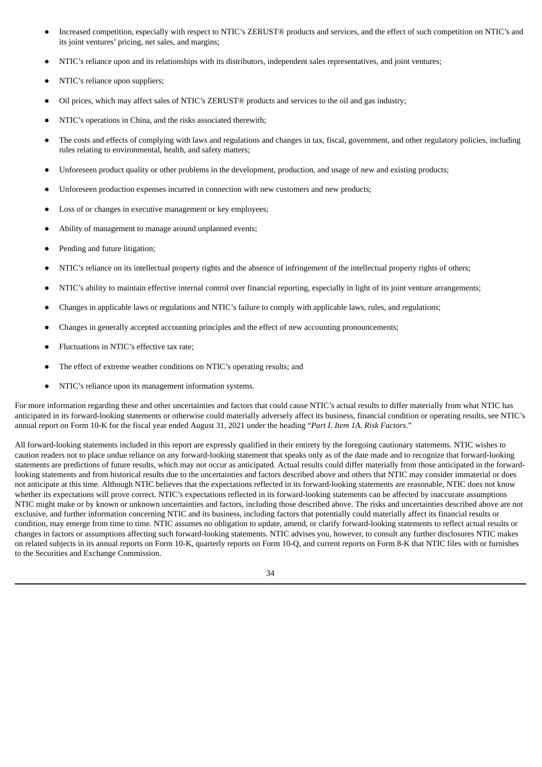- Increased competition, especially with respect to NTIC's ZERUST® products and services, and the effect of such competition on NTIC's and its joint ventures' pricing, net sales, and margins;
- NTIC's reliance upon and its relationships with its distributors, independent sales representatives, and joint ventures;
- NTIC's reliance upon suppliers;
- Oil prices, which may affect sales of NTIC's ZERUST® products and services to the oil and gas industry;
- NTIC's operations in China, and the risks associated therewith;
- The costs and effects of complying with laws and regulations and changes in tax, fiscal, government, and other regulatory policies, including rules relating to environmental, health, and safety matters;
- Unforeseen product quality or other problems in the development, production, and usage of new and existing products;
- Unforeseen production expenses incurred in connection with new customers and new products;
- Loss of or changes in executive management or key employees;
- Ability of management to manage around unplanned events;
- Pending and future litigation;
- NTIC's reliance on its intellectual property rights and the absence of infringement of the intellectual property rights of others;
- NTIC's ability to maintain effective internal control over financial reporting, especially in light of its joint venture arrangements;
- Changes in applicable laws or regulations and NTIC's failure to comply with applicable laws, rules, and regulations;
- Changes in generally accepted accounting principles and the effect of new accounting pronouncements;
- Fluctuations in NTIC's effective tax rate;
- The effect of extreme weather conditions on NTIC's operating results; and
- NTIC's reliance upon its management information systems.

For more information regarding these and other uncertainties and factors that could cause NTIC's actual results to differ materially from what NTIC has anticipated in its forward-looking statements or otherwise could materially adversely affect its business, financial condition or operating results, see NTIC's annual report on Form 10-K for the fiscal year ended August 31, 2021 under the heading "*Part I. Item 1A. Risk Factors*."

All forward-looking statements included in this report are expressly qualified in their entirety by the foregoing cautionary statements. NTIC wishes to caution readers not to place undue reliance on any forward-looking statement that speaks only as of the date made and to recognize that forward-looking statements are predictions of future results, which may not occur as anticipated. Actual results could differ materially from those anticipated in the forward-looking statements and from historical results due to the uncertainties and factors described above and others that NTIC may consider immaterial or does not anticipate at this time. Although NTIC believes that the expectations reflected in its forward-looking statements are reasonable, NTIC does not know whether its expectations will prove correct. NTIC's expectations reflected in its forward-looking statements can be affected by inaccurate assumptions NTIC might make or by known or unknown uncertainties and factors, including those described above. The risks and uncertainties described above are not exclusive, and further information concerning NTIC and its business, including factors that potentially could materially affect its financial results or condition, may emerge from time to time. NTIC assumes no obligation to update, amend, or clarify forward-looking statements to reflect actual results or changes in factors or assumptions affecting such forward-looking statements. NTIC advises you, however, to consult any further disclosures NTIC makes on related subjects in its annual reports on Form 10-K, quarterly reports on Form 10-Q, and current reports on Form 8-K that NTIC files with or furnishes to the Securities and Exchange Commission.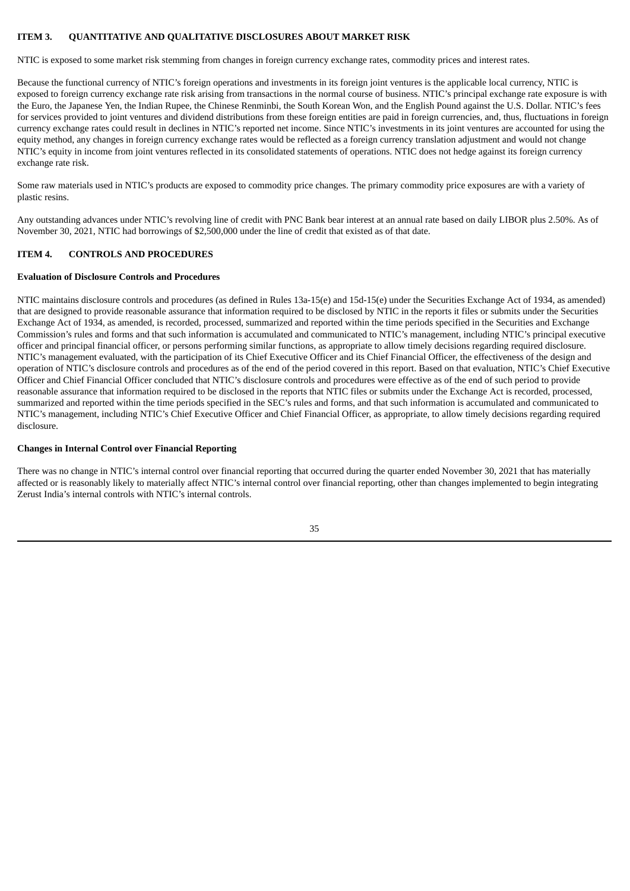## ITEM 3. QUANTITATIVE AND QUALITATIVE DISCLOSURES ABOUT MARKET RISK

NTIC is exposed to some market risk stemming from changes in foreign currency exchange rates, commodity prices and interest rates.

Because the functional currency of NTIC's foreign operations and investments in its foreign joint ventures is the applicable local currency, NTIC is exposed to foreign currency exchange rate risk arising from transactions in the normal course of business. NTIC's principal exchange rate exposure is with the Euro, the Japanese Yen, the Indian Rupee, the Chinese Renminbi, the South Korean Won, and the English Pound against the U.S. Dollar. NTIC's fees for services provided to joint ventures and dividend distributions from these foreign entities are paid in foreign currencies, and, thus, fluctuations in foreign currency exchange rates could result in declines in NTIC's reported net income. Since NTIC's investments in its joint ventures are accounted for using the equity method, any changes in foreign currency exchange rates would be reflected as a foreign currency translation adjustment and would not change NTIC's equity in income from joint ventures reflected in its consolidated statements of operations. NTIC does not hedge against its foreign currency exchange rate risk.

Some raw materials used in NTIC's products are exposed to commodity price changes. The primary commodity price exposures are with a variety of plastic resins.

Any outstanding advances under NTIC's revolving line of credit with PNC Bank bear interest at an annual rate based on daily LIBOR plus 2.50%. As of November 30, 2021, NTIC had borrowings of $2,500,000 under the line of credit that existed as of that date.

## ITEM 4. CONTROLS AND PROCEDURES

### Evaluation of Disclosure Controls and Procedures

NTIC maintains disclosure controls and procedures (as defined in Rules 13a-15(e) and 15d-15(e) under the Securities Exchange Act of 1934, as amended) that are designed to provide reasonable assurance that information required to be disclosed by NTIC in the reports it files or submits under the Securities Exchange Act of 1934, as amended, is recorded, processed, summarized and reported within the time periods specified in the Securities and Exchange Commission's rules and forms and that such information is accumulated and communicated to NTIC's management, including NTIC's principal executive officer and principal financial officer, or persons performing similar functions, as appropriate to allow timely decisions regarding required disclosure. NTIC's management evaluated, with the participation of its Chief Executive Officer and its Chief Financial Officer, the effectiveness of the design and operation of NTIC's disclosure controls and procedures as of the end of the period covered in this report. Based on that evaluation, NTIC's Chief Executive Officer and Chief Financial Officer concluded that NTIC's disclosure controls and procedures were effective as of the end of such period to provide reasonable assurance that information required to be disclosed in the reports that NTIC files or submits under the Exchange Act is recorded, processed, summarized and reported within the time periods specified in the SEC's rules and forms, and that such information is accumulated and communicated to NTIC's management, including NTIC's Chief Executive Officer and Chief Financial Officer, as appropriate, to allow timely decisions regarding required disclosure.

### Changes in Internal Control over Financial Reporting

There was no change in NTIC's internal control over financial reporting that occurred during the quarter ended November 30, 2021 that has materially affected or is reasonably likely to materially affect NTIC's internal control over financial reporting, other than changes implemented to begin integrating Zerust India's internal controls with NTIC's internal controls.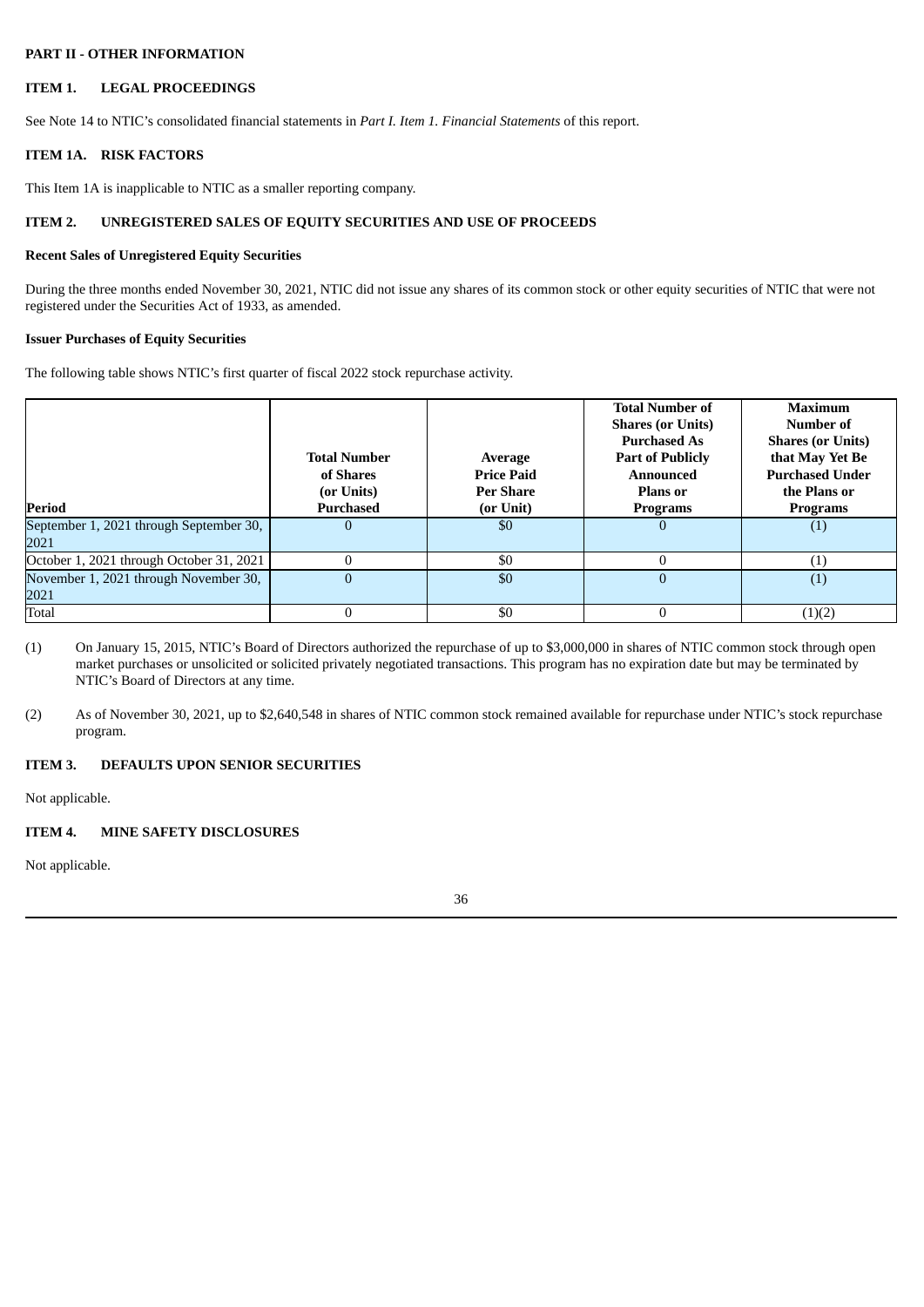**PART II - OTHER INFORMATION**

**ITEM 1. LEGAL PROCEEDINGS**

See Note 14 to NTIC's consolidated financial statements in *Part I. Item 1. Financial Statements* of this report.

**ITEM 1A. RISK FACTORS**

This Item 1A is inapplicable to NTIC as a smaller reporting company.

**ITEM 2. UNREGISTERED SALES OF EQUITY SECURITIES AND USE OF PROCEEDS**

**Recent Sales of Unregistered Equity Securities**

During the three months ended November 30, 2021, NTIC did not issue any shares of its common stock or other equity securities of NTIC that were not registered under the Securities Act of 1933, as amended.

**Issuer Purchases of Equity Securities**

The following table shows NTIC's first quarter of fiscal 2022 stock repurchase activity.

| Period | Total Number of Shares (or Units) Purchased | Average Price Paid Per Share (or Unit) | Total Number of Shares (or Units) Purchased As Part of Publicly Announced Plans or Programs | Maximum Number of Shares (or Units) that May Yet Be Purchased Under the Plans or Programs |
|---|---|---|---|---|
| September 1, 2021 through September 30, 2021 | 0 | $0 | 0 | (1) |
| October 1, 2021 through October 31, 2021 | 0 | $0 | 0 | (1) |
| November 1, 2021 through November 30, 2021 | 0 | $0 | 0 | (1) |
| Total | 0 | $0 | 0 | (1)(2) |

(1) On January 15, 2015, NTIC's Board of Directors authorized the repurchase of up to $3,000,000 in shares of NTIC common stock through open market purchases or unsolicited or solicited privately negotiated transactions. This program has no expiration date but may be terminated by NTIC's Board of Directors at any time.

(2) As of November 30, 2021, up to $2,640,548 in shares of NTIC common stock remained available for repurchase under NTIC's stock repurchase program.

**ITEM 3. DEFAULTS UPON SENIOR SECURITIES**

Not applicable.

**ITEM 4. MINE SAFETY DISCLOSURES**

Not applicable.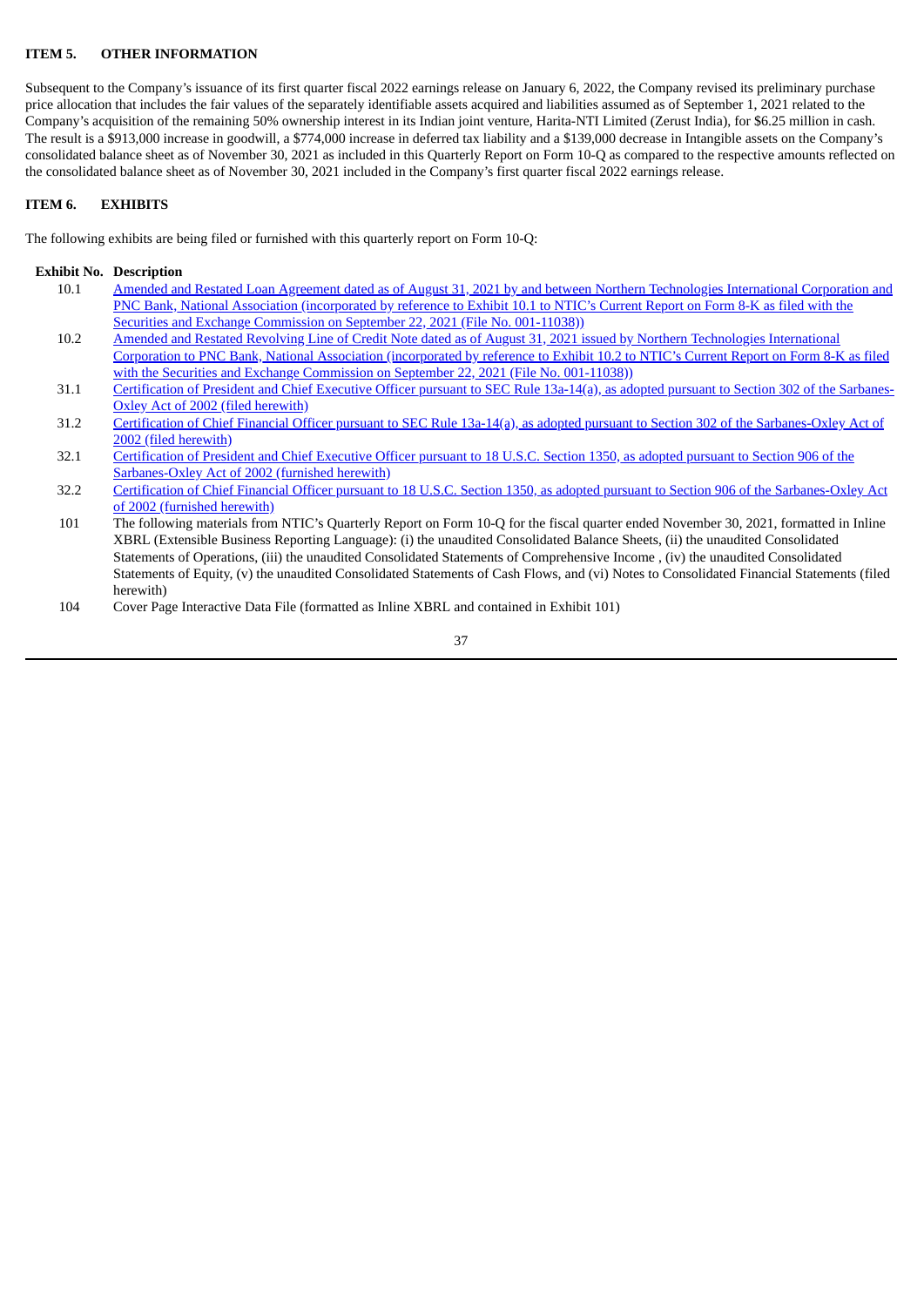## ITEM 5. OTHER INFORMATION

Subsequent to the Company's issuance of its first quarter fiscal 2022 earnings release on January 6, 2022, the Company revised its preliminary purchase price allocation that includes the fair values of the separately identifiable assets acquired and liabilities assumed as of September 1, 2021 related to the Company's acquisition of the remaining 50% ownership interest in its Indian joint venture, Harita-NTI Limited (Zerust India), for $6.25 million in cash. The result is a $913,000 increase in goodwill, a $774,000 increase in deferred tax liability and a $139,000 decrease in Intangible assets on the Company's consolidated balance sheet as of November 30, 2021 as included in this Quarterly Report on Form 10-Q as compared to the respective amounts reflected on the consolidated balance sheet as of November 30, 2021 included in the Company's first quarter fiscal 2022 earnings release.

## ITEM 6. EXHIBITS

The following exhibits are being filed or furnished with this quarterly report on Form 10-Q:

| Exhibit No. | Description |
|---|---|
| 10.1 | Amended and Restated Loan Agreement dated as of August 31, 2021 by and between Northern Technologies International Corporation and PNC Bank, National Association (incorporated by reference to Exhibit 10.1 to NTIC's Current Report on Form 8-K as filed with the Securities and Exchange Commission on September 22, 2021 (File No. 001-11038)) |
| 10.2 | Amended and Restated Revolving Line of Credit Note dated as of August 31, 2021 issued by Northern Technologies International Corporation to PNC Bank, National Association (incorporated by reference to Exhibit 10.2 to NTIC's Current Report on Form 8-K as filed with the Securities and Exchange Commission on September 22, 2021 (File No. 001-11038)) |
| 31.1 | Certification of President and Chief Executive Officer pursuant to SEC Rule 13a-14(a), as adopted pursuant to Section 302 of the Sarbanes-Oxley Act of 2002 (filed herewith) |
| 31.2 | Certification of Chief Financial Officer pursuant to SEC Rule 13a-14(a), as adopted pursuant to Section 302 of the Sarbanes-Oxley Act of 2002 (filed herewith) |
| 32.1 | Certification of President and Chief Executive Officer pursuant to 18 U.S.C. Section 1350, as adopted pursuant to Section 906 of the Sarbanes-Oxley Act of 2002 (furnished herewith) |
| 32.2 | Certification of Chief Financial Officer pursuant to 18 U.S.C. Section 1350, as adopted pursuant to Section 906 of the Sarbanes-Oxley Act of 2002 (furnished herewith) |
| 101 | The following materials from NTIC's Quarterly Report on Form 10-Q for the fiscal quarter ended November 30, 2021, formatted in Inline XBRL (Extensible Business Reporting Language): (i) the unaudited Consolidated Balance Sheets, (ii) the unaudited Consolidated Statements of Operations, (iii) the unaudited Consolidated Statements of Comprehensive Income , (iv) the unaudited Consolidated Statements of Equity, (v) the unaudited Consolidated Statements of Cash Flows, and (vi) Notes to Consolidated Financial Statements (filed herewith) |
| 104 | Cover Page Interactive Data File (formatted as Inline XBRL and contained in Exhibit 101) |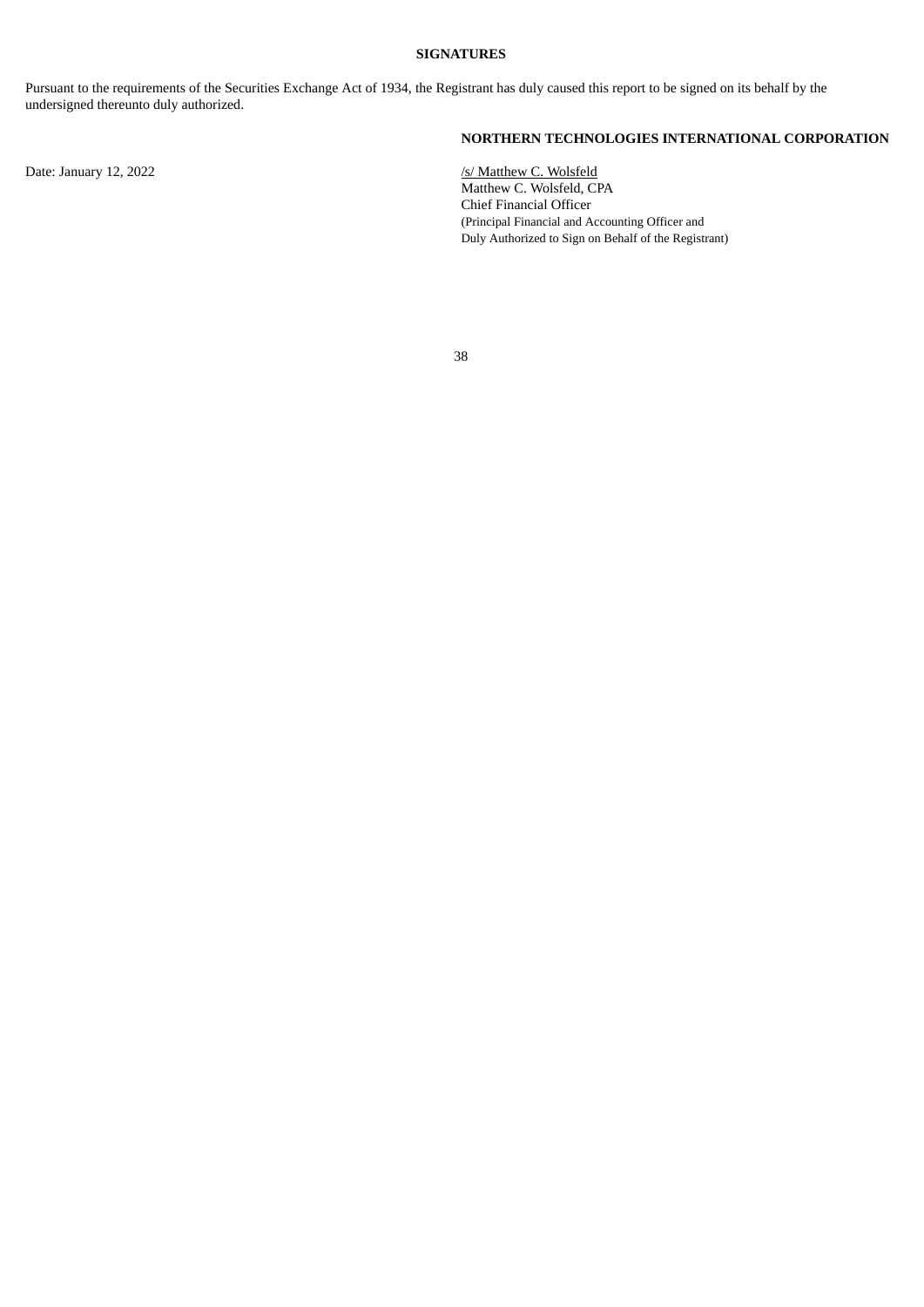## SIGNATURES

Pursuant to the requirements of the Securities Exchange Act of 1934, the Registrant has duly caused this report to be signed on its behalf by the undersigned thereunto duly authorized.

**NORTHERN TECHNOLOGIES INTERNATIONAL CORPORATION**

Date: January 12, 2022

/s/ Matthew C. Wolsfeld
Matthew C. Wolsfeld, CPA
Chief Financial Officer
(Principal Financial and Accounting Officer and
Duly Authorized to Sign on Behalf of the Registrant)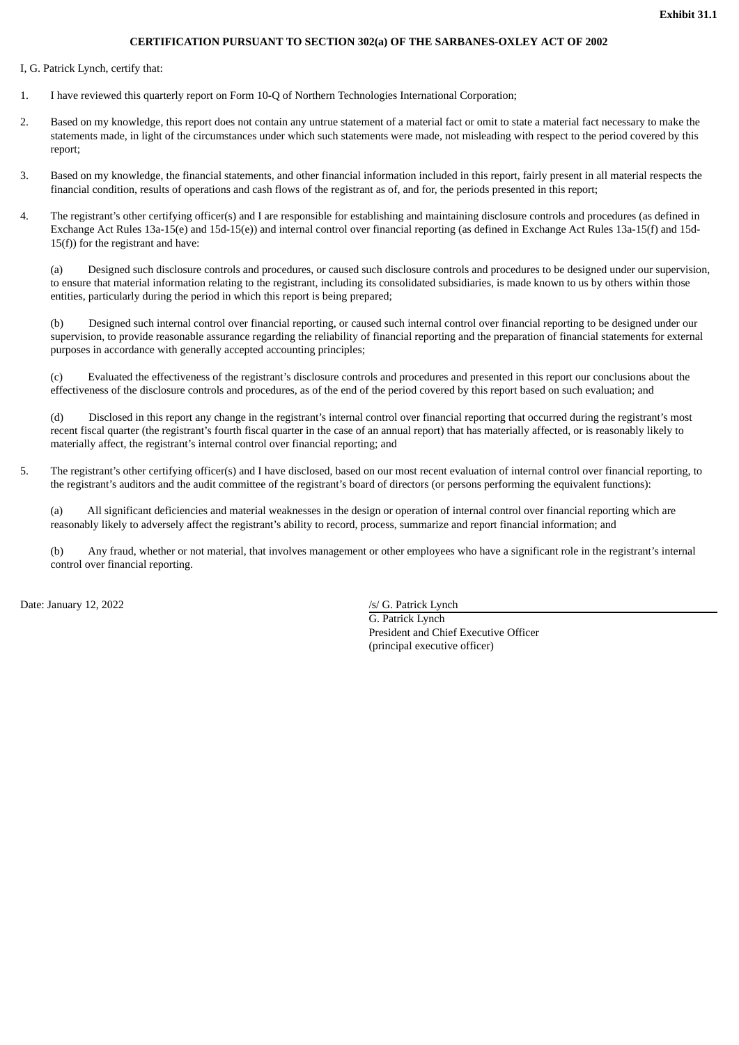**Exhibit 31.1**

**CERTIFICATION PURSUANT TO SECTION 302(a) OF THE SARBANES-OXLEY ACT OF 2002**

I, G. Patrick Lynch, certify that:

1. I have reviewed this quarterly report on Form 10-Q of Northern Technologies International Corporation;

2. Based on my knowledge, this report does not contain any untrue statement of a material fact or omit to state a material fact necessary to make the statements made, in light of the circumstances under which such statements were made, not misleading with respect to the period covered by this report;

3. Based on my knowledge, the financial statements, and other financial information included in this report, fairly present in all material respects the financial condition, results of operations and cash flows of the registrant as of, and for, the periods presented in this report;

4. The registrant's other certifying officer(s) and I are responsible for establishing and maintaining disclosure controls and procedures (as defined in Exchange Act Rules 13a-15(e) and 15d-15(e)) and internal control over financial reporting (as defined in Exchange Act Rules 13a-15(f) and 15d-15(f)) for the registrant and have:

   (a) Designed such disclosure controls and procedures, or caused such disclosure controls and procedures to be designed under our supervision, to ensure that material information relating to the registrant, including its consolidated subsidiaries, is made known to us by others within those entities, particularly during the period in which this report is being prepared;

   (b) Designed such internal control over financial reporting, or caused such internal control over financial reporting to be designed under our supervision, to provide reasonable assurance regarding the reliability of financial reporting and the preparation of financial statements for external purposes in accordance with generally accepted accounting principles;

   (c) Evaluated the effectiveness of the registrant's disclosure controls and procedures and presented in this report our conclusions about the effectiveness of the disclosure controls and procedures, as of the end of the period covered by this report based on such evaluation; and

   (d) Disclosed in this report any change in the registrant's internal control over financial reporting that occurred during the registrant's most recent fiscal quarter (the registrant's fourth fiscal quarter in the case of an annual report) that has materially affected, or is reasonably likely to materially affect, the registrant's internal control over financial reporting; and

5. The registrant's other certifying officer(s) and I have disclosed, based on our most recent evaluation of internal control over financial reporting, to the registrant's auditors and the audit committee of the registrant's board of directors (or persons performing the equivalent functions):

   (a) All significant deficiencies and material weaknesses in the design or operation of internal control over financial reporting which are reasonably likely to adversely affect the registrant's ability to record, process, summarize and report financial information; and

   (b) Any fraud, whether or not material, that involves management or other employees who have a significant role in the registrant's internal control over financial reporting.

Date: January 12, 2022

/s/ G. Patrick Lynch
G. Patrick Lynch
President and Chief Executive Officer
(principal executive officer)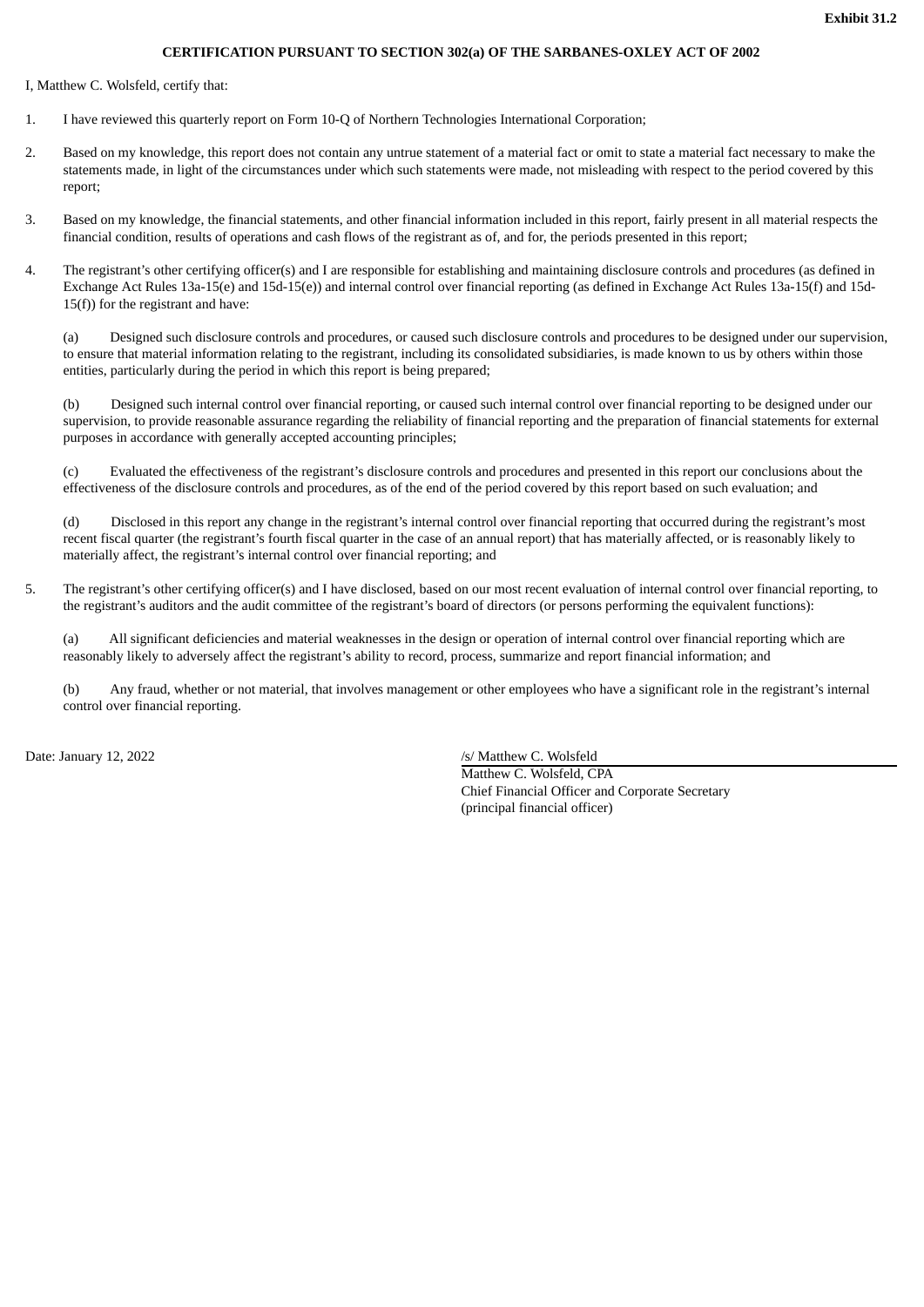**Exhibit 31.2**

**CERTIFICATION PURSUANT TO SECTION 302(a) OF THE SARBANES-OXLEY ACT OF 2002**

I, Matthew C. Wolsfeld, certify that:

1. I have reviewed this quarterly report on Form 10-Q of Northern Technologies International Corporation;
2. Based on my knowledge, this report does not contain any untrue statement of a material fact or omit to state a material fact necessary to make the statements made, in light of the circumstances under which such statements were made, not misleading with respect to the period covered by this report;
3. Based on my knowledge, the financial statements, and other financial information included in this report, fairly present in all material respects the financial condition, results of operations and cash flows of the registrant as of, and for, the periods presented in this report;
4. The registrant's other certifying officer(s) and I are responsible for establishing and maintaining disclosure controls and procedures (as defined in Exchange Act Rules 13a-15(e) and 15d-15(e)) and internal control over financial reporting (as defined in Exchange Act Rules 13a-15(f) and 15d-15(f)) for the registrant and have:

   (a) Designed such disclosure controls and procedures, or caused such disclosure controls and procedures to be designed under our supervision, to ensure that material information relating to the registrant, including its consolidated subsidiaries, is made known to us by others within those entities, particularly during the period in which this report is being prepared;

   (b) Designed such internal control over financial reporting, or caused such internal control over financial reporting to be designed under our supervision, to provide reasonable assurance regarding the reliability of financial reporting and the preparation of financial statements for external purposes in accordance with generally accepted accounting principles;

   (c) Evaluated the effectiveness of the registrant's disclosure controls and procedures and presented in this report our conclusions about the effectiveness of the disclosure controls and procedures, as of the end of the period covered by this report based on such evaluation; and

   (d) Disclosed in this report any change in the registrant's internal control over financial reporting that occurred during the registrant's most recent fiscal quarter (the registrant's fourth fiscal quarter in the case of an annual report) that has materially affected, or is reasonably likely to materially affect, the registrant's internal control over financial reporting; and

5. The registrant's other certifying officer(s) and I have disclosed, based on our most recent evaluation of internal control over financial reporting, to the registrant's auditors and the audit committee of the registrant's board of directors (or persons performing the equivalent functions):

   (a) All significant deficiencies and material weaknesses in the design or operation of internal control over financial reporting which are reasonably likely to adversely affect the registrant's ability to record, process, summarize and report financial information; and

   (b) Any fraud, whether or not material, that involves management or other employees who have a significant role in the registrant's internal control over financial reporting.

Date: January 12, 2022

/s/ Matthew C. Wolsfeld
Matthew C. Wolsfeld, CPA
Chief Financial Officer and Corporate Secretary
(principal financial officer)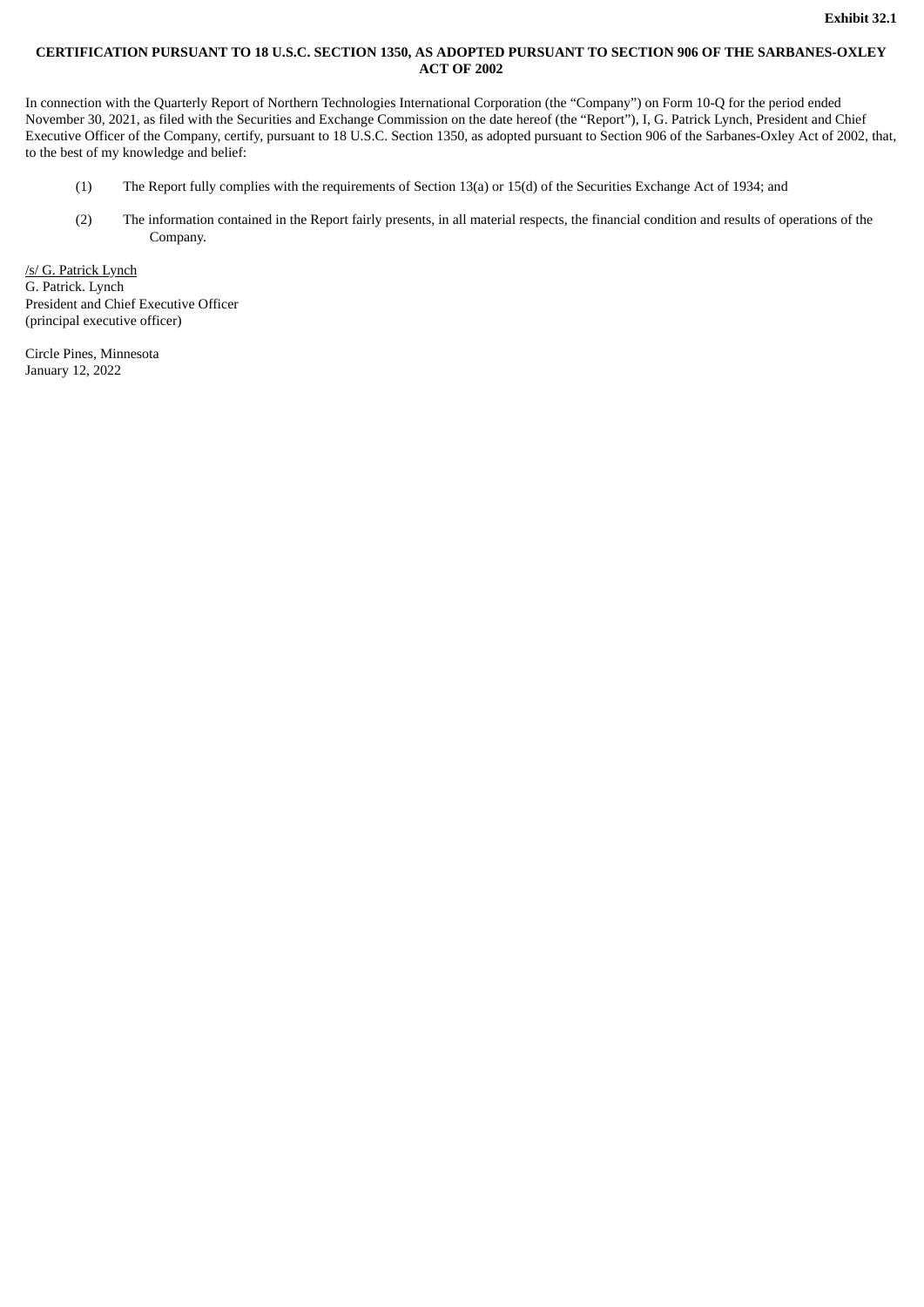**Exhibit 32.1**

**CERTIFICATION PURSUANT TO 18 U.S.C. SECTION 1350, AS ADOPTED PURSUANT TO SECTION 906 OF THE SARBANES-OXLEY ACT OF 2002**

In connection with the Quarterly Report of Northern Technologies International Corporation (the “Company”) on Form 10-Q for the period ended November 30, 2021, as filed with the Securities and Exchange Commission on the date hereof (the “Report”), I, G. Patrick Lynch, President and Chief Executive Officer of the Company, certify, pursuant to 18 U.S.C. Section 1350, as adopted pursuant to Section 906 of the Sarbanes-Oxley Act of 2002, that, to the best of my knowledge and belief:

(1) The Report fully complies with the requirements of Section 13(a) or 15(d) of the Securities Exchange Act of 1934; and

(2) The information contained in the Report fairly presents, in all material respects, the financial condition and results of operations of the Company.

/s/ G. Patrick Lynch
G. Patrick. Lynch
President and Chief Executive Officer
(principal executive officer)

Circle Pines, Minnesota
January 12, 2022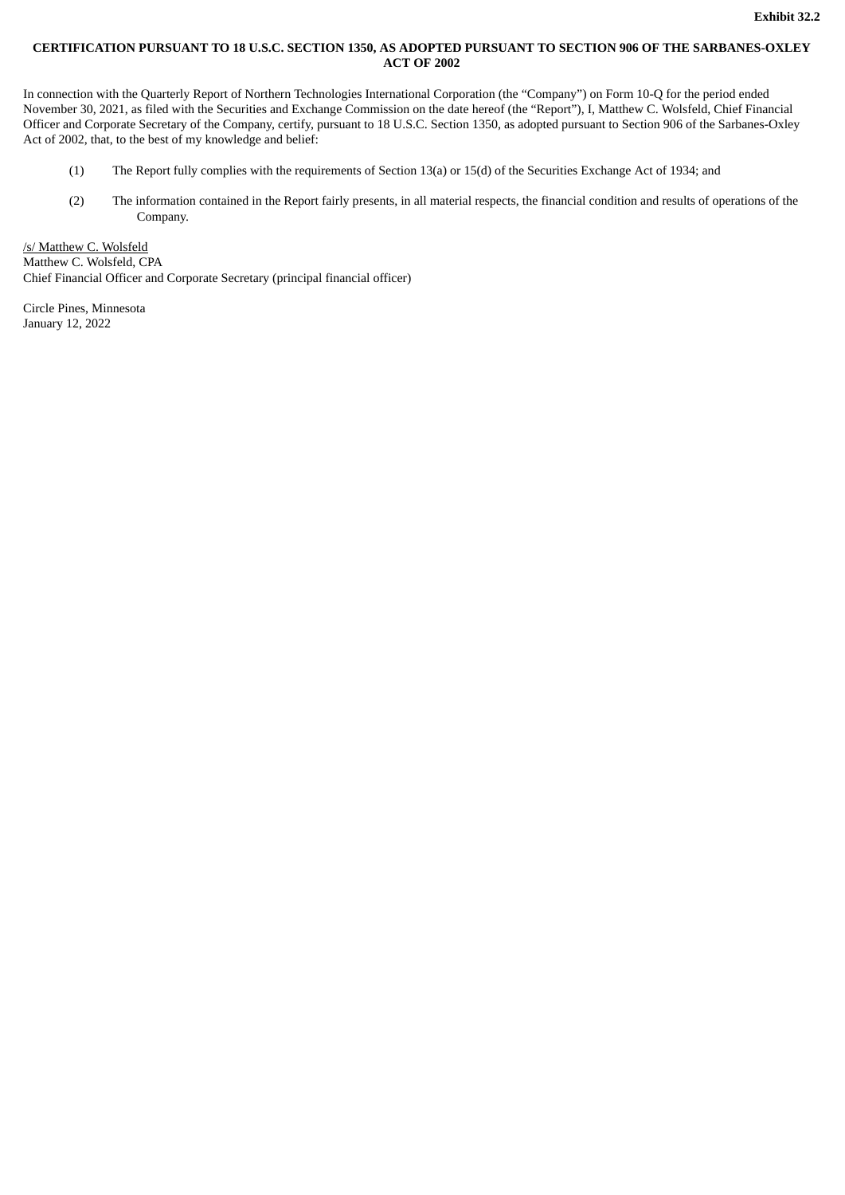**Exhibit 32.2**

**CERTIFICATION PURSUANT TO 18 U.S.C. SECTION 1350, AS ADOPTED PURSUANT TO SECTION 906 OF THE SARBANES-OXLEY ACT OF 2002**

In connection with the Quarterly Report of Northern Technologies International Corporation (the "Company") on Form 10-Q for the period ended November 30, 2021, as filed with the Securities and Exchange Commission on the date hereof (the "Report"), I, Matthew C. Wolsfeld, Chief Financial Officer and Corporate Secretary of the Company, certify, pursuant to 18 U.S.C. Section 1350, as adopted pursuant to Section 906 of the Sarbanes-Oxley Act of 2002, that, to the best of my knowledge and belief:

(1) The Report fully complies with the requirements of Section 13(a) or 15(d) of the Securities Exchange Act of 1934; and

(2) The information contained in the Report fairly presents, in all material respects, the financial condition and results of operations of the Company.

/s/ Matthew C. Wolsfeld
Matthew C. Wolsfeld, CPA
Chief Financial Officer and Corporate Secretary (principal financial officer)

Circle Pines, Minnesota
January 12, 2022